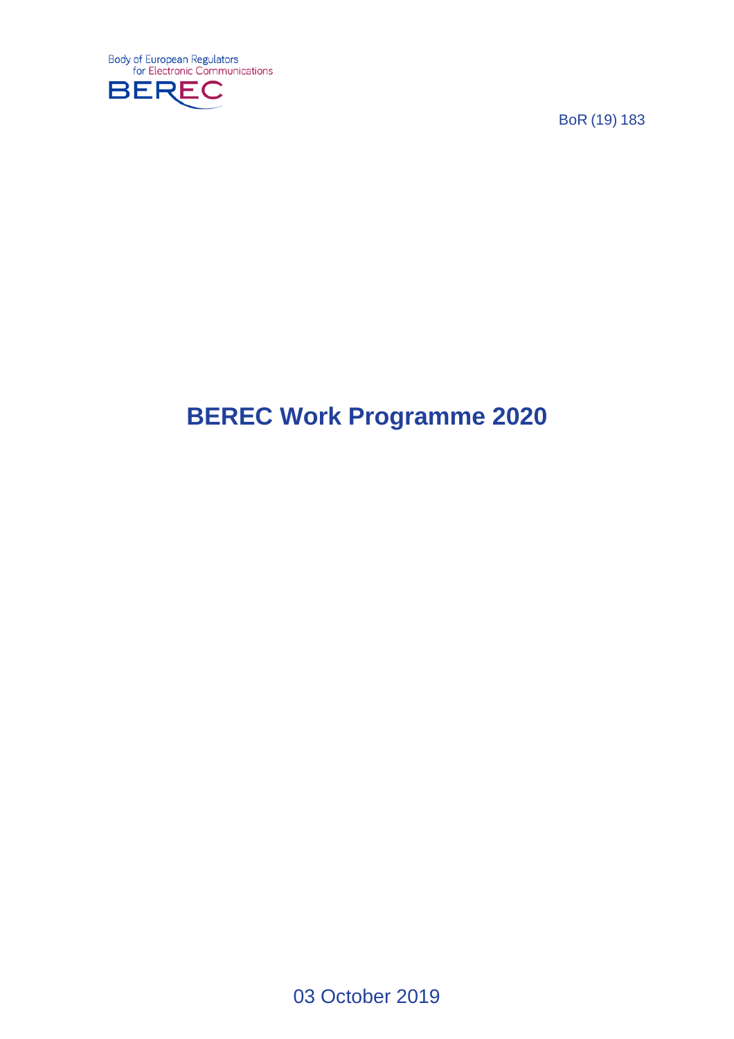Body of European Regulators for Electronic Communications

BEREC

BoR (19) 183

# BEREC Work Programme 2020

03 October 2019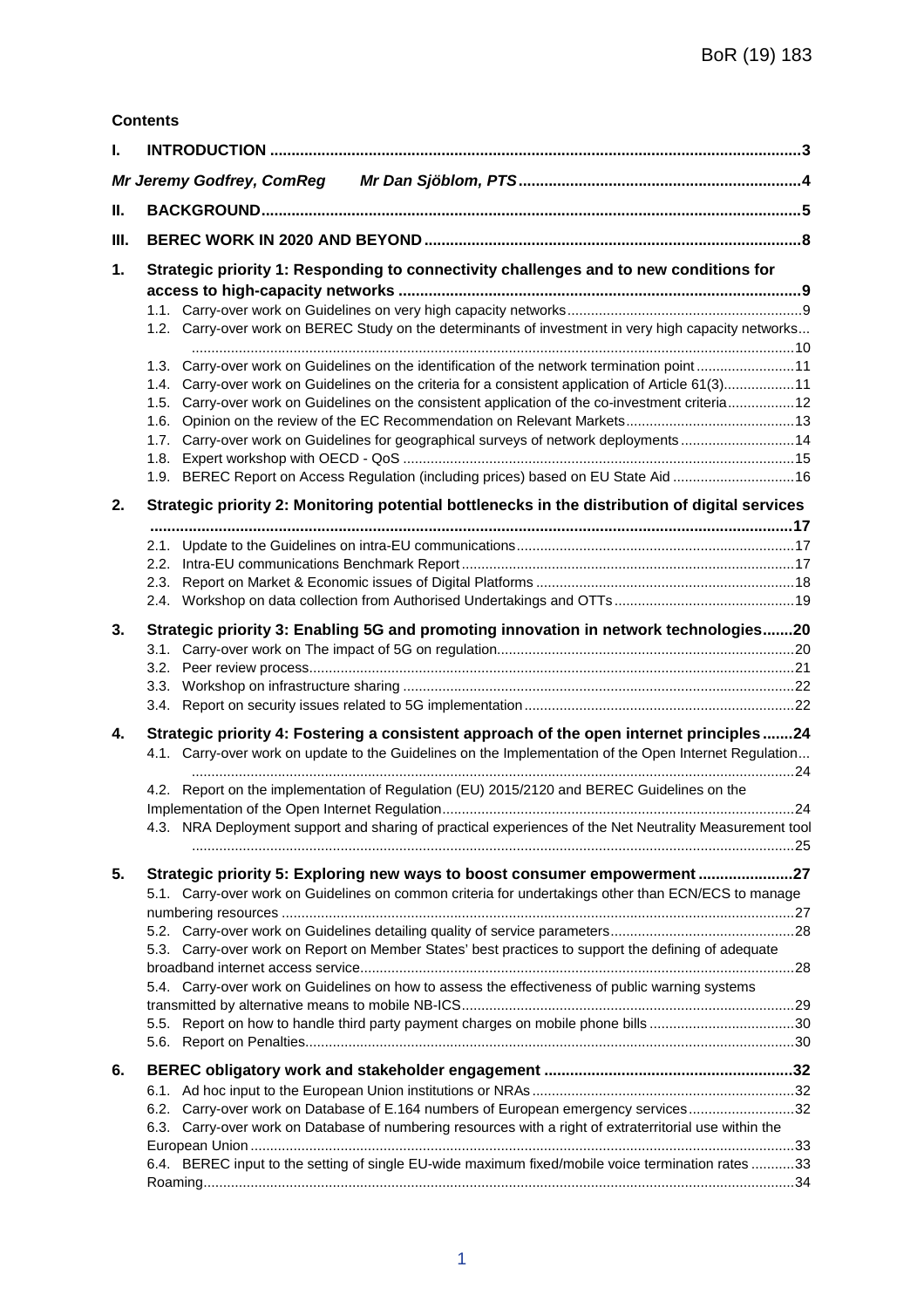**Contents**

- **I. INTRODUCTION** ..... 3
  - *Mr Jeremy Godfrey, ComReg Mr Dan Sjöblom, PTS* ..... 4
- **II. BACKGROUND** ..... 5
- **III. BEREC WORK IN 2020 AND BEYOND** ..... 8
- **1. Strategic priority 1: Responding to connectivity challenges and to new conditions for access to high-capacity networks** ..... 9
  - 1.1. Carry-over work on Guidelines on very high capacity networks ..... 9
  - 1.2. Carry-over work on BEREC Study on the determinants of investment in very high capacity networks ..... 10
  - 1.3. Carry-over work on Guidelines on the identification of the network termination point ..... 11
  - 1.4. Carry-over work on Guidelines on the criteria for a consistent application of Article 61(3) ..... 11
  - 1.5. Carry-over work on Guidelines on the consistent application of the co-investment criteria ..... 12
  - 1.6. Opinion on the review of the EC Recommendation on Relevant Markets ..... 13
  - 1.7. Carry-over work on Guidelines for geographical surveys of network deployments ..... 14
  - 1.8. Expert workshop with OECD - QoS ..... 15
  - 1.9. BEREC Report on Access Regulation (including prices) based on EU State Aid ..... 16
- **2. Strategic priority 2: Monitoring potential bottlenecks in the distribution of digital services** ..... 17
  - 2.1. Update to the Guidelines on intra-EU communications ..... 17
  - 2.2. Intra-EU communications Benchmark Report ..... 17
  - 2.3. Report on Market & Economic issues of Digital Platforms ..... 18
  - 2.4. Workshop on data collection from Authorised Undertakings and OTTs ..... 19
- **3. Strategic priority 3: Enabling 5G and promoting innovation in network technologies** ..... 20
  - 3.1. Carry-over work on The impact of 5G on regulation ..... 20
  - 3.2. Peer review process ..... 21
  - 3.3. Workshop on infrastructure sharing ..... 22
  - 3.4. Report on security issues related to 5G implementation ..... 22
- **4. Strategic priority 4: Fostering a consistent approach of the open internet principles** ..... 24
  - 4.1. Carry-over work on update to the Guidelines on the Implementation of the Open Internet Regulation ..... 24
  - 4.2. Report on the implementation of Regulation (EU) 2015/2120 and BEREC Guidelines on the Implementation of the Open Internet Regulation ..... 24
  - 4.3. NRA Deployment support and sharing of practical experiences of the Net Neutrality Measurement tool ..... 25
- **5. Strategic priority 5: Exploring new ways to boost consumer empowerment** ..... 27
  - 5.1. Carry-over work on Guidelines on common criteria for undertakings other than ECN/ECS to manage numbering resources ..... 27
  - 5.2. Carry-over work on Guidelines detailing quality of service parameters ..... 28
  - 5.3. Carry-over work on Report on Member States' best practices to support the defining of adequate broadband internet access service ..... 28
  - 5.4. Carry-over work on Guidelines on how to assess the effectiveness of public warning systems transmitted by alternative means to mobile NB-ICS ..... 29
  - 5.5. Report on how to handle third party payment charges on mobile phone bills ..... 30
  - 5.6. Report on Penalties ..... 30
- **6. BEREC obligatory work and stakeholder engagement** ..... 32
  - 6.1. Ad hoc input to the European Union institutions or NRAs ..... 32
  - 6.2. Carry-over work on Database of E.164 numbers of European emergency services ..... 32
  - 6.3. Carry-over work on Database of numbering resources with a right of extraterritorial use within the European Union ..... 33
  - 6.4. BEREC input to the setting of single EU-wide maximum fixed/mobile voice termination rates ..... 33
  - Roaming ..... 34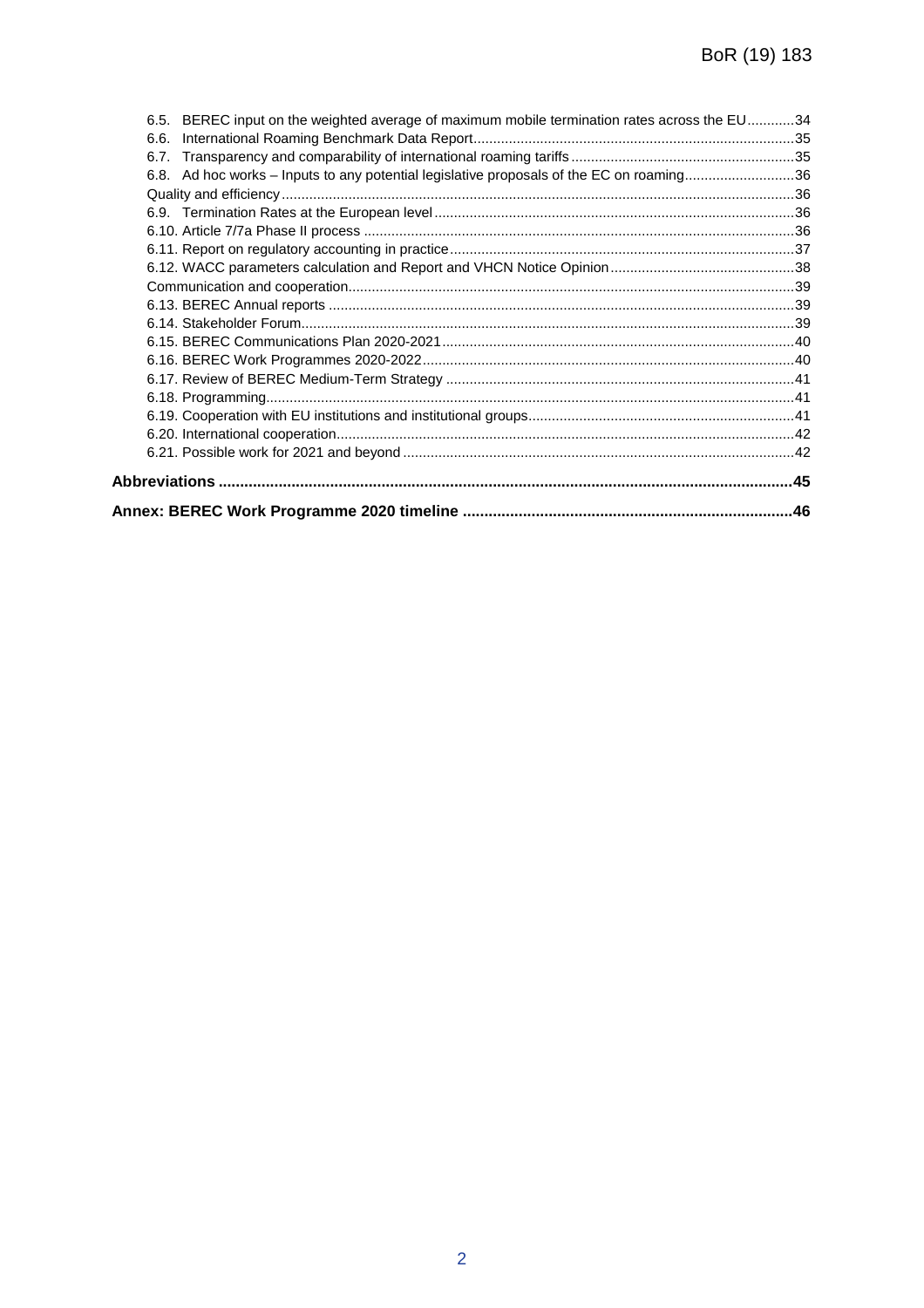6.5. BEREC input on the weighted average of maximum mobile termination rates across the EU............34
6.6. International Roaming Benchmark Data Report.................................................................................35
6.7. Transparency and comparability of international roaming tariffs.........................................................35
6.8. Ad hoc works – Inputs to any potential legislative proposals of the EC on roaming............................36
Quality and efficiency..................................................................................................................................36
6.9. Termination Rates at the European level............................................................................................36
6.10. Article 7/7a Phase II process .............................................................................................................36
6.11. Report on regulatory accounting in practice.......................................................................................37
6.12. WACC parameters calculation and Report and VHCN Notice Opinion...............................................38
Communication and cooperation..................................................................................................................39
6.13. BEREC Annual reports ......................................................................................................................39
6.14. Stakeholder Forum.............................................................................................................................39
6.15. BEREC Communications Plan 2020-2021.........................................................................................40
6.16. BEREC Work Programmes 2020-2022..............................................................................................40
6.17. Review of BEREC Medium-Term Strategy ........................................................................................41
6.18. Programming......................................................................................................................................41
6.19. Cooperation with EU institutions and institutional groups...................................................................41
6.20. International cooperation....................................................................................................................42
6.21. Possible work for 2021 and beyond ...................................................................................................42

**Abbreviations .....................................................................................................................................45**

**Annex: BEREC Work Programme 2020 timeline ............................................................................46**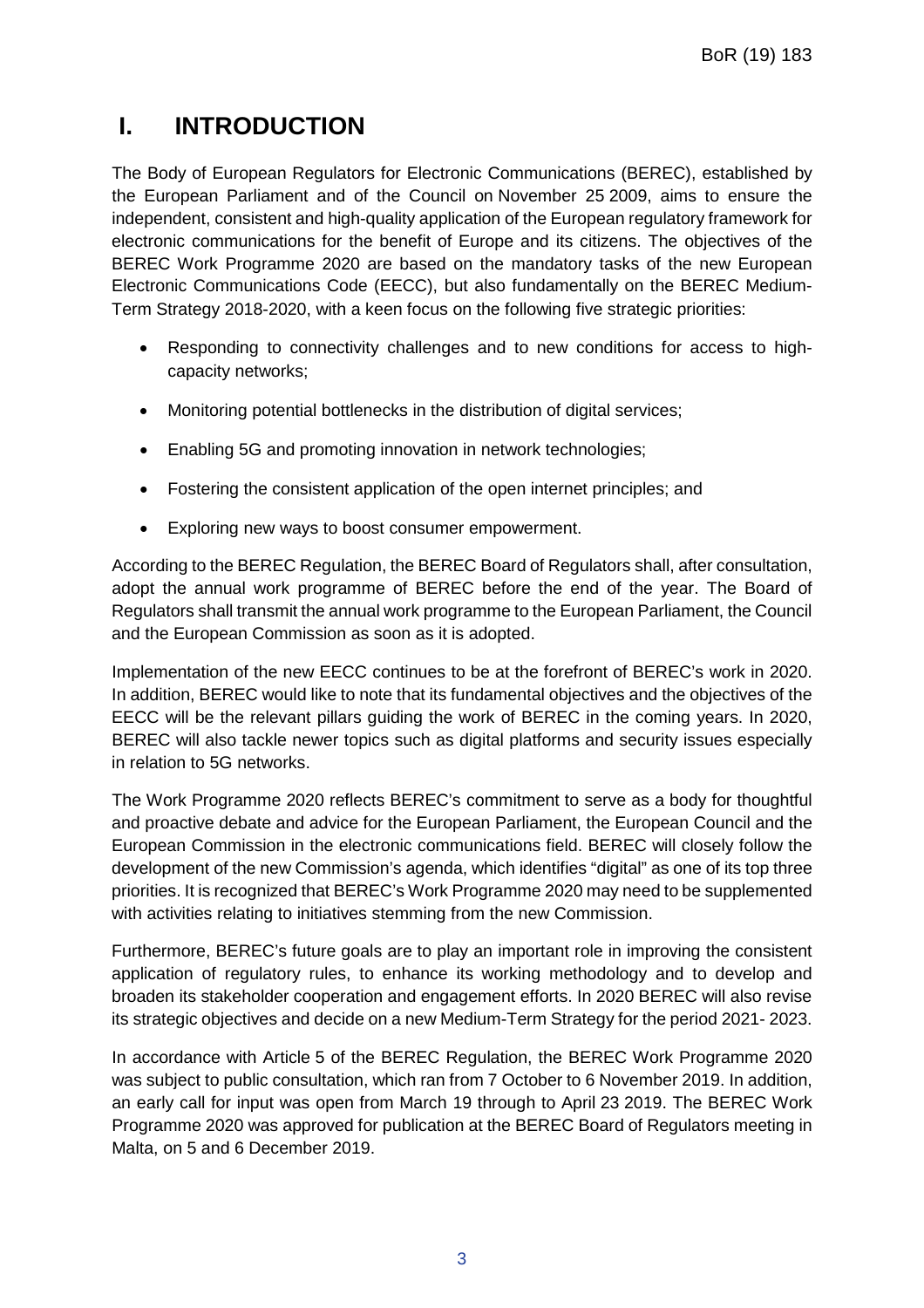# I. INTRODUCTION

The Body of European Regulators for Electronic Communications (BEREC), established by the European Parliament and of the Council on November 25 2009, aims to ensure the independent, consistent and high-quality application of the European regulatory framework for electronic communications for the benefit of Europe and its citizens. The objectives of the BEREC Work Programme 2020 are based on the mandatory tasks of the new European Electronic Communications Code (EECC), but also fundamentally on the BEREC Medium-Term Strategy 2018-2020, with a keen focus on the following five strategic priorities:

- Responding to connectivity challenges and to new conditions for access to high-capacity networks;
- Monitoring potential bottlenecks in the distribution of digital services;
- Enabling 5G and promoting innovation in network technologies;
- Fostering the consistent application of the open internet principles; and
- Exploring new ways to boost consumer empowerment.

According to the BEREC Regulation, the BEREC Board of Regulators shall, after consultation, adopt the annual work programme of BEREC before the end of the year. The Board of Regulators shall transmit the annual work programme to the European Parliament, the Council and the European Commission as soon as it is adopted.

Implementation of the new EECC continues to be at the forefront of BEREC's work in 2020. In addition, BEREC would like to note that its fundamental objectives and the objectives of the EECC will be the relevant pillars guiding the work of BEREC in the coming years. In 2020, BEREC will also tackle newer topics such as digital platforms and security issues especially in relation to 5G networks.

The Work Programme 2020 reflects BEREC's commitment to serve as a body for thoughtful and proactive debate and advice for the European Parliament, the European Council and the European Commission in the electronic communications field. BEREC will closely follow the development of the new Commission's agenda, which identifies "digital" as one of its top three priorities. It is recognized that BEREC's Work Programme 2020 may need to be supplemented with activities relating to initiatives stemming from the new Commission.

Furthermore, BEREC's future goals are to play an important role in improving the consistent application of regulatory rules, to enhance its working methodology and to develop and broaden its stakeholder cooperation and engagement efforts. In 2020 BEREC will also revise its strategic objectives and decide on a new Medium-Term Strategy for the period 2021- 2023.

In accordance with Article 5 of the BEREC Regulation, the BEREC Work Programme 2020 was subject to public consultation, which ran from 7 October to 6 November 2019. In addition, an early call for input was open from March 19 through to April 23 2019. The BEREC Work Programme 2020 was approved for publication at the BEREC Board of Regulators meeting in Malta, on 5 and 6 December 2019.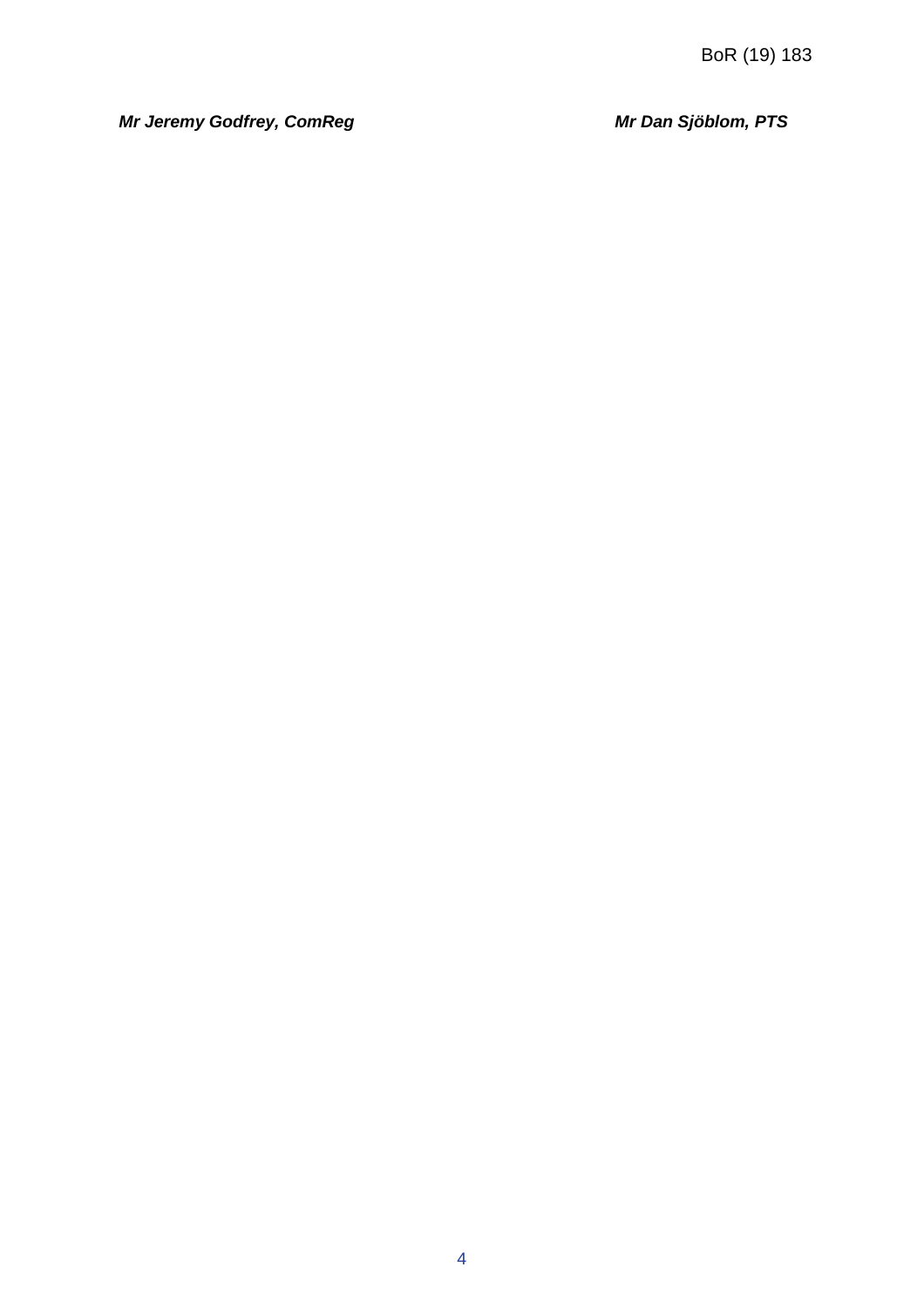***Mr Jeremy Godfrey, ComReg*** ***Mr Dan Sjöblom, PTS***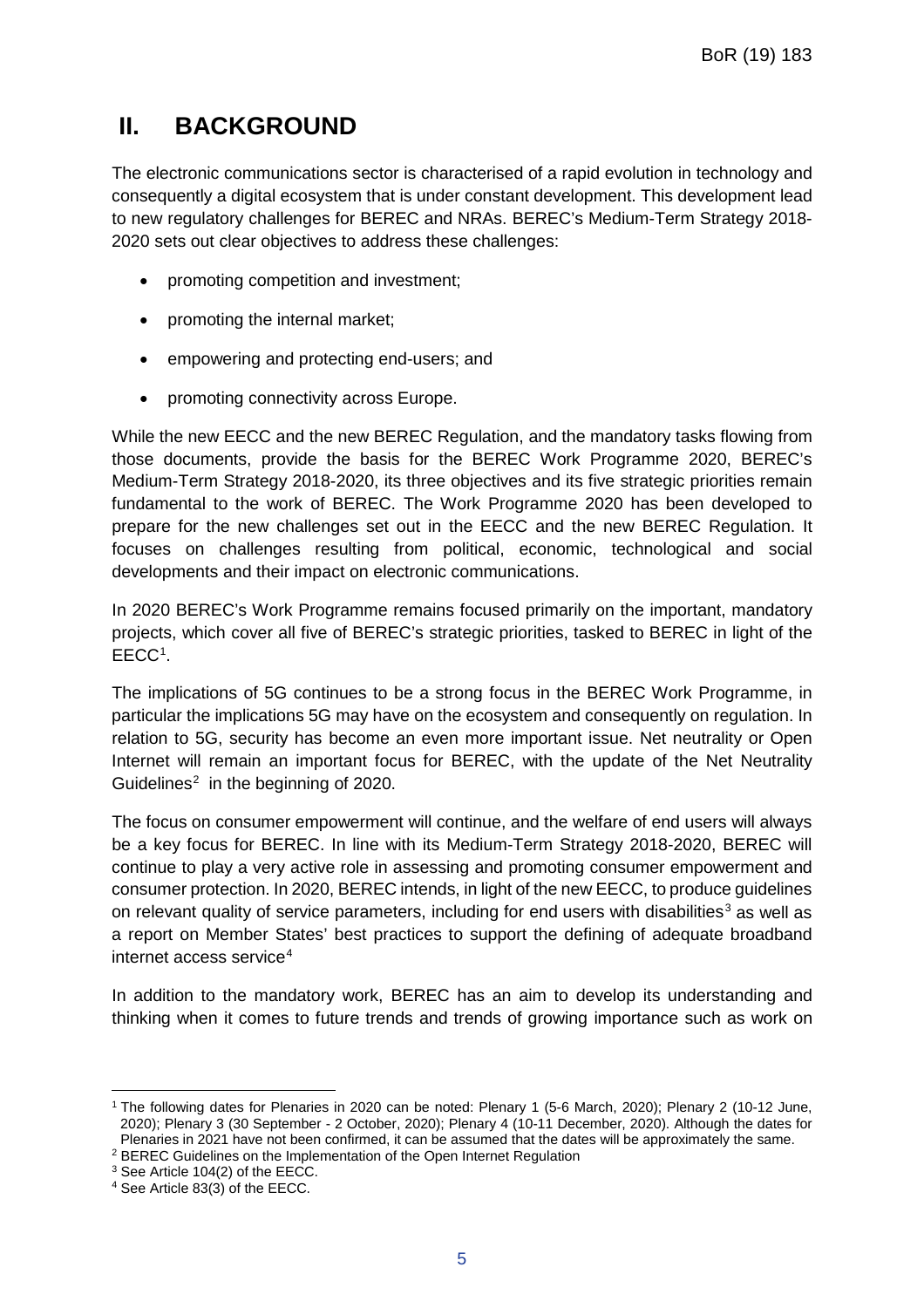# II. BACKGROUND

The electronic communications sector is characterised of a rapid evolution in technology and consequently a digital ecosystem that is under constant development. This development lead to new regulatory challenges for BEREC and NRAs. BEREC's Medium-Term Strategy 2018-2020 sets out clear objectives to address these challenges:

- promoting competition and investment;
- promoting the internal market;
- empowering and protecting end-users; and
- promoting connectivity across Europe.

While the new EECC and the new BEREC Regulation, and the mandatory tasks flowing from those documents, provide the basis for the BEREC Work Programme 2020, BEREC's Medium-Term Strategy 2018-2020, its three objectives and its five strategic priorities remain fundamental to the work of BEREC. The Work Programme 2020 has been developed to prepare for the new challenges set out in the EECC and the new BEREC Regulation. It focuses on challenges resulting from political, economic, technological and social developments and their impact on electronic communications.

In 2020 BEREC's Work Programme remains focused primarily on the important, mandatory projects, which cover all five of BEREC's strategic priorities, tasked to BEREC in light of the EECC[1].

The implications of 5G continues to be a strong focus in the BEREC Work Programme, in particular the implications 5G may have on the ecosystem and consequently on regulation. In relation to 5G, security has become an even more important issue. Net neutrality or Open Internet will remain an important focus for BEREC, with the update of the Net Neutrality Guidelines[2] in the beginning of 2020.

The focus on consumer empowerment will continue, and the welfare of end users will always be a key focus for BEREC. In line with its Medium-Term Strategy 2018-2020, BEREC will continue to play a very active role in assessing and promoting consumer empowerment and consumer protection. In 2020, BEREC intends, in light of the new EECC, to produce guidelines on relevant quality of service parameters, including for end users with disabilities[3] as well as a report on Member States' best practices to support the defining of adequate broadband internet access service[4]

In addition to the mandatory work, BEREC has an aim to develop its understanding and thinking when it comes to future trends and trends of growing importance such as work on

---

[1] The following dates for Plenaries in 2020 can be noted: Plenary 1 (5-6 March, 2020); Plenary 2 (10-12 June, 2020); Plenary 3 (30 September - 2 October, 2020); Plenary 4 (10-11 December, 2020). Although the dates for Plenaries in 2021 have not been confirmed, it can be assumed that the dates will be approximately the same.

[2] BEREC Guidelines on the Implementation of the Open Internet Regulation

[3] See Article 104(2) of the EECC.

[4] See Article 83(3) of the EECC.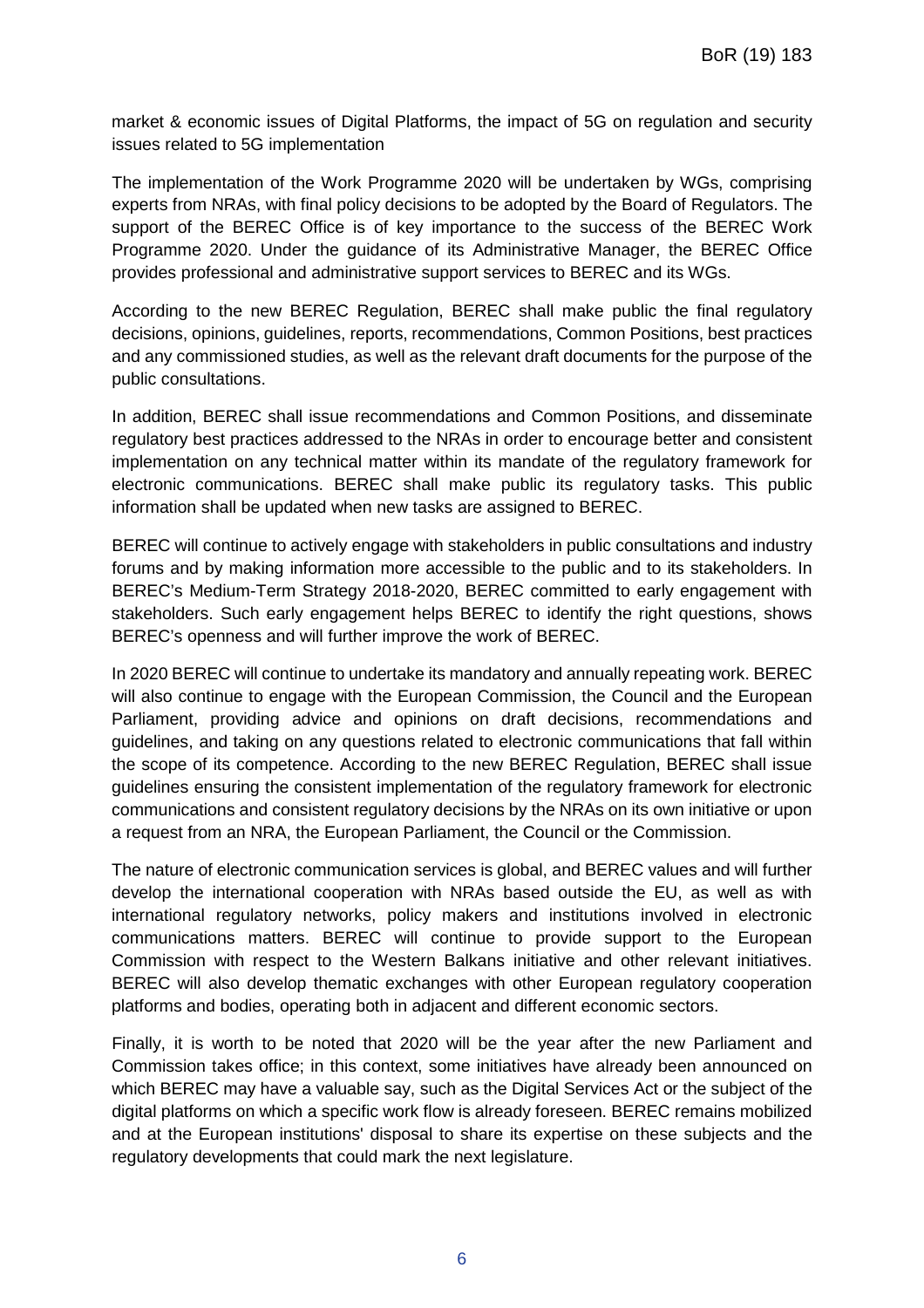market & economic issues of Digital Platforms, the impact of 5G on regulation and security issues related to 5G implementation

The implementation of the Work Programme 2020 will be undertaken by WGs, comprising experts from NRAs, with final policy decisions to be adopted by the Board of Regulators. The support of the BEREC Office is of key importance to the success of the BEREC Work Programme 2020. Under the guidance of its Administrative Manager, the BEREC Office provides professional and administrative support services to BEREC and its WGs.

According to the new BEREC Regulation, BEREC shall make public the final regulatory decisions, opinions, guidelines, reports, recommendations, Common Positions, best practices and any commissioned studies, as well as the relevant draft documents for the purpose of the public consultations.

In addition, BEREC shall issue recommendations and Common Positions, and disseminate regulatory best practices addressed to the NRAs in order to encourage better and consistent implementation on any technical matter within its mandate of the regulatory framework for electronic communications. BEREC shall make public its regulatory tasks. This public information shall be updated when new tasks are assigned to BEREC.

BEREC will continue to actively engage with stakeholders in public consultations and industry forums and by making information more accessible to the public and to its stakeholders. In BEREC's Medium-Term Strategy 2018-2020, BEREC committed to early engagement with stakeholders. Such early engagement helps BEREC to identify the right questions, shows BEREC's openness and will further improve the work of BEREC.

In 2020 BEREC will continue to undertake its mandatory and annually repeating work. BEREC will also continue to engage with the European Commission, the Council and the European Parliament, providing advice and opinions on draft decisions, recommendations and guidelines, and taking on any questions related to electronic communications that fall within the scope of its competence. According to the new BEREC Regulation, BEREC shall issue guidelines ensuring the consistent implementation of the regulatory framework for electronic communications and consistent regulatory decisions by the NRAs on its own initiative or upon a request from an NRA, the European Parliament, the Council or the Commission.

The nature of electronic communication services is global, and BEREC values and will further develop the international cooperation with NRAs based outside the EU, as well as with international regulatory networks, policy makers and institutions involved in electronic communications matters. BEREC will continue to provide support to the European Commission with respect to the Western Balkans initiative and other relevant initiatives. BEREC will also develop thematic exchanges with other European regulatory cooperation platforms and bodies, operating both in adjacent and different economic sectors.

Finally, it is worth to be noted that 2020 will be the year after the new Parliament and Commission takes office; in this context, some initiatives have already been announced on which BEREC may have a valuable say, such as the Digital Services Act or the subject of the digital platforms on which a specific work flow is already foreseen. BEREC remains mobilized and at the European institutions' disposal to share its expertise on these subjects and the regulatory developments that could mark the next legislature.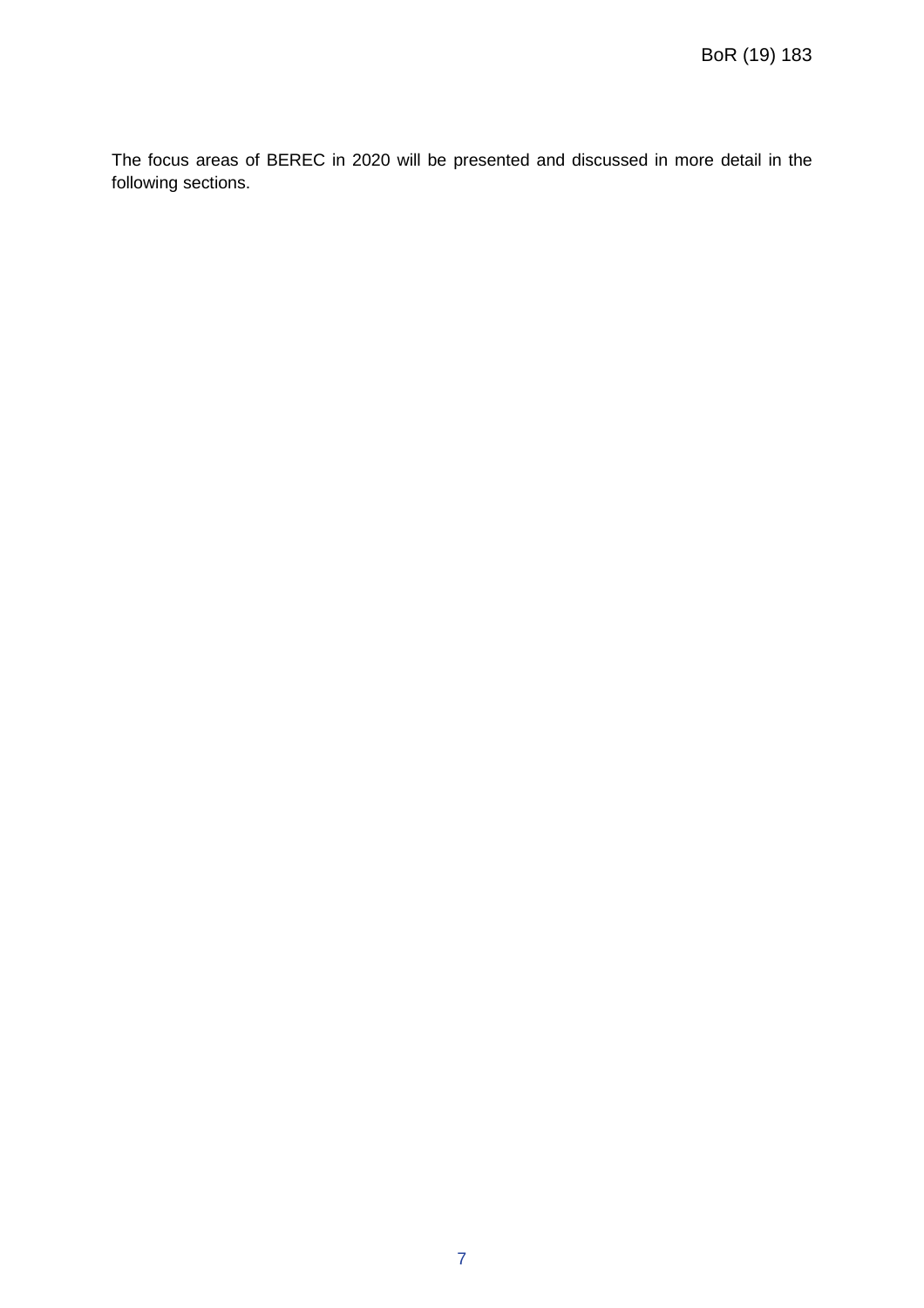The focus areas of BEREC in 2020 will be presented and discussed in more detail in the following sections.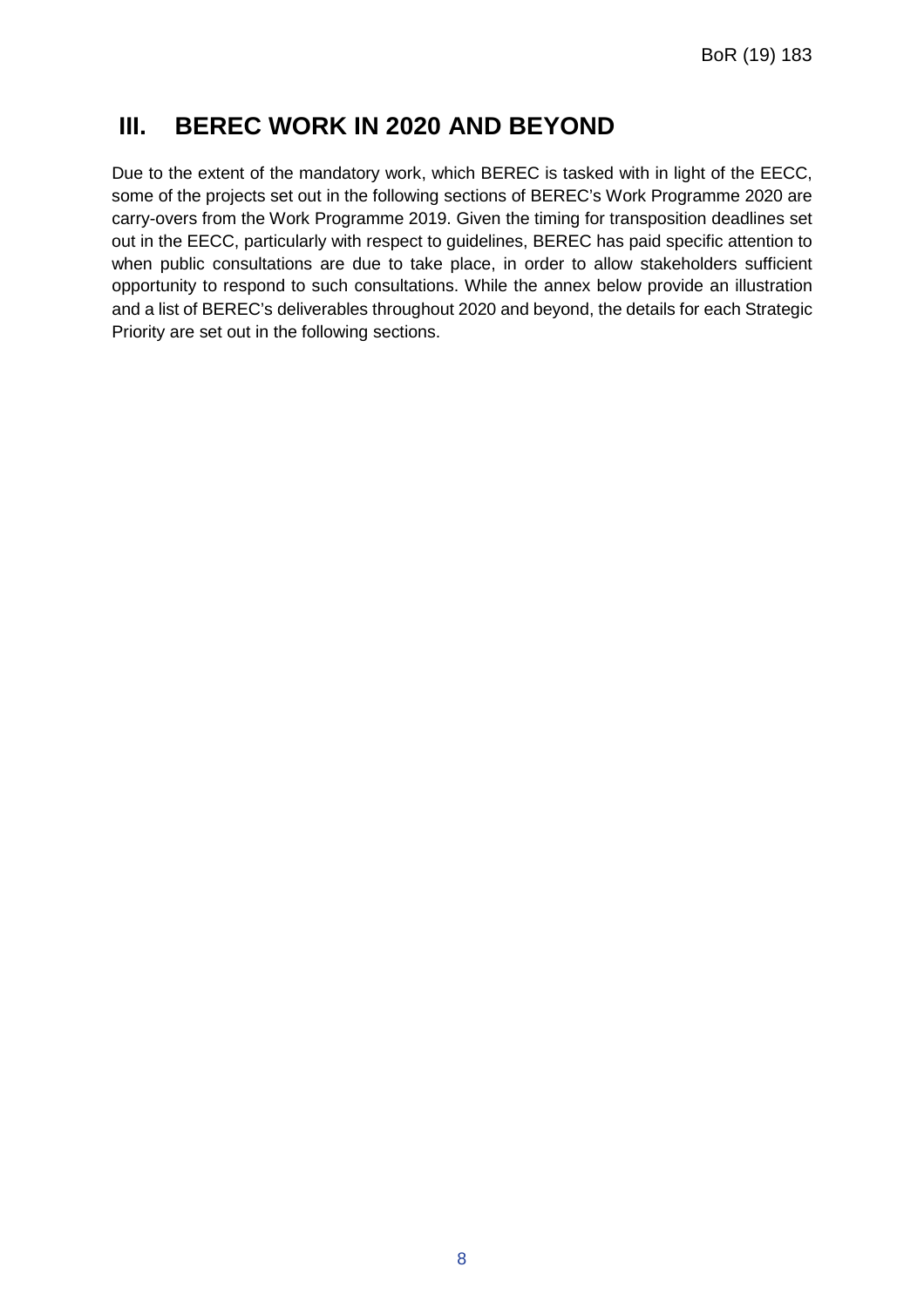# III. BEREC WORK IN 2020 AND BEYOND

Due to the extent of the mandatory work, which BEREC is tasked with in light of the EECC, some of the projects set out in the following sections of BEREC's Work Programme 2020 are carry-overs from the Work Programme 2019. Given the timing for transposition deadlines set out in the EECC, particularly with respect to guidelines, BEREC has paid specific attention to when public consultations are due to take place, in order to allow stakeholders sufficient opportunity to respond to such consultations. While the annex below provide an illustration and a list of BEREC's deliverables throughout 2020 and beyond, the details for each Strategic Priority are set out in the following sections.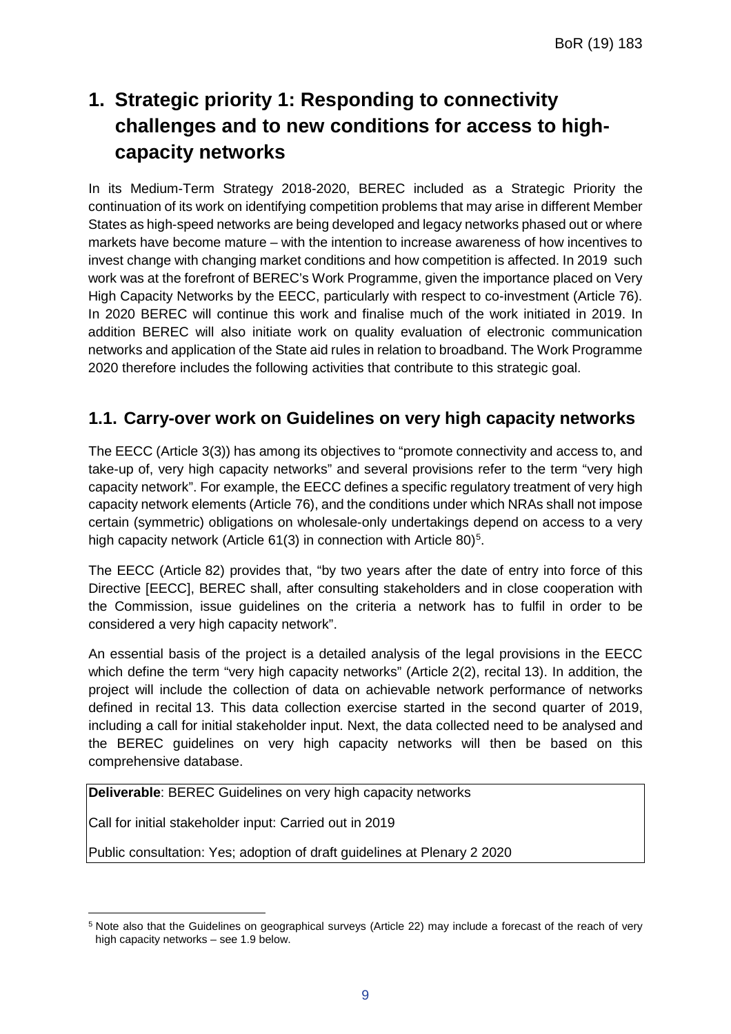# 1. Strategic priority 1: Responding to connectivity challenges and to new conditions for access to high-capacity networks

In its Medium-Term Strategy 2018-2020, BEREC included as a Strategic Priority the continuation of its work on identifying competition problems that may arise in different Member States as high-speed networks are being developed and legacy networks phased out or where markets have become mature – with the intention to increase awareness of how incentives to invest change with changing market conditions and how competition is affected. In 2019 such work was at the forefront of BEREC's Work Programme, given the importance placed on Very High Capacity Networks by the EECC, particularly with respect to co-investment (Article 76). In 2020 BEREC will continue this work and finalise much of the work initiated in 2019. In addition BEREC will also initiate work on quality evaluation of electronic communication networks and application of the State aid rules in relation to broadband. The Work Programme 2020 therefore includes the following activities that contribute to this strategic goal.

## 1.1. Carry-over work on Guidelines on very high capacity networks

The EECC (Article 3(3)) has among its objectives to "promote connectivity and access to, and take-up of, very high capacity networks" and several provisions refer to the term "very high capacity network". For example, the EECC defines a specific regulatory treatment of very high capacity network elements (Article 76), and the conditions under which NRAs shall not impose certain (symmetric) obligations on wholesale-only undertakings depend on access to a very high capacity network (Article 61(3) in connection with Article 80)[5].

The EECC (Article 82) provides that, "by two years after the date of entry into force of this Directive [EECC], BEREC shall, after consulting stakeholders and in close cooperation with the Commission, issue guidelines on the criteria a network has to fulfil in order to be considered a very high capacity network".

An essential basis of the project is a detailed analysis of the legal provisions in the EECC which define the term "very high capacity networks" (Article 2(2), recital 13). In addition, the project will include the collection of data on achievable network performance of networks defined in recital 13. This data collection exercise started in the second quarter of 2019, including a call for initial stakeholder input. Next, the data collected need to be analysed and the BEREC guidelines on very high capacity networks will then be based on this comprehensive database.

| **Deliverable**: BEREC Guidelines on very high capacity networks |
|---|
| Call for initial stakeholder input: Carried out in 2019 |
| Public consultation: Yes; adoption of draft guidelines at Plenary 2 2020 |

[5] Note also that the Guidelines on geographical surveys (Article 22) may include a forecast of the reach of very high capacity networks – see 1.9 below.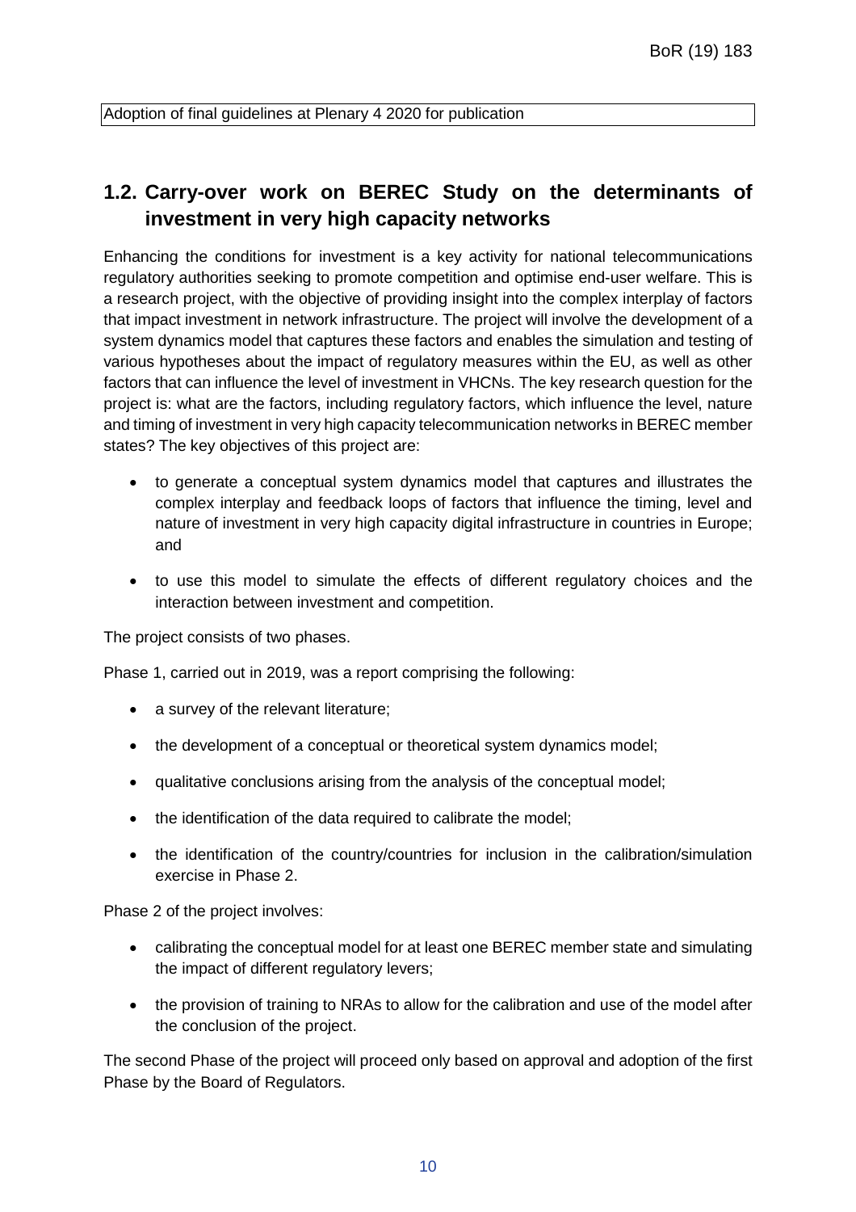| Adoption of final guidelines at Plenary 4 2020 for publication |
|---|

## 1.2. Carry-over work on BEREC Study on the determinants of investment in very high capacity networks

Enhancing the conditions for investment is a key activity for national telecommunications regulatory authorities seeking to promote competition and optimise end-user welfare. This is a research project, with the objective of providing insight into the complex interplay of factors that impact investment in network infrastructure. The project will involve the development of a system dynamics model that captures these factors and enables the simulation and testing of various hypotheses about the impact of regulatory measures within the EU, as well as other factors that can influence the level of investment in VHCNs. The key research question for the project is: what are the factors, including regulatory factors, which influence the level, nature and timing of investment in very high capacity telecommunication networks in BEREC member states? The key objectives of this project are:

- to generate a conceptual system dynamics model that captures and illustrates the complex interplay and feedback loops of factors that influence the timing, level and nature of investment in very high capacity digital infrastructure in countries in Europe; and
- to use this model to simulate the effects of different regulatory choices and the interaction between investment and competition.

The project consists of two phases.

Phase 1, carried out in 2019, was a report comprising the following:

- a survey of the relevant literature;
- the development of a conceptual or theoretical system dynamics model;
- qualitative conclusions arising from the analysis of the conceptual model;
- the identification of the data required to calibrate the model;
- the identification of the country/countries for inclusion in the calibration/simulation exercise in Phase 2.

Phase 2 of the project involves:

- calibrating the conceptual model for at least one BEREC member state and simulating the impact of different regulatory levers;
- the provision of training to NRAs to allow for the calibration and use of the model after the conclusion of the project.

The second Phase of the project will proceed only based on approval and adoption of the first Phase by the Board of Regulators.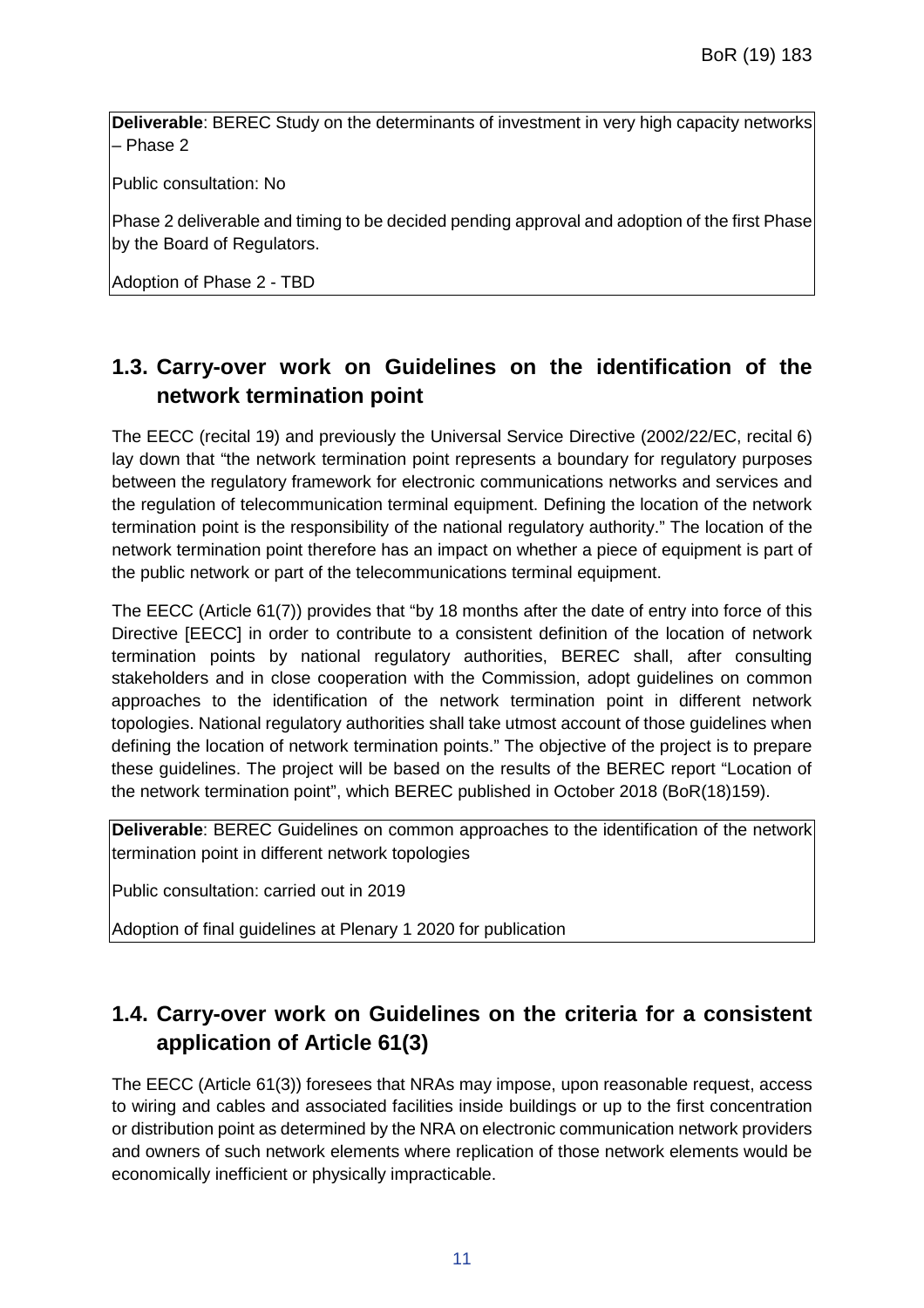**Deliverable**: BEREC Study on the determinants of investment in very high capacity networks – Phase 2

Public consultation: No

Phase 2 deliverable and timing to be decided pending approval and adoption of the first Phase by the Board of Regulators.

Adoption of Phase 2 - TBD

## 1.3. Carry-over work on Guidelines on the identification of the network termination point

The EECC (recital 19) and previously the Universal Service Directive (2002/22/EC, recital 6) lay down that "the network termination point represents a boundary for regulatory purposes between the regulatory framework for electronic communications networks and services and the regulation of telecommunication terminal equipment. Defining the location of the network termination point is the responsibility of the national regulatory authority." The location of the network termination point therefore has an impact on whether a piece of equipment is part of the public network or part of the telecommunications terminal equipment.

The EECC (Article 61(7)) provides that "by 18 months after the date of entry into force of this Directive [EECC] in order to contribute to a consistent definition of the location of network termination points by national regulatory authorities, BEREC shall, after consulting stakeholders and in close cooperation with the Commission, adopt guidelines on common approaches to the identification of the network termination point in different network topologies. National regulatory authorities shall take utmost account of those guidelines when defining the location of network termination points." The objective of the project is to prepare these guidelines. The project will be based on the results of the BEREC report "Location of the network termination point", which BEREC published in October 2018 (BoR(18)159).

**Deliverable**: BEREC Guidelines on common approaches to the identification of the network termination point in different network topologies

Public consultation: carried out in 2019

Adoption of final guidelines at Plenary 1 2020 for publication

## 1.4. Carry-over work on Guidelines on the criteria for a consistent application of Article 61(3)

The EECC (Article 61(3)) foresees that NRAs may impose, upon reasonable request, access to wiring and cables and associated facilities inside buildings or up to the first concentration or distribution point as determined by the NRA on electronic communication network providers and owners of such network elements where replication of those network elements would be economically inefficient or physically impracticable.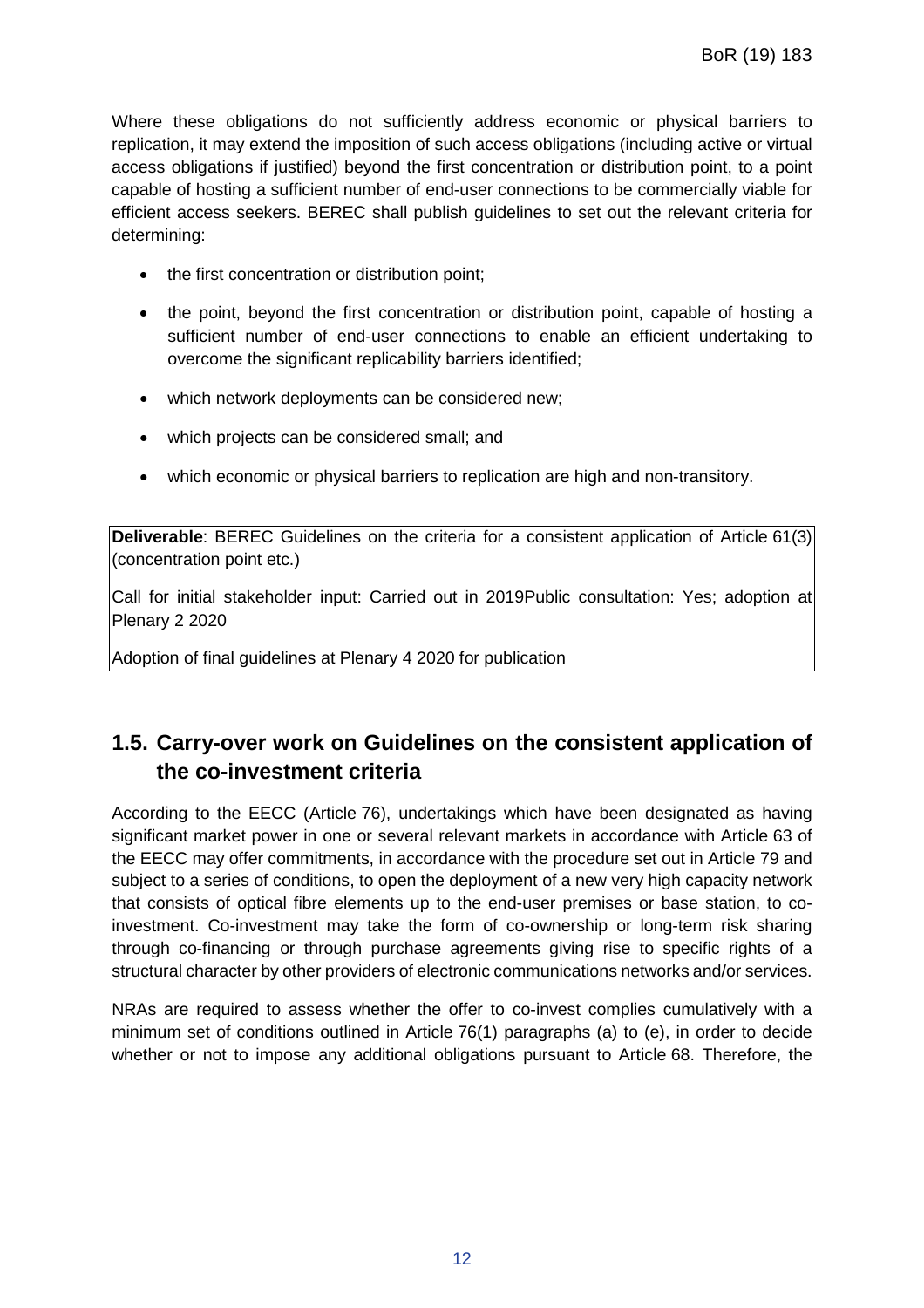Where these obligations do not sufficiently address economic or physical barriers to replication, it may extend the imposition of such access obligations (including active or virtual access obligations if justified) beyond the first concentration or distribution point, to a point capable of hosting a sufficient number of end-user connections to be commercially viable for efficient access seekers. BEREC shall publish guidelines to set out the relevant criteria for determining:

- the first concentration or distribution point;
- the point, beyond the first concentration or distribution point, capable of hosting a sufficient number of end-user connections to enable an efficient undertaking to overcome the significant replicability barriers identified;
- which network deployments can be considered new;
- which projects can be considered small; and
- which economic or physical barriers to replication are high and non-transitory.

**Deliverable**: BEREC Guidelines on the criteria for a consistent application of Article 61(3) (concentration point etc.)

Call for initial stakeholder input: Carried out in 2019Public consultation: Yes; adoption at Plenary 2 2020

Adoption of final guidelines at Plenary 4 2020 for publication

## 1.5. Carry-over work on Guidelines on the consistent application of the co-investment criteria

According to the EECC (Article 76), undertakings which have been designated as having significant market power in one or several relevant markets in accordance with Article 63 of the EECC may offer commitments, in accordance with the procedure set out in Article 79 and subject to a series of conditions, to open the deployment of a new very high capacity network that consists of optical fibre elements up to the end-user premises or base station, to co-investment. Co-investment may take the form of co-ownership or long-term risk sharing through co-financing or through purchase agreements giving rise to specific rights of a structural character by other providers of electronic communications networks and/or services.

NRAs are required to assess whether the offer to co-invest complies cumulatively with a minimum set of conditions outlined in Article 76(1) paragraphs (a) to (e), in order to decide whether or not to impose any additional obligations pursuant to Article 68. Therefore, the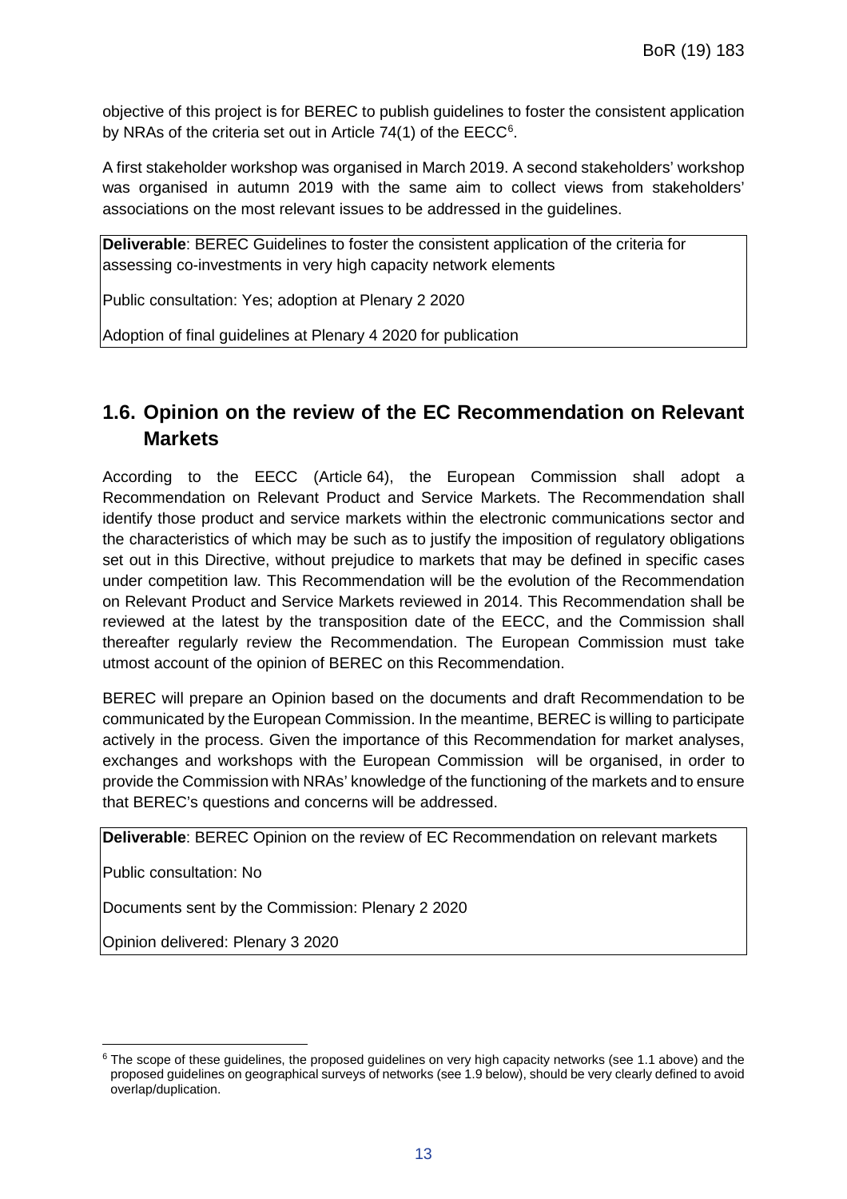objective of this project is for BEREC to publish guidelines to foster the consistent application by NRAs of the criteria set out in Article 74(1) of the EECC[6].

A first stakeholder workshop was organised in March 2019. A second stakeholders' workshop was organised in autumn 2019 with the same aim to collect views from stakeholders' associations on the most relevant issues to be addressed in the guidelines.

| **Deliverable**: BEREC Guidelines to foster the consistent application of the criteria for assessing co-investments in very high capacity network elements |
|---|
| Public consultation: Yes; adoption at Plenary 2 2020 |
| Adoption of final guidelines at Plenary 4 2020 for publication |

## 1.6. Opinion on the review of the EC Recommendation on Relevant Markets

According to the EECC (Article 64), the European Commission shall adopt a Recommendation on Relevant Product and Service Markets. The Recommendation shall identify those product and service markets within the electronic communications sector and the characteristics of which may be such as to justify the imposition of regulatory obligations set out in this Directive, without prejudice to markets that may be defined in specific cases under competition law. This Recommendation will be the evolution of the Recommendation on Relevant Product and Service Markets reviewed in 2014. This Recommendation shall be reviewed at the latest by the transposition date of the EECC, and the Commission shall thereafter regularly review the Recommendation. The European Commission must take utmost account of the opinion of BEREC on this Recommendation.

BEREC will prepare an Opinion based on the documents and draft Recommendation to be communicated by the European Commission. In the meantime, BEREC is willing to participate actively in the process. Given the importance of this Recommendation for market analyses, exchanges and workshops with the European Commission will be organised, in order to provide the Commission with NRAs' knowledge of the functioning of the markets and to ensure that BEREC's questions and concerns will be addressed.

| **Deliverable**: BEREC Opinion on the review of EC Recommendation on relevant markets |
|---|
| Public consultation: No |
| Documents sent by the Commission: Plenary 2 2020 |
| Opinion delivered: Plenary 3 2020 |

[6] The scope of these guidelines, the proposed guidelines on very high capacity networks (see 1.1 above) and the proposed guidelines on geographical surveys of networks (see 1.9 below), should be very clearly defined to avoid overlap/duplication.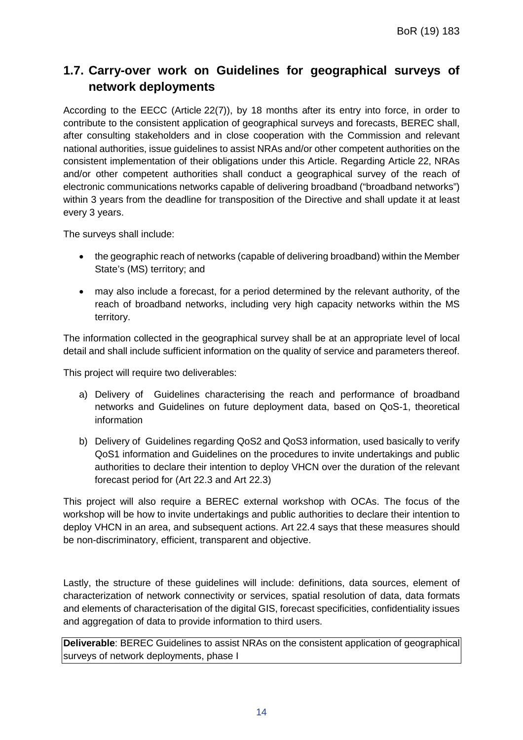## 1.7. Carry-over work on Guidelines for geographical surveys of network deployments

According to the EECC (Article 22(7)), by 18 months after its entry into force, in order to contribute to the consistent application of geographical surveys and forecasts, BEREC shall, after consulting stakeholders and in close cooperation with the Commission and relevant national authorities, issue guidelines to assist NRAs and/or other competent authorities on the consistent implementation of their obligations under this Article. Regarding Article 22, NRAs and/or other competent authorities shall conduct a geographical survey of the reach of electronic communications networks capable of delivering broadband ("broadband networks") within 3 years from the deadline for transposition of the Directive and shall update it at least every 3 years.

The surveys shall include:

- the geographic reach of networks (capable of delivering broadband) within the Member State's (MS) territory; and
- may also include a forecast, for a period determined by the relevant authority, of the reach of broadband networks, including very high capacity networks within the MS territory.

The information collected in the geographical survey shall be at an appropriate level of local detail and shall include sufficient information on the quality of service and parameters thereof.

This project will require two deliverables:

a) Delivery of Guidelines characterising the reach and performance of broadband networks and Guidelines on future deployment data, based on QoS-1, theoretical information

b) Delivery of Guidelines regarding QoS2 and QoS3 information, used basically to verify QoS1 information and Guidelines on the procedures to invite undertakings and public authorities to declare their intention to deploy VHCN over the duration of the relevant forecast period for (Art 22.3 and Art 22.3)

This project will also require a BEREC external workshop with OCAs. The focus of the workshop will be how to invite undertakings and public authorities to declare their intention to deploy VHCN in an area, and subsequent actions. Art 22.4 says that these measures should be non-discriminatory, efficient, transparent and objective.

Lastly, the structure of these guidelines will include: definitions, data sources, element of characterization of network connectivity or services, spatial resolution of data, data formats and elements of characterisation of the digital GIS, forecast specificities, confidentiality issues and aggregation of data to provide information to third users.

**Deliverable**: BEREC Guidelines to assist NRAs on the consistent application of geographical surveys of network deployments, phase I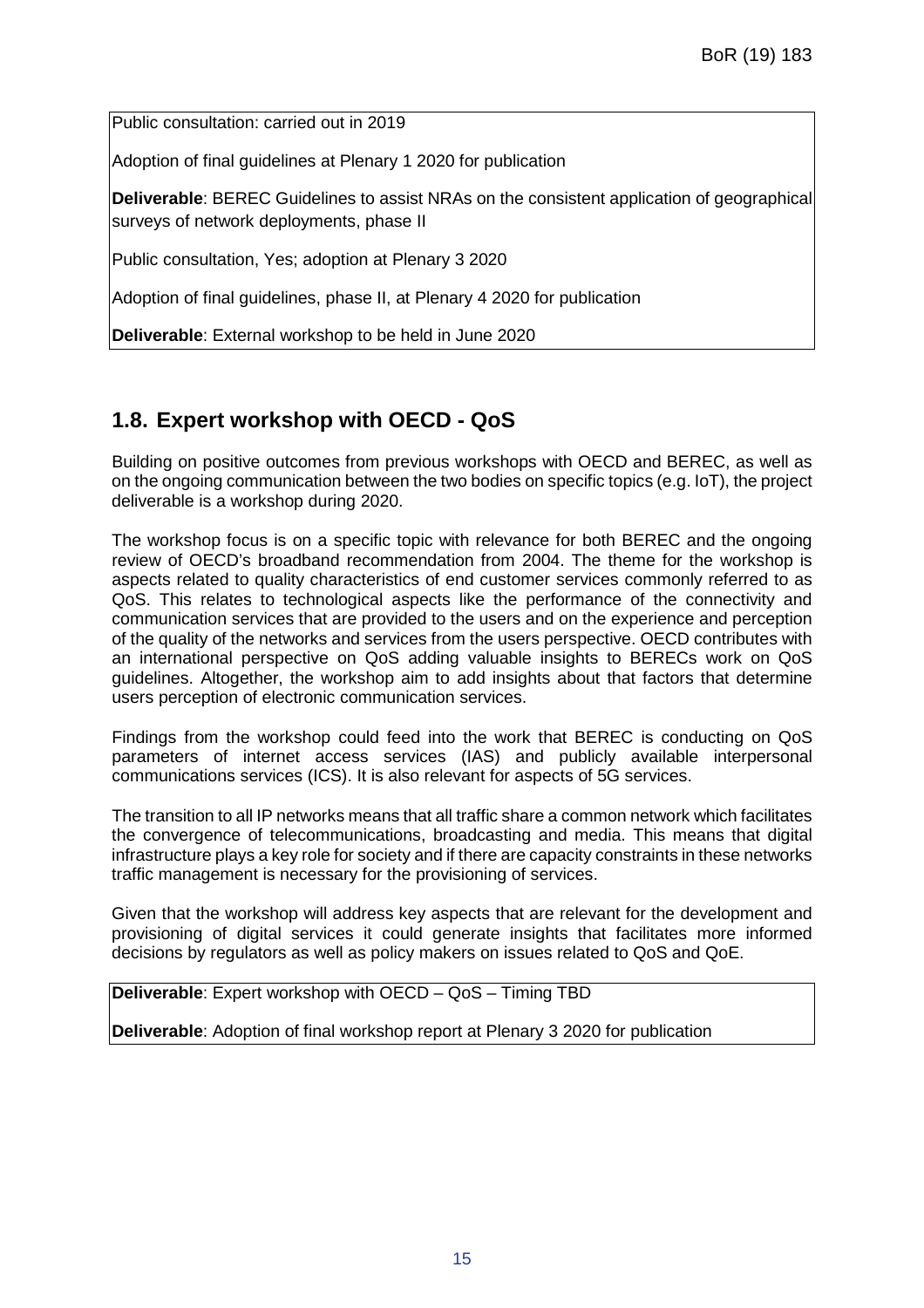Public consultation: carried out in 2019

Adoption of final guidelines at Plenary 1 2020 for publication

**Deliverable**: BEREC Guidelines to assist NRAs on the consistent application of geographical surveys of network deployments, phase II

Public consultation, Yes; adoption at Plenary 3 2020

Adoption of final guidelines, phase II, at Plenary 4 2020 for publication

**Deliverable**: External workshop to be held in June 2020

## 1.8. Expert workshop with OECD - QoS

Building on positive outcomes from previous workshops with OECD and BEREC, as well as on the ongoing communication between the two bodies on specific topics (e.g. IoT), the project deliverable is a workshop during 2020.

The workshop focus is on a specific topic with relevance for both BEREC and the ongoing review of OECD's broadband recommendation from 2004. The theme for the workshop is aspects related to quality characteristics of end customer services commonly referred to as QoS. This relates to technological aspects like the performance of the connectivity and communication services that are provided to the users and on the experience and perception of the quality of the networks and services from the users perspective. OECD contributes with an international perspective on QoS adding valuable insights to BERECs work on QoS guidelines. Altogether, the workshop aim to add insights about that factors that determine users perception of electronic communication services.

Findings from the workshop could feed into the work that BEREC is conducting on QoS parameters of internet access services (IAS) and publicly available interpersonal communications services (ICS). It is also relevant for aspects of 5G services.

The transition to all IP networks means that all traffic share a common network which facilitates the convergence of telecommunications, broadcasting and media. This means that digital infrastructure plays a key role for society and if there are capacity constraints in these networks traffic management is necessary for the provisioning of services.

Given that the workshop will address key aspects that are relevant for the development and provisioning of digital services it could generate insights that facilitates more informed decisions by regulators as well as policy makers on issues related to QoS and QoE.

**Deliverable**: Expert workshop with OECD – QoS – Timing TBD

**Deliverable**: Adoption of final workshop report at Plenary 3 2020 for publication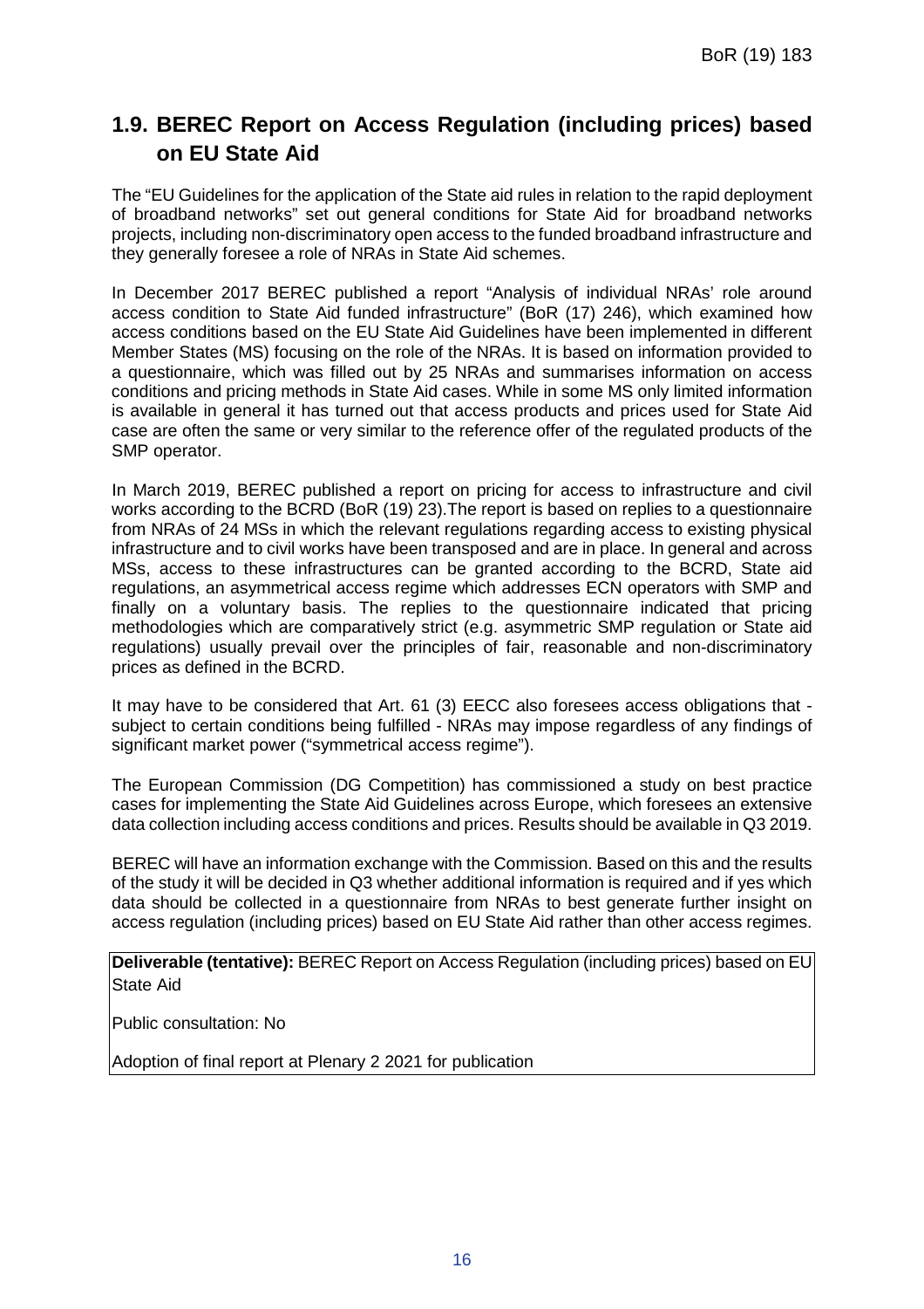## 1.9. BEREC Report on Access Regulation (including prices) based on EU State Aid

The "EU Guidelines for the application of the State aid rules in relation to the rapid deployment of broadband networks" set out general conditions for State Aid for broadband networks projects, including non-discriminatory open access to the funded broadband infrastructure and they generally foresee a role of NRAs in State Aid schemes.

In December 2017 BEREC published a report "Analysis of individual NRAs' role around access condition to State Aid funded infrastructure" (BoR (17) 246), which examined how access conditions based on the EU State Aid Guidelines have been implemented in different Member States (MS) focusing on the role of the NRAs. It is based on information provided to a questionnaire, which was filled out by 25 NRAs and summarises information on access conditions and pricing methods in State Aid cases. While in some MS only limited information is available in general it has turned out that access products and prices used for State Aid case are often the same or very similar to the reference offer of the regulated products of the SMP operator.

In March 2019, BEREC published a report on pricing for access to infrastructure and civil works according to the BCRD (BoR (19) 23).The report is based on replies to a questionnaire from NRAs of 24 MSs in which the relevant regulations regarding access to existing physical infrastructure and to civil works have been transposed and are in place. In general and across MSs, access to these infrastructures can be granted according to the BCRD, State aid regulations, an asymmetrical access regime which addresses ECN operators with SMP and finally on a voluntary basis. The replies to the questionnaire indicated that pricing methodologies which are comparatively strict (e.g. asymmetric SMP regulation or State aid regulations) usually prevail over the principles of fair, reasonable and non-discriminatory prices as defined in the BCRD.

It may have to be considered that Art. 61 (3) EECC also foresees access obligations that - subject to certain conditions being fulfilled - NRAs may impose regardless of any findings of significant market power ("symmetrical access regime").

The European Commission (DG Competition) has commissioned a study on best practice cases for implementing the State Aid Guidelines across Europe, which foresees an extensive data collection including access conditions and prices. Results should be available in Q3 2019.

BEREC will have an information exchange with the Commission. Based on this and the results of the study it will be decided in Q3 whether additional information is required and if yes which data should be collected in a questionnaire from NRAs to best generate further insight on access regulation (including prices) based on EU State Aid rather than other access regimes.

**Deliverable (tentative):** BEREC Report on Access Regulation (including prices) based on EU State Aid

Public consultation: No

Adoption of final report at Plenary 2 2021 for publication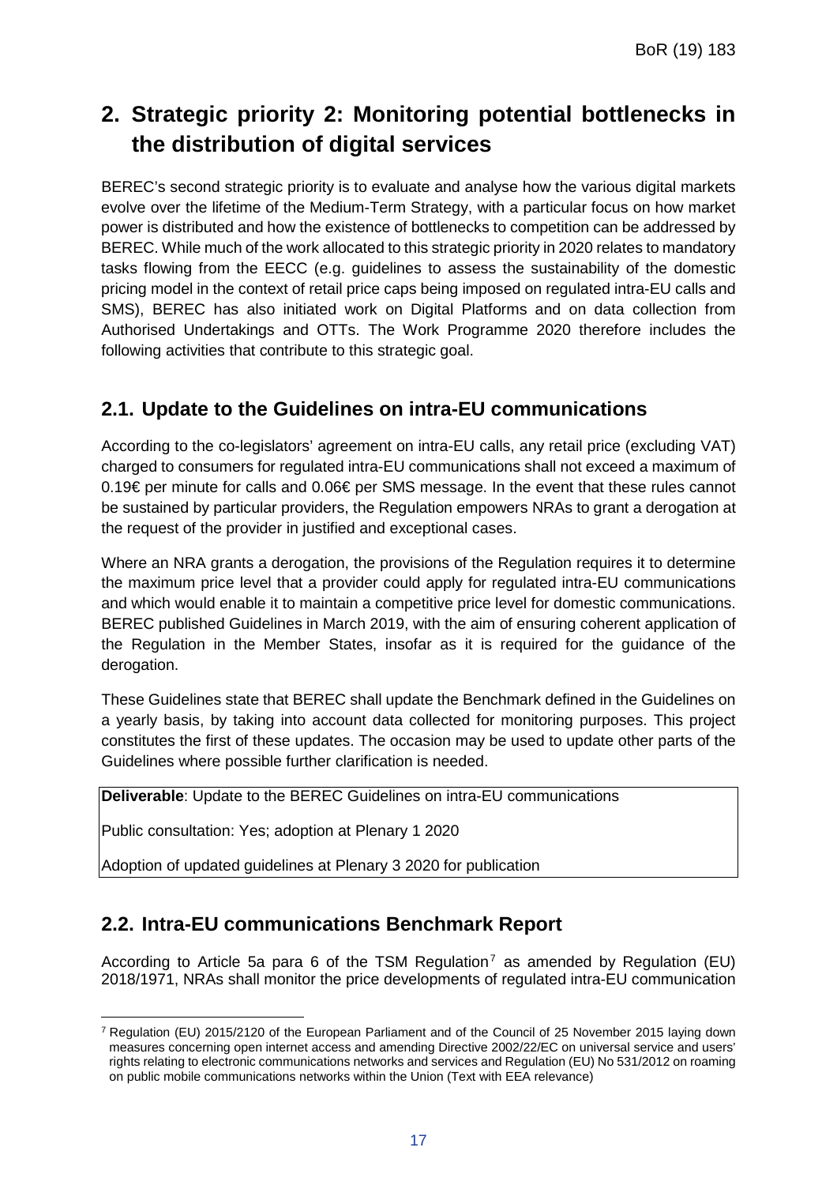# 2. Strategic priority 2: Monitoring potential bottlenecks in the distribution of digital services

BEREC's second strategic priority is to evaluate and analyse how the various digital markets evolve over the lifetime of the Medium-Term Strategy, with a particular focus on how market power is distributed and how the existence of bottlenecks to competition can be addressed by BEREC. While much of the work allocated to this strategic priority in 2020 relates to mandatory tasks flowing from the EECC (e.g. guidelines to assess the sustainability of the domestic pricing model in the context of retail price caps being imposed on regulated intra-EU calls and SMS), BEREC has also initiated work on Digital Platforms and on data collection from Authorised Undertakings and OTTs. The Work Programme 2020 therefore includes the following activities that contribute to this strategic goal.

## 2.1. Update to the Guidelines on intra-EU communications

According to the co-legislators' agreement on intra-EU calls, any retail price (excluding VAT) charged to consumers for regulated intra-EU communications shall not exceed a maximum of 0.19€ per minute for calls and 0.06€ per SMS message. In the event that these rules cannot be sustained by particular providers, the Regulation empowers NRAs to grant a derogation at the request of the provider in justified and exceptional cases.

Where an NRA grants a derogation, the provisions of the Regulation requires it to determine the maximum price level that a provider could apply for regulated intra-EU communications and which would enable it to maintain a competitive price level for domestic communications. BEREC published Guidelines in March 2019, with the aim of ensuring coherent application of the Regulation in the Member States, insofar as it is required for the guidance of the derogation.

These Guidelines state that BEREC shall update the Benchmark defined in the Guidelines on a yearly basis, by taking into account data collected for monitoring purposes. This project constitutes the first of these updates. The occasion may be used to update other parts of the Guidelines where possible further clarification is needed.

| **Deliverable**: Update to the BEREC Guidelines on intra-EU communications |
|---|
| Public consultation: Yes; adoption at Plenary 1 2020 |
| Adoption of updated guidelines at Plenary 3 2020 for publication |

## 2.2. Intra-EU communications Benchmark Report

According to Article 5a para 6 of the TSM Regulation[7] as amended by Regulation (EU) 2018/1971, NRAs shall monitor the price developments of regulated intra-EU communication

[7] Regulation (EU) 2015/2120 of the European Parliament and of the Council of 25 November 2015 laying down measures concerning open internet access and amending Directive 2002/22/EC on universal service and users' rights relating to electronic communications networks and services and Regulation (EU) No 531/2012 on roaming on public mobile communications networks within the Union (Text with EEA relevance)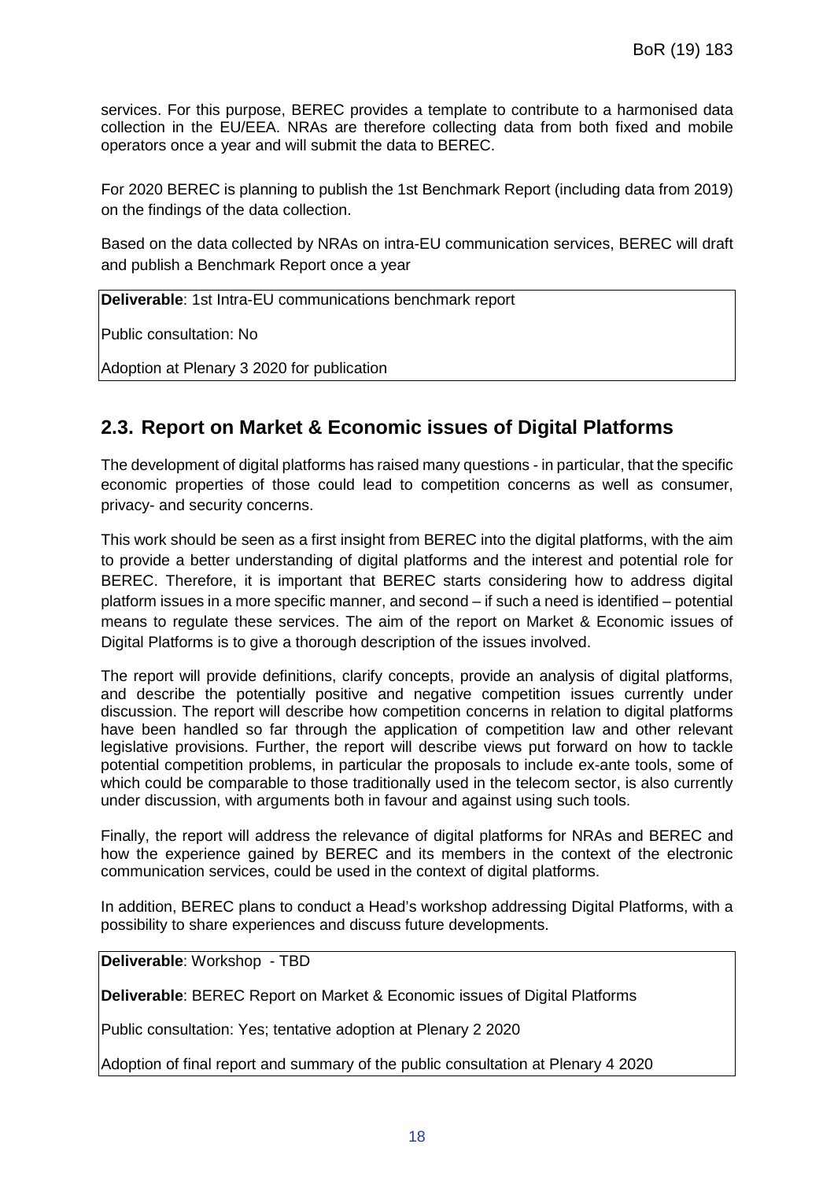services. For this purpose, BEREC provides a template to contribute to a harmonised data collection in the EU/EEA. NRAs are therefore collecting data from both fixed and mobile operators once a year and will submit the data to BEREC.

For 2020 BEREC is planning to publish the 1st Benchmark Report (including data from 2019) on the findings of the data collection.

Based on the data collected by NRAs on intra-EU communication services, BEREC will draft and publish a Benchmark Report once a year

**Deliverable**: 1st Intra-EU communications benchmark report

Public consultation: No

Adoption at Plenary 3 2020 for publication

## 2.3. Report on Market & Economic issues of Digital Platforms

The development of digital platforms has raised many questions - in particular, that the specific economic properties of those could lead to competition concerns as well as consumer, privacy- and security concerns.

This work should be seen as a first insight from BEREC into the digital platforms, with the aim to provide a better understanding of digital platforms and the interest and potential role for BEREC. Therefore, it is important that BEREC starts considering how to address digital platform issues in a more specific manner, and second – if such a need is identified – potential means to regulate these services. The aim of the report on Market & Economic issues of Digital Platforms is to give a thorough description of the issues involved.

The report will provide definitions, clarify concepts, provide an analysis of digital platforms, and describe the potentially positive and negative competition issues currently under discussion. The report will describe how competition concerns in relation to digital platforms have been handled so far through the application of competition law and other relevant legislative provisions. Further, the report will describe views put forward on how to tackle potential competition problems, in particular the proposals to include ex-ante tools, some of which could be comparable to those traditionally used in the telecom sector, is also currently under discussion, with arguments both in favour and against using such tools.

Finally, the report will address the relevance of digital platforms for NRAs and BEREC and how the experience gained by BEREC and its members in the context of the electronic communication services, could be used in the context of digital platforms.

In addition, BEREC plans to conduct a Head's workshop addressing Digital Platforms, with a possibility to share experiences and discuss future developments.

**Deliverable**: Workshop - TBD

**Deliverable**: BEREC Report on Market & Economic issues of Digital Platforms

Public consultation: Yes; tentative adoption at Plenary 2 2020

Adoption of final report and summary of the public consultation at Plenary 4 2020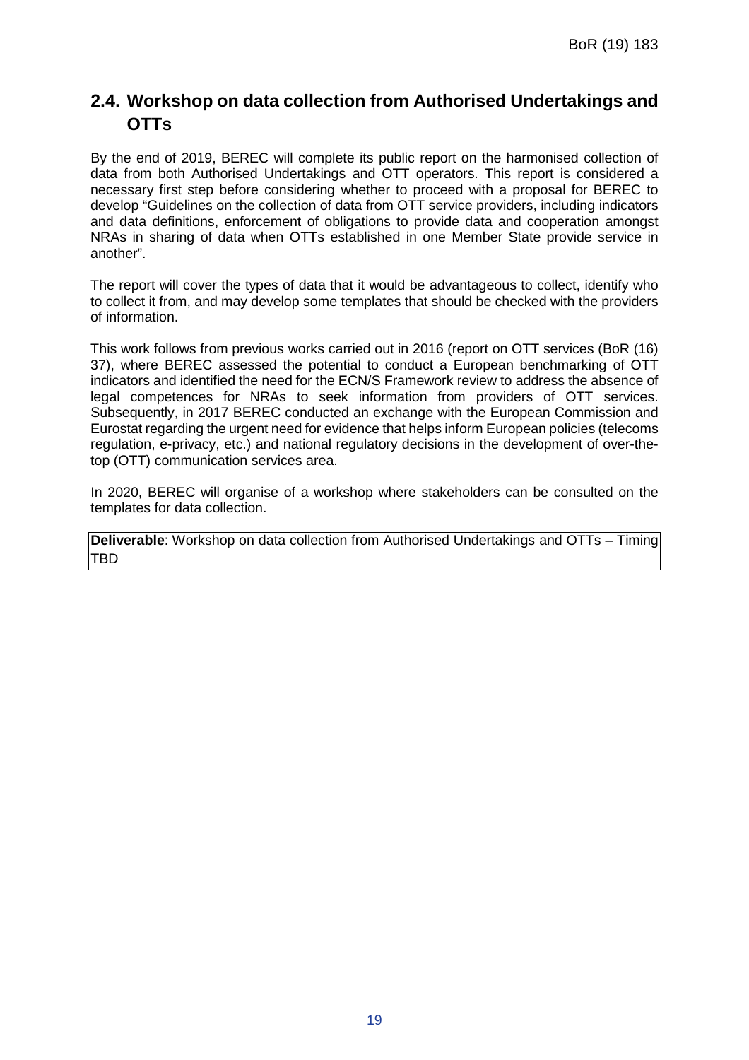## 2.4. Workshop on data collection from Authorised Undertakings and OTTs

By the end of 2019, BEREC will complete its public report on the harmonised collection of data from both Authorised Undertakings and OTT operators. This report is considered a necessary first step before considering whether to proceed with a proposal for BEREC to develop "Guidelines on the collection of data from OTT service providers, including indicators and data definitions, enforcement of obligations to provide data and cooperation amongst NRAs in sharing of data when OTTs established in one Member State provide service in another".

The report will cover the types of data that it would be advantageous to collect, identify who to collect it from, and may develop some templates that should be checked with the providers of information.

This work follows from previous works carried out in 2016 (report on OTT services (BoR (16) 37), where BEREC assessed the potential to conduct a European benchmarking of OTT indicators and identified the need for the ECN/S Framework review to address the absence of legal competences for NRAs to seek information from providers of OTT services. Subsequently, in 2017 BEREC conducted an exchange with the European Commission and Eurostat regarding the urgent need for evidence that helps inform European policies (telecoms regulation, e-privacy, etc.) and national regulatory decisions in the development of over-the-top (OTT) communication services area.

In 2020, BEREC will organise of a workshop where stakeholders can be consulted on the templates for data collection.

**Deliverable**: Workshop on data collection from Authorised Undertakings and OTTs – Timing TBD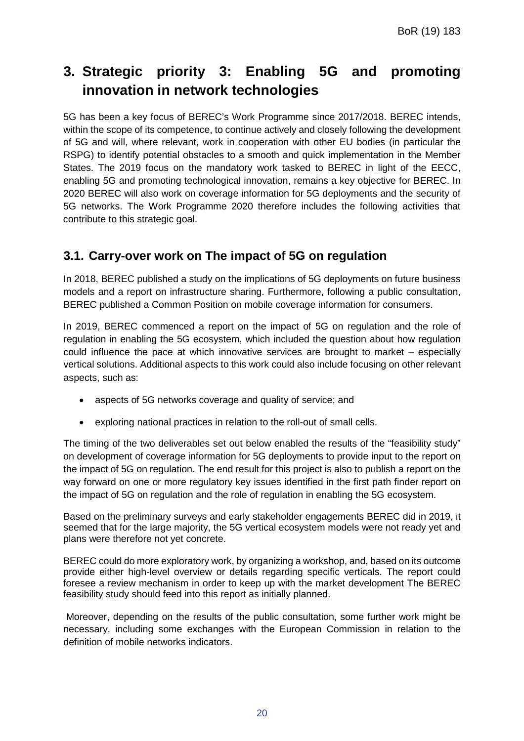# 3. Strategic priority 3: Enabling 5G and promoting innovation in network technologies

5G has been a key focus of BEREC's Work Programme since 2017/2018. BEREC intends, within the scope of its competence, to continue actively and closely following the development of 5G and will, where relevant, work in cooperation with other EU bodies (in particular the RSPG) to identify potential obstacles to a smooth and quick implementation in the Member States. The 2019 focus on the mandatory work tasked to BEREC in light of the EECC, enabling 5G and promoting technological innovation, remains a key objective for BEREC. In 2020 BEREC will also work on coverage information for 5G deployments and the security of 5G networks. The Work Programme 2020 therefore includes the following activities that contribute to this strategic goal.

## 3.1. Carry-over work on The impact of 5G on regulation

In 2018, BEREC published a study on the implications of 5G deployments on future business models and a report on infrastructure sharing. Furthermore, following a public consultation, BEREC published a Common Position on mobile coverage information for consumers.

In 2019, BEREC commenced a report on the impact of 5G on regulation and the role of regulation in enabling the 5G ecosystem, which included the question about how regulation could influence the pace at which innovative services are brought to market – especially vertical solutions. Additional aspects to this work could also include focusing on other relevant aspects, such as:

- aspects of 5G networks coverage and quality of service; and
- exploring national practices in relation to the roll-out of small cells.

The timing of the two deliverables set out below enabled the results of the "feasibility study" on development of coverage information for 5G deployments to provide input to the report on the impact of 5G on regulation. The end result for this project is also to publish a report on the way forward on one or more regulatory key issues identified in the first path finder report on the impact of 5G on regulation and the role of regulation in enabling the 5G ecosystem.

Based on the preliminary surveys and early stakeholder engagements BEREC did in 2019, it seemed that for the large majority, the 5G vertical ecosystem models were not ready yet and plans were therefore not yet concrete.

BEREC could do more exploratory work, by organizing a workshop, and, based on its outcome provide either high-level overview or details regarding specific verticals. The report could foresee a review mechanism in order to keep up with the market development The BEREC feasibility study should feed into this report as initially planned.

Moreover, depending on the results of the public consultation, some further work might be necessary, including some exchanges with the European Commission in relation to the definition of mobile networks indicators.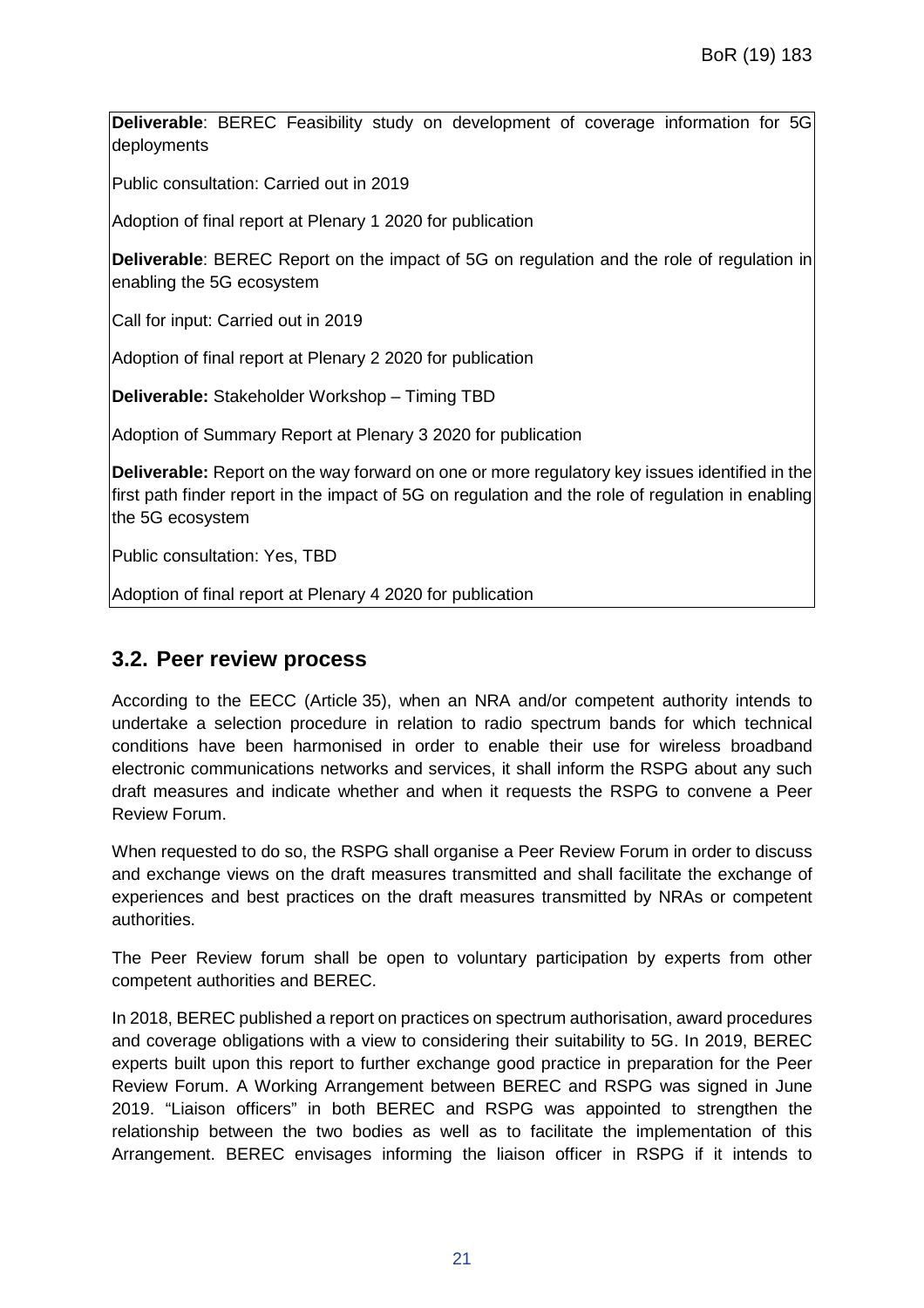**Deliverable**: BEREC Feasibility study on development of coverage information for 5G deployments

Public consultation: Carried out in 2019

Adoption of final report at Plenary 1 2020 for publication

**Deliverable**: BEREC Report on the impact of 5G on regulation and the role of regulation in enabling the 5G ecosystem

Call for input: Carried out in 2019

Adoption of final report at Plenary 2 2020 for publication

**Deliverable:** Stakeholder Workshop – Timing TBD

Adoption of Summary Report at Plenary 3 2020 for publication

**Deliverable:** Report on the way forward on one or more regulatory key issues identified in the first path finder report in the impact of 5G on regulation and the role of regulation in enabling the 5G ecosystem

Public consultation: Yes, TBD

Adoption of final report at Plenary 4 2020 for publication

## 3.2. Peer review process

According to the EECC (Article 35), when an NRA and/or competent authority intends to undertake a selection procedure in relation to radio spectrum bands for which technical conditions have been harmonised in order to enable their use for wireless broadband electronic communications networks and services, it shall inform the RSPG about any such draft measures and indicate whether and when it requests the RSPG to convene a Peer Review Forum.

When requested to do so, the RSPG shall organise a Peer Review Forum in order to discuss and exchange views on the draft measures transmitted and shall facilitate the exchange of experiences and best practices on the draft measures transmitted by NRAs or competent authorities.

The Peer Review forum shall be open to voluntary participation by experts from other competent authorities and BEREC.

In 2018, BEREC published a report on practices on spectrum authorisation, award procedures and coverage obligations with a view to considering their suitability to 5G. In 2019, BEREC experts built upon this report to further exchange good practice in preparation for the Peer Review Forum. A Working Arrangement between BEREC and RSPG was signed in June 2019. "Liaison officers" in both BEREC and RSPG was appointed to strengthen the relationship between the two bodies as well as to facilitate the implementation of this Arrangement. BEREC envisages informing the liaison officer in RSPG if it intends to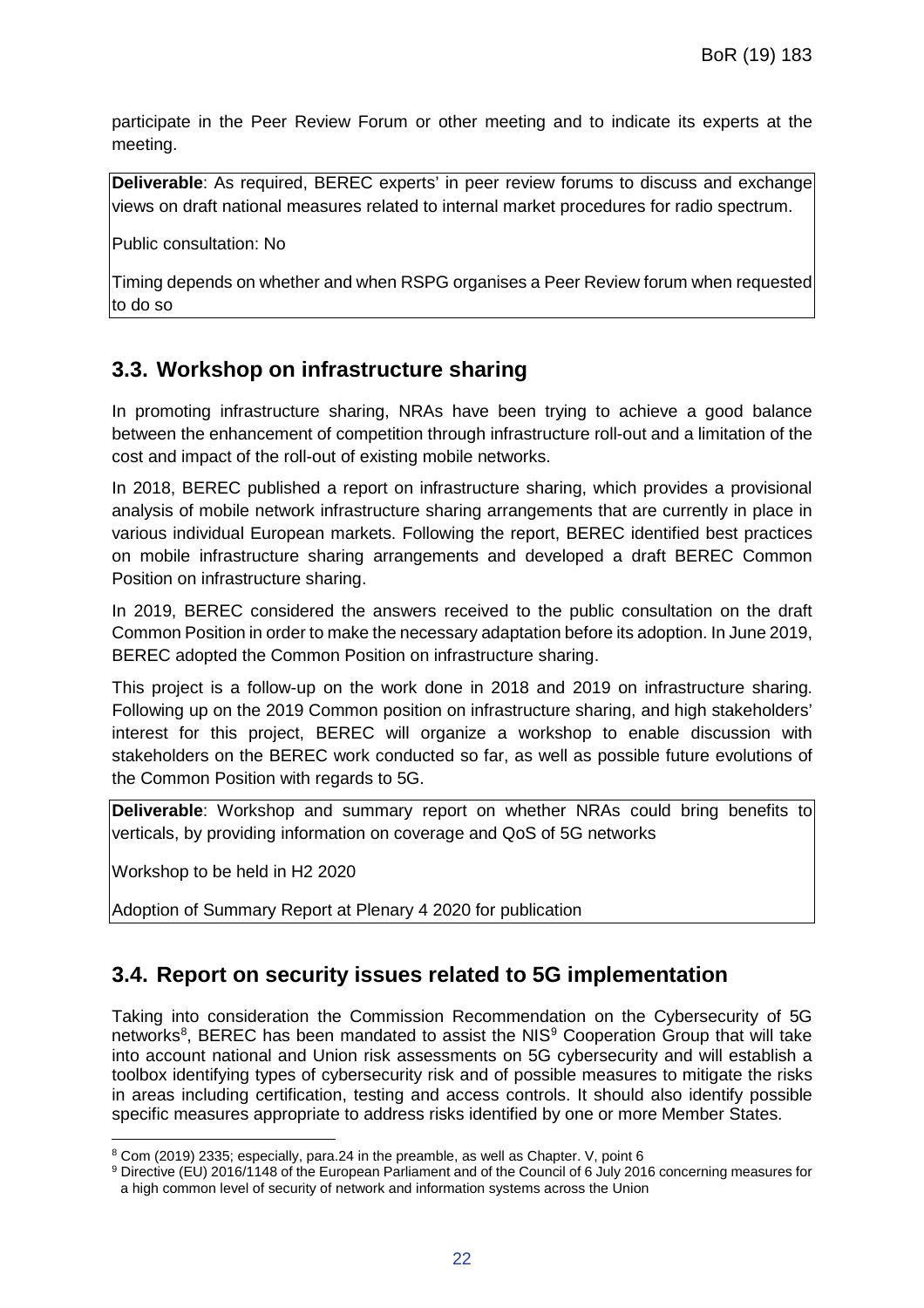participate in the Peer Review Forum or other meeting and to indicate its experts at the meeting.

**Deliverable**: As required, BEREC experts' in peer review forums to discuss and exchange views on draft national measures related to internal market procedures for radio spectrum.

Public consultation: No

Timing depends on whether and when RSPG organises a Peer Review forum when requested to do so

## 3.3. Workshop on infrastructure sharing

In promoting infrastructure sharing, NRAs have been trying to achieve a good balance between the enhancement of competition through infrastructure roll-out and a limitation of the cost and impact of the roll-out of existing mobile networks.

In 2018, BEREC published a report on infrastructure sharing, which provides a provisional analysis of mobile network infrastructure sharing arrangements that are currently in place in various individual European markets. Following the report, BEREC identified best practices on mobile infrastructure sharing arrangements and developed a draft BEREC Common Position on infrastructure sharing.

In 2019, BEREC considered the answers received to the public consultation on the draft Common Position in order to make the necessary adaptation before its adoption. In June 2019, BEREC adopted the Common Position on infrastructure sharing.

This project is a follow-up on the work done in 2018 and 2019 on infrastructure sharing. Following up on the 2019 Common position on infrastructure sharing, and high stakeholders' interest for this project, BEREC will organize a workshop to enable discussion with stakeholders on the BEREC work conducted so far, as well as possible future evolutions of the Common Position with regards to 5G.

**Deliverable**: Workshop and summary report on whether NRAs could bring benefits to verticals, by providing information on coverage and QoS of 5G networks

Workshop to be held in H2 2020

Adoption of Summary Report at Plenary 4 2020 for publication

## 3.4. Report on security issues related to 5G implementation

Taking into consideration the Commission Recommendation on the Cybersecurity of 5G networks[8], BEREC has been mandated to assist the NIS[9] Cooperation Group that will take into account national and Union risk assessments on 5G cybersecurity and will establish a toolbox identifying types of cybersecurity risk and of possible measures to mitigate the risks in areas including certification, testing and access controls. It should also identify possible specific measures appropriate to address risks identified by one or more Member States.

---

[8] Com (2019) 2335; especially, para.24 in the preamble, as well as Chapter. V, point 6

[9] Directive (EU) 2016/1148 of the European Parliament and of the Council of 6 July 2016 concerning measures for a high common level of security of network and information systems across the Union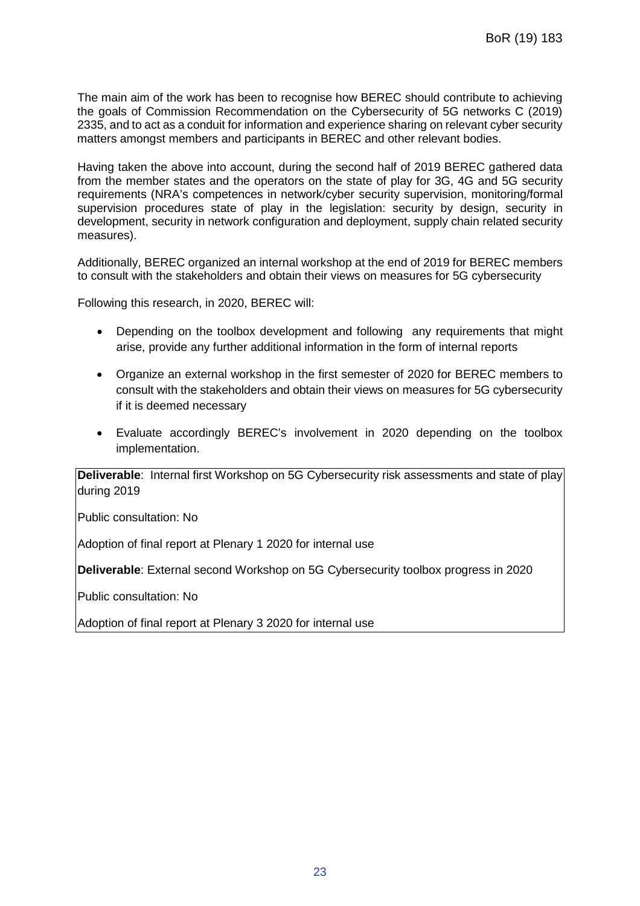The main aim of the work has been to recognise how BEREC should contribute to achieving the goals of Commission Recommendation on the Cybersecurity of 5G networks C (2019) 2335, and to act as a conduit for information and experience sharing on relevant cyber security matters amongst members and participants in BEREC and other relevant bodies.

Having taken the above into account, during the second half of 2019 BEREC gathered data from the member states and the operators on the state of play for 3G, 4G and 5G security requirements (NRA's competences in network/cyber security supervision, monitoring/formal supervision procedures state of play in the legislation: security by design, security in development, security in network configuration and deployment, supply chain related security measures).

Additionally, BEREC organized an internal workshop at the end of 2019 for BEREC members to consult with the stakeholders and obtain their views on measures for 5G cybersecurity

Following this research, in 2020, BEREC will:

- Depending on the toolbox development and following any requirements that might arise, provide any further additional information in the form of internal reports
- Organize an external workshop in the first semester of 2020 for BEREC members to consult with the stakeholders and obtain their views on measures for 5G cybersecurity if it is deemed necessary
- Evaluate accordingly BEREC's involvement in 2020 depending on the toolbox implementation.

**Deliverable**: Internal first Workshop on 5G Cybersecurity risk assessments and state of play during 2019

Public consultation: No

Adoption of final report at Plenary 1 2020 for internal use

**Deliverable**: External second Workshop on 5G Cybersecurity toolbox progress in 2020

Public consultation: No

Adoption of final report at Plenary 3 2020 for internal use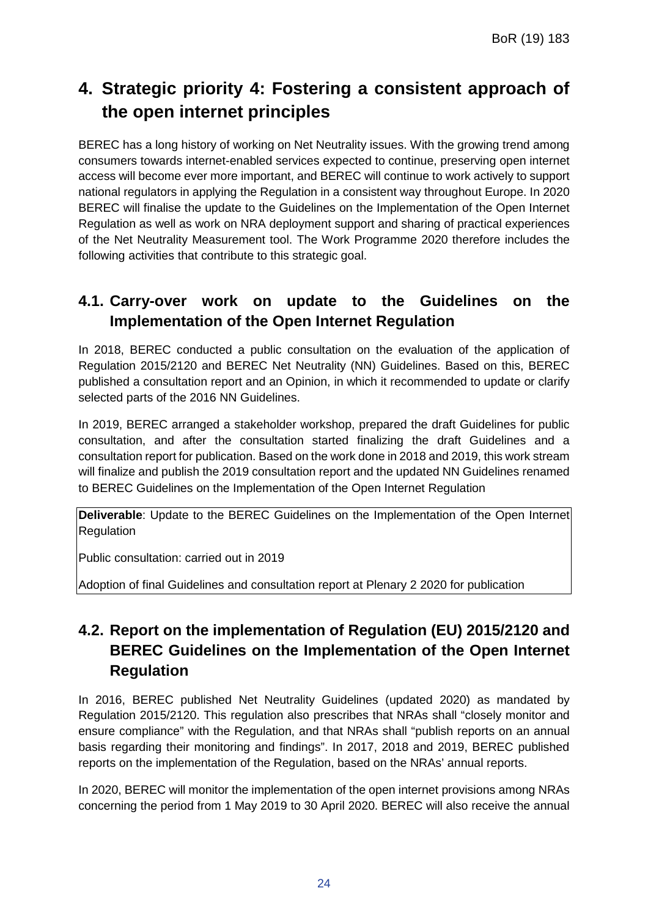# 4. Strategic priority 4: Fostering a consistent approach of the open internet principles

BEREC has a long history of working on Net Neutrality issues. With the growing trend among consumers towards internet-enabled services expected to continue, preserving open internet access will become ever more important, and BEREC will continue to work actively to support national regulators in applying the Regulation in a consistent way throughout Europe. In 2020 BEREC will finalise the update to the Guidelines on the Implementation of the Open Internet Regulation as well as work on NRA deployment support and sharing of practical experiences of the Net Neutrality Measurement tool. The Work Programme 2020 therefore includes the following activities that contribute to this strategic goal.

## 4.1. Carry-over work on update to the Guidelines on the Implementation of the Open Internet Regulation

In 2018, BEREC conducted a public consultation on the evaluation of the application of Regulation 2015/2120 and BEREC Net Neutrality (NN) Guidelines. Based on this, BEREC published a consultation report and an Opinion, in which it recommended to update or clarify selected parts of the 2016 NN Guidelines.

In 2019, BEREC arranged a stakeholder workshop, prepared the draft Guidelines for public consultation, and after the consultation started finalizing the draft Guidelines and a consultation report for publication. Based on the work done in 2018 and 2019, this work stream will finalize and publish the 2019 consultation report and the updated NN Guidelines renamed to BEREC Guidelines on the Implementation of the Open Internet Regulation

**Deliverable**: Update to the BEREC Guidelines on the Implementation of the Open Internet Regulation

Public consultation: carried out in 2019

Adoption of final Guidelines and consultation report at Plenary 2 2020 for publication

## 4.2. Report on the implementation of Regulation (EU) 2015/2120 and BEREC Guidelines on the Implementation of the Open Internet Regulation

In 2016, BEREC published Net Neutrality Guidelines (updated 2020) as mandated by Regulation 2015/2120. This regulation also prescribes that NRAs shall "closely monitor and ensure compliance" with the Regulation, and that NRAs shall "publish reports on an annual basis regarding their monitoring and findings". In 2017, 2018 and 2019, BEREC published reports on the implementation of the Regulation, based on the NRAs' annual reports.

In 2020, BEREC will monitor the implementation of the open internet provisions among NRAs concerning the period from 1 May 2019 to 30 April 2020. BEREC will also receive the annual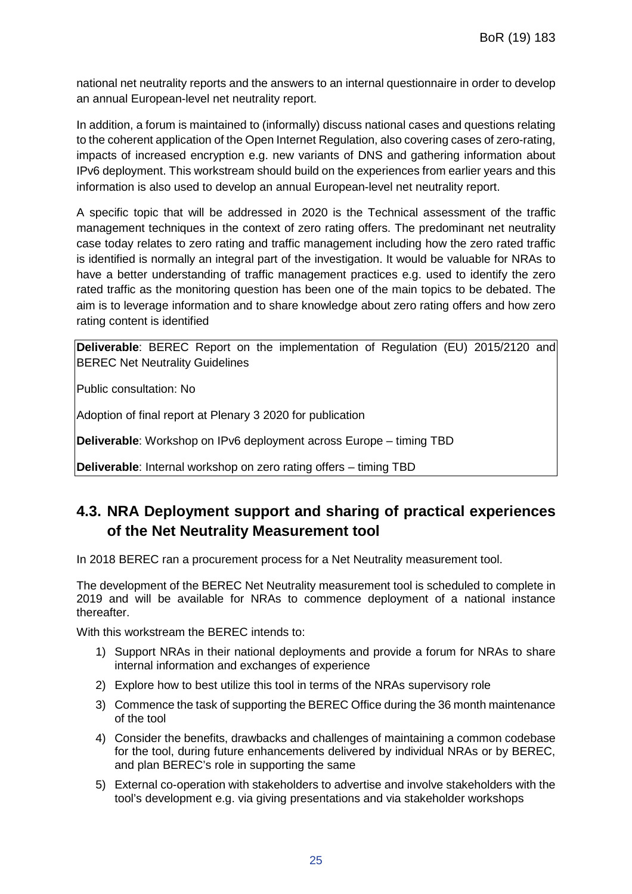national net neutrality reports and the answers to an internal questionnaire in order to develop an annual European-level net neutrality report.

In addition, a forum is maintained to (informally) discuss national cases and questions relating to the coherent application of the Open Internet Regulation, also covering cases of zero-rating, impacts of increased encryption e.g. new variants of DNS and gathering information about IPv6 deployment. This workstream should build on the experiences from earlier years and this information is also used to develop an annual European-level net neutrality report.

A specific topic that will be addressed in 2020 is the Technical assessment of the traffic management techniques in the context of zero rating offers. The predominant net neutrality case today relates to zero rating and traffic management including how the zero rated traffic is identified is normally an integral part of the investigation. It would be valuable for NRAs to have a better understanding of traffic management practices e.g. used to identify the zero rated traffic as the monitoring question has been one of the main topics to be debated. The aim is to leverage information and to share knowledge about zero rating offers and how zero rating content is identified

**Deliverable**: BEREC Report on the implementation of Regulation (EU) 2015/2120 and BEREC Net Neutrality Guidelines

Public consultation: No

Adoption of final report at Plenary 3 2020 for publication

**Deliverable**: Workshop on IPv6 deployment across Europe – timing TBD

**Deliverable**: Internal workshop on zero rating offers – timing TBD

## 4.3. NRA Deployment support and sharing of practical experiences of the Net Neutrality Measurement tool

In 2018 BEREC ran a procurement process for a Net Neutrality measurement tool.

The development of the BEREC Net Neutrality measurement tool is scheduled to complete in 2019 and will be available for NRAs to commence deployment of a national instance thereafter.

With this workstream the BEREC intends to:

1) Support NRAs in their national deployments and provide a forum for NRAs to share internal information and exchanges of experience
2) Explore how to best utilize this tool in terms of the NRAs supervisory role
3) Commence the task of supporting the BEREC Office during the 36 month maintenance of the tool
4) Consider the benefits, drawbacks and challenges of maintaining a common codebase for the tool, during future enhancements delivered by individual NRAs or by BEREC, and plan BEREC's role in supporting the same
5) External co-operation with stakeholders to advertise and involve stakeholders with the tool's development e.g. via giving presentations and via stakeholder workshops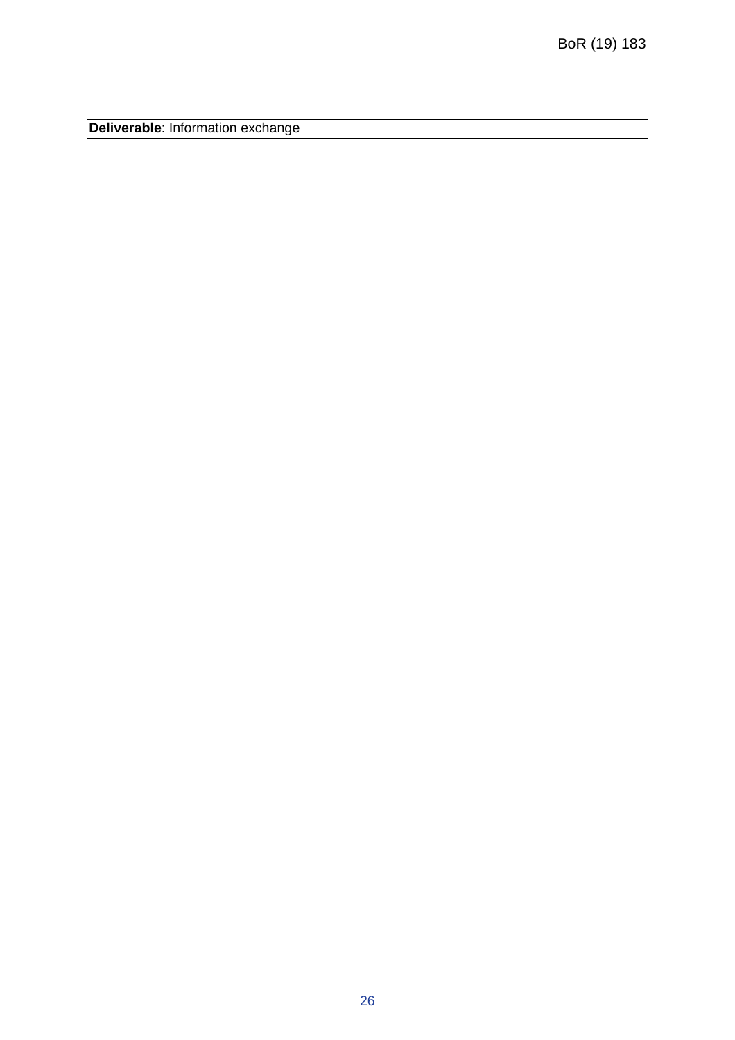| **Deliverable**: Information exchange |
|---|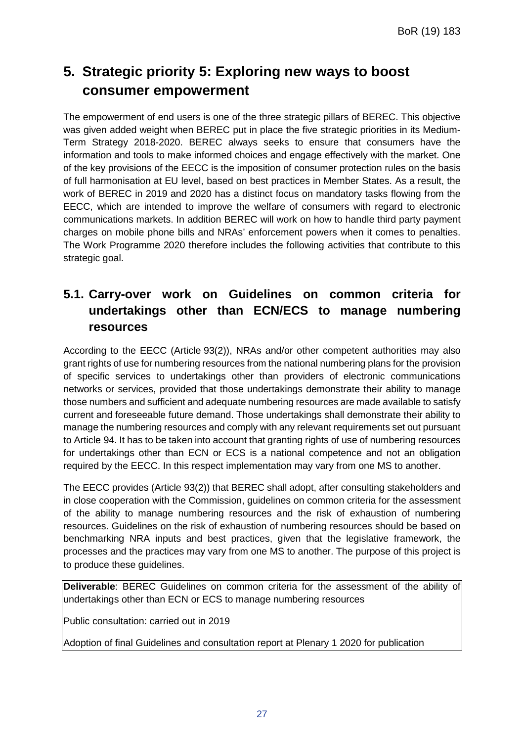# 5. Strategic priority 5: Exploring new ways to boost consumer empowerment

The empowerment of end users is one of the three strategic pillars of BEREC. This objective was given added weight when BEREC put in place the five strategic priorities in its Medium-Term Strategy 2018-2020. BEREC always seeks to ensure that consumers have the information and tools to make informed choices and engage effectively with the market. One of the key provisions of the EECC is the imposition of consumer protection rules on the basis of full harmonisation at EU level, based on best practices in Member States. As a result, the work of BEREC in 2019 and 2020 has a distinct focus on mandatory tasks flowing from the EECC, which are intended to improve the welfare of consumers with regard to electronic communications markets. In addition BEREC will work on how to handle third party payment charges on mobile phone bills and NRAs' enforcement powers when it comes to penalties. The Work Programme 2020 therefore includes the following activities that contribute to this strategic goal.

## 5.1. Carry-over work on Guidelines on common criteria for undertakings other than ECN/ECS to manage numbering resources

According to the EECC (Article 93(2)), NRAs and/or other competent authorities may also grant rights of use for numbering resources from the national numbering plans for the provision of specific services to undertakings other than providers of electronic communications networks or services, provided that those undertakings demonstrate their ability to manage those numbers and sufficient and adequate numbering resources are made available to satisfy current and foreseeable future demand. Those undertakings shall demonstrate their ability to manage the numbering resources and comply with any relevant requirements set out pursuant to Article 94. It has to be taken into account that granting rights of use of numbering resources for undertakings other than ECN or ECS is a national competence and not an obligation required by the EECC. In this respect implementation may vary from one MS to another.

The EECC provides (Article 93(2)) that BEREC shall adopt, after consulting stakeholders and in close cooperation with the Commission, guidelines on common criteria for the assessment of the ability to manage numbering resources and the risk of exhaustion of numbering resources. Guidelines on the risk of exhaustion of numbering resources should be based on benchmarking NRA inputs and best practices, given that the legislative framework, the processes and the practices may vary from one MS to another. The purpose of this project is to produce these guidelines.

**Deliverable**: BEREC Guidelines on common criteria for the assessment of the ability of undertakings other than ECN or ECS to manage numbering resources

Public consultation: carried out in 2019

Adoption of final Guidelines and consultation report at Plenary 1 2020 for publication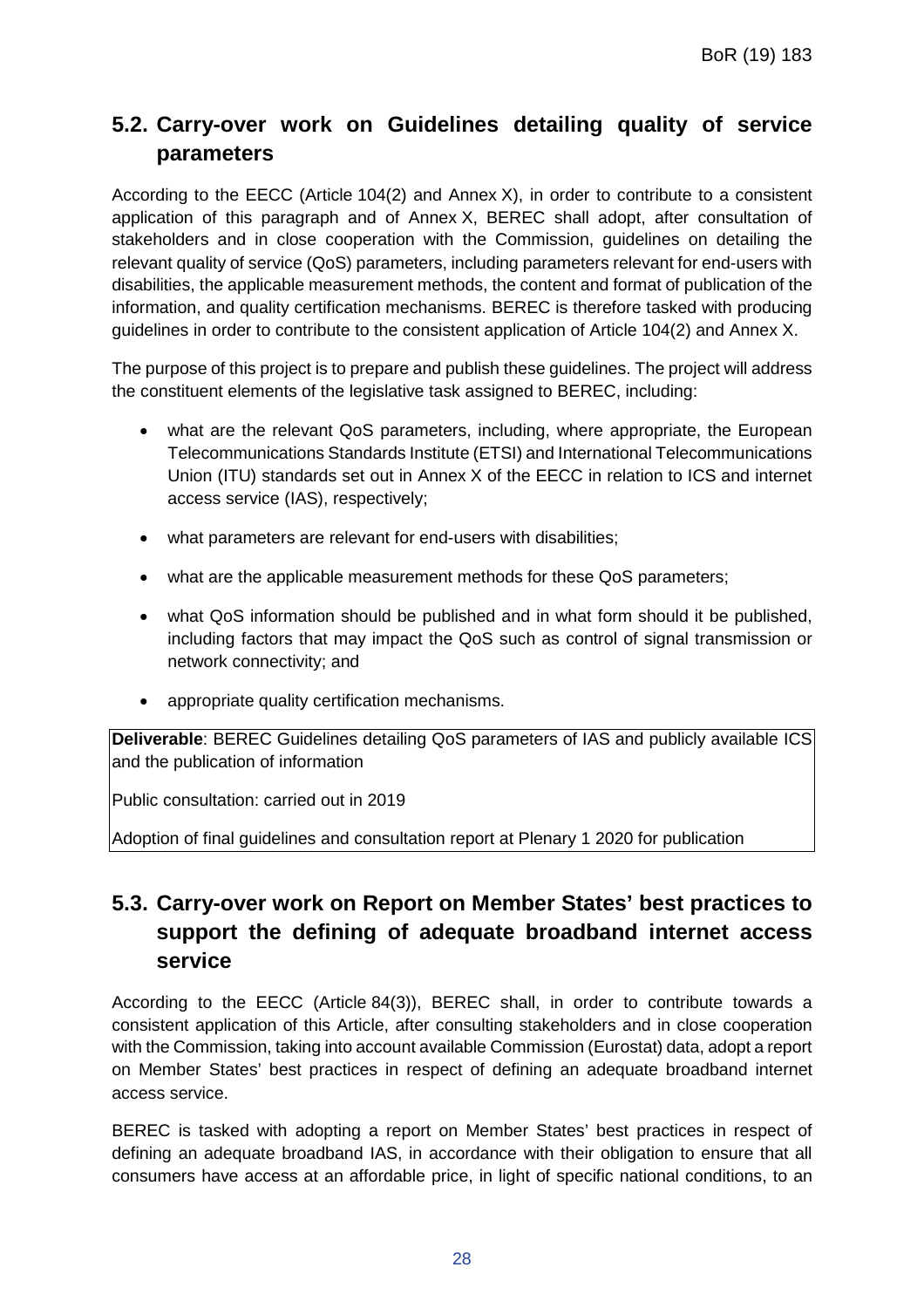## 5.2. Carry-over work on Guidelines detailing quality of service parameters

According to the EECC (Article 104(2) and Annex X), in order to contribute to a consistent application of this paragraph and of Annex X, BEREC shall adopt, after consultation of stakeholders and in close cooperation with the Commission, guidelines on detailing the relevant quality of service (QoS) parameters, including parameters relevant for end-users with disabilities, the applicable measurement methods, the content and format of publication of the information, and quality certification mechanisms. BEREC is therefore tasked with producing guidelines in order to contribute to the consistent application of Article 104(2) and Annex X.

The purpose of this project is to prepare and publish these guidelines. The project will address the constituent elements of the legislative task assigned to BEREC, including:

- what are the relevant QoS parameters, including, where appropriate, the European Telecommunications Standards Institute (ETSI) and International Telecommunications Union (ITU) standards set out in Annex X of the EECC in relation to ICS and internet access service (IAS), respectively;
- what parameters are relevant for end-users with disabilities;
- what are the applicable measurement methods for these QoS parameters;
- what QoS information should be published and in what form should it be published, including factors that may impact the QoS such as control of signal transmission or network connectivity; and
- appropriate quality certification mechanisms.

**Deliverable**: BEREC Guidelines detailing QoS parameters of IAS and publicly available ICS and the publication of information

Public consultation: carried out in 2019

Adoption of final guidelines and consultation report at Plenary 1 2020 for publication

## 5.3. Carry-over work on Report on Member States' best practices to support the defining of adequate broadband internet access service

According to the EECC (Article 84(3)), BEREC shall, in order to contribute towards a consistent application of this Article, after consulting stakeholders and in close cooperation with the Commission, taking into account available Commission (Eurostat) data, adopt a report on Member States' best practices in respect of defining an adequate broadband internet access service.

BEREC is tasked with adopting a report on Member States' best practices in respect of defining an adequate broadband IAS, in accordance with their obligation to ensure that all consumers have access at an affordable price, in light of specific national conditions, to an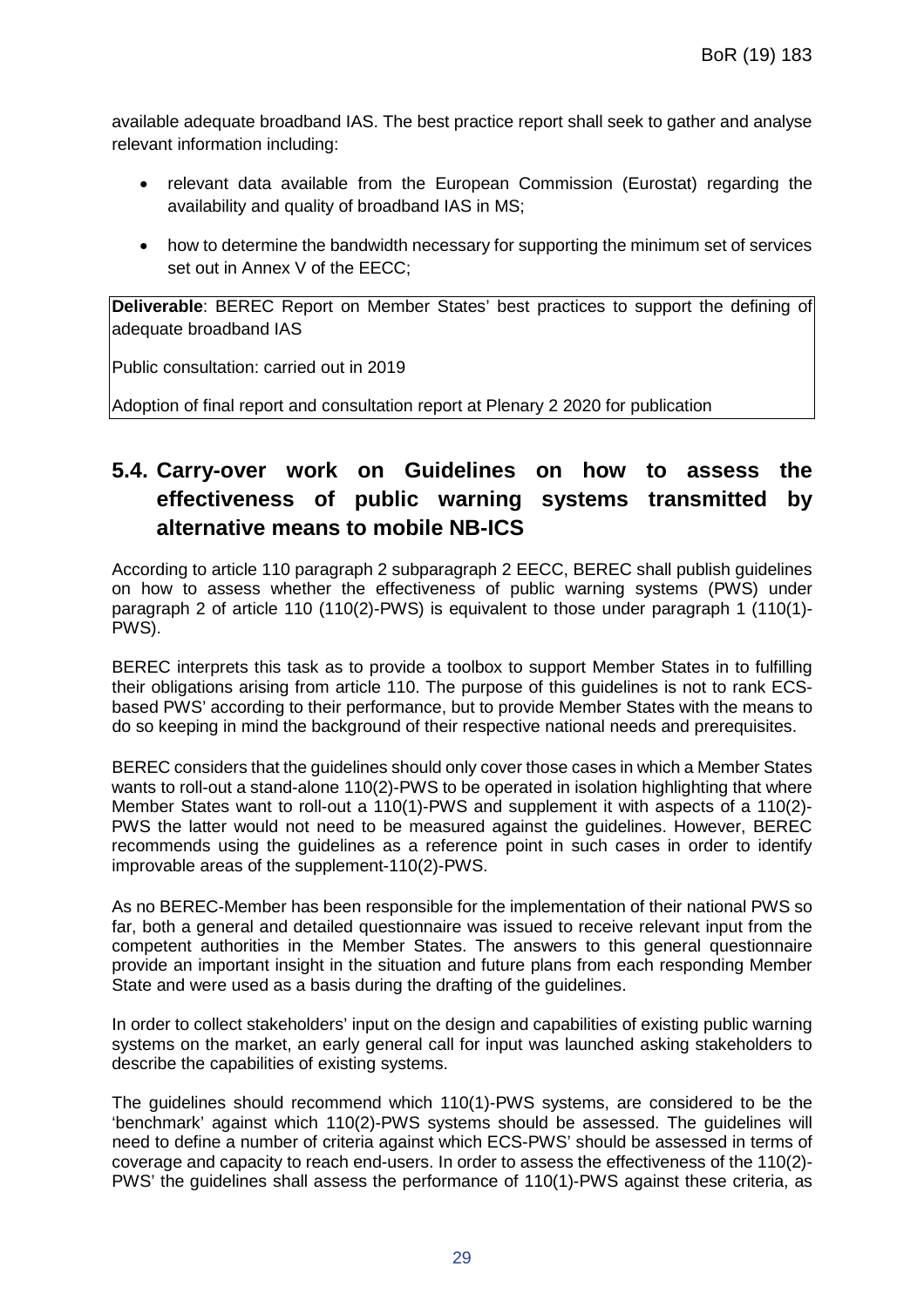available adequate broadband IAS. The best practice report shall seek to gather and analyse relevant information including:

- relevant data available from the European Commission (Eurostat) regarding the availability and quality of broadband IAS in MS;
- how to determine the bandwidth necessary for supporting the minimum set of services set out in Annex V of the EECC;

**Deliverable**: BEREC Report on Member States' best practices to support the defining of adequate broadband IAS

Public consultation: carried out in 2019

Adoption of final report and consultation report at Plenary 2 2020 for publication

## 5.4. Carry-over work on Guidelines on how to assess the effectiveness of public warning systems transmitted by alternative means to mobile NB-ICS

According to article 110 paragraph 2 subparagraph 2 EECC, BEREC shall publish guidelines on how to assess whether the effectiveness of public warning systems (PWS) under paragraph 2 of article 110 (110(2)-PWS) is equivalent to those under paragraph 1 (110(1)-PWS).

BEREC interprets this task as to provide a toolbox to support Member States in to fulfilling their obligations arising from article 110. The purpose of this guidelines is not to rank ECS-based PWS' according to their performance, but to provide Member States with the means to do so keeping in mind the background of their respective national needs and prerequisites.

BEREC considers that the guidelines should only cover those cases in which a Member States wants to roll-out a stand-alone 110(2)-PWS to be operated in isolation highlighting that where Member States want to roll-out a 110(1)-PWS and supplement it with aspects of a 110(2)-PWS the latter would not need to be measured against the guidelines. However, BEREC recommends using the guidelines as a reference point in such cases in order to identify improvable areas of the supplement-110(2)-PWS.

As no BEREC-Member has been responsible for the implementation of their national PWS so far, both a general and detailed questionnaire was issued to receive relevant input from the competent authorities in the Member States. The answers to this general questionnaire provide an important insight in the situation and future plans from each responding Member State and were used as a basis during the drafting of the guidelines.

In order to collect stakeholders' input on the design and capabilities of existing public warning systems on the market, an early general call for input was launched asking stakeholders to describe the capabilities of existing systems.

The guidelines should recommend which 110(1)-PWS systems, are considered to be the 'benchmark' against which 110(2)-PWS systems should be assessed. The guidelines will need to define a number of criteria against which ECS-PWS' should be assessed in terms of coverage and capacity to reach end-users. In order to assess the effectiveness of the 110(2)-PWS' the guidelines shall assess the performance of 110(1)-PWS against these criteria, as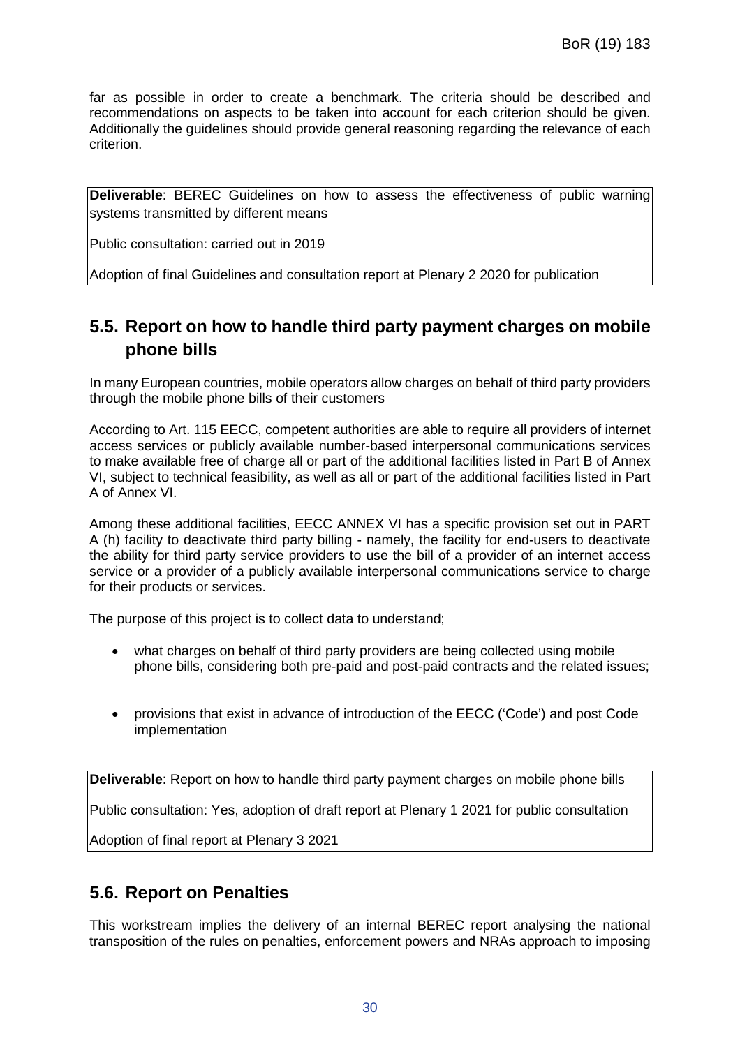far as possible in order to create a benchmark. The criteria should be described and recommendations on aspects to be taken into account for each criterion should be given. Additionally the guidelines should provide general reasoning regarding the relevance of each criterion.

**Deliverable**: BEREC Guidelines on how to assess the effectiveness of public warning systems transmitted by different means

Public consultation: carried out in 2019

Adoption of final Guidelines and consultation report at Plenary 2 2020 for publication

## 5.5. Report on how to handle third party payment charges on mobile phone bills

In many European countries, mobile operators allow charges on behalf of third party providers through the mobile phone bills of their customers

According to Art. 115 EECC, competent authorities are able to require all providers of internet access services or publicly available number-based interpersonal communications services to make available free of charge all or part of the additional facilities listed in Part B of Annex VI, subject to technical feasibility, as well as all or part of the additional facilities listed in Part A of Annex VI.

Among these additional facilities, EECC ANNEX VI has a specific provision set out in PART A (h) facility to deactivate third party billing - namely, the facility for end-users to deactivate the ability for third party service providers to use the bill of a provider of an internet access service or a provider of a publicly available interpersonal communications service to charge for their products or services.

The purpose of this project is to collect data to understand;

- what charges on behalf of third party providers are being collected using mobile phone bills, considering both pre-paid and post-paid contracts and the related issues;
- provisions that exist in advance of introduction of the EECC ('Code') and post Code implementation

**Deliverable**: Report on how to handle third party payment charges on mobile phone bills

Public consultation: Yes, adoption of draft report at Plenary 1 2021 for public consultation

Adoption of final report at Plenary 3 2021

## 5.6. Report on Penalties

This workstream implies the delivery of an internal BEREC report analysing the national transposition of the rules on penalties, enforcement powers and NRAs approach to imposing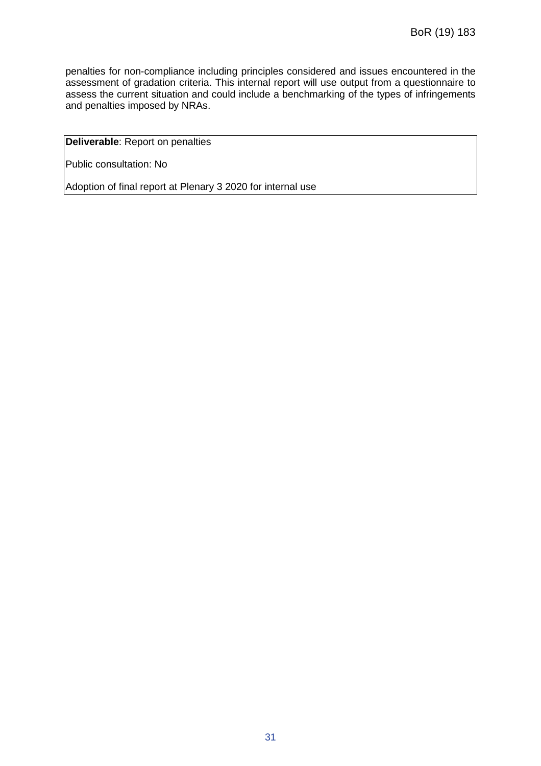penalties for non-compliance including principles considered and issues encountered in the assessment of gradation criteria. This internal report will use output from a questionnaire to assess the current situation and could include a benchmarking of the types of infringements and penalties imposed by NRAs.

| **Deliverable**: Report on penalties<br><br>Public consultation: No<br><br>Adoption of final report at Plenary 3 2020 for internal use |
|---|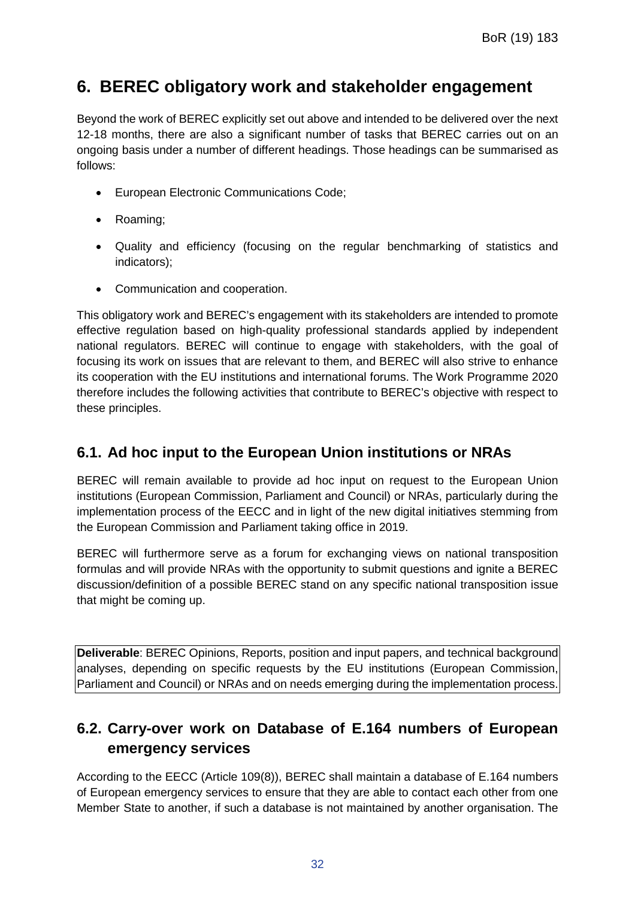# 6. BEREC obligatory work and stakeholder engagement

Beyond the work of BEREC explicitly set out above and intended to be delivered over the next 12-18 months, there are also a significant number of tasks that BEREC carries out on an ongoing basis under a number of different headings. Those headings can be summarised as follows:

- European Electronic Communications Code;
- Roaming;
- Quality and efficiency (focusing on the regular benchmarking of statistics and indicators);
- Communication and cooperation.

This obligatory work and BEREC's engagement with its stakeholders are intended to promote effective regulation based on high-quality professional standards applied by independent national regulators. BEREC will continue to engage with stakeholders, with the goal of focusing its work on issues that are relevant to them, and BEREC will also strive to enhance its cooperation with the EU institutions and international forums. The Work Programme 2020 therefore includes the following activities that contribute to BEREC's objective with respect to these principles.

## 6.1. Ad hoc input to the European Union institutions or NRAs

BEREC will remain available to provide ad hoc input on request to the European Union institutions (European Commission, Parliament and Council) or NRAs, particularly during the implementation process of the EECC and in light of the new digital initiatives stemming from the European Commission and Parliament taking office in 2019.

BEREC will furthermore serve as a forum for exchanging views on national transposition formulas and will provide NRAs with the opportunity to submit questions and ignite a BEREC discussion/definition of a possible BEREC stand on any specific national transposition issue that might be coming up.

**Deliverable**: BEREC Opinions, Reports, position and input papers, and technical background analyses, depending on specific requests by the EU institutions (European Commission, Parliament and Council) or NRAs and on needs emerging during the implementation process.

## 6.2. Carry-over work on Database of E.164 numbers of European emergency services

According to the EECC (Article 109(8)), BEREC shall maintain a database of E.164 numbers of European emergency services to ensure that they are able to contact each other from one Member State to another, if such a database is not maintained by another organisation. The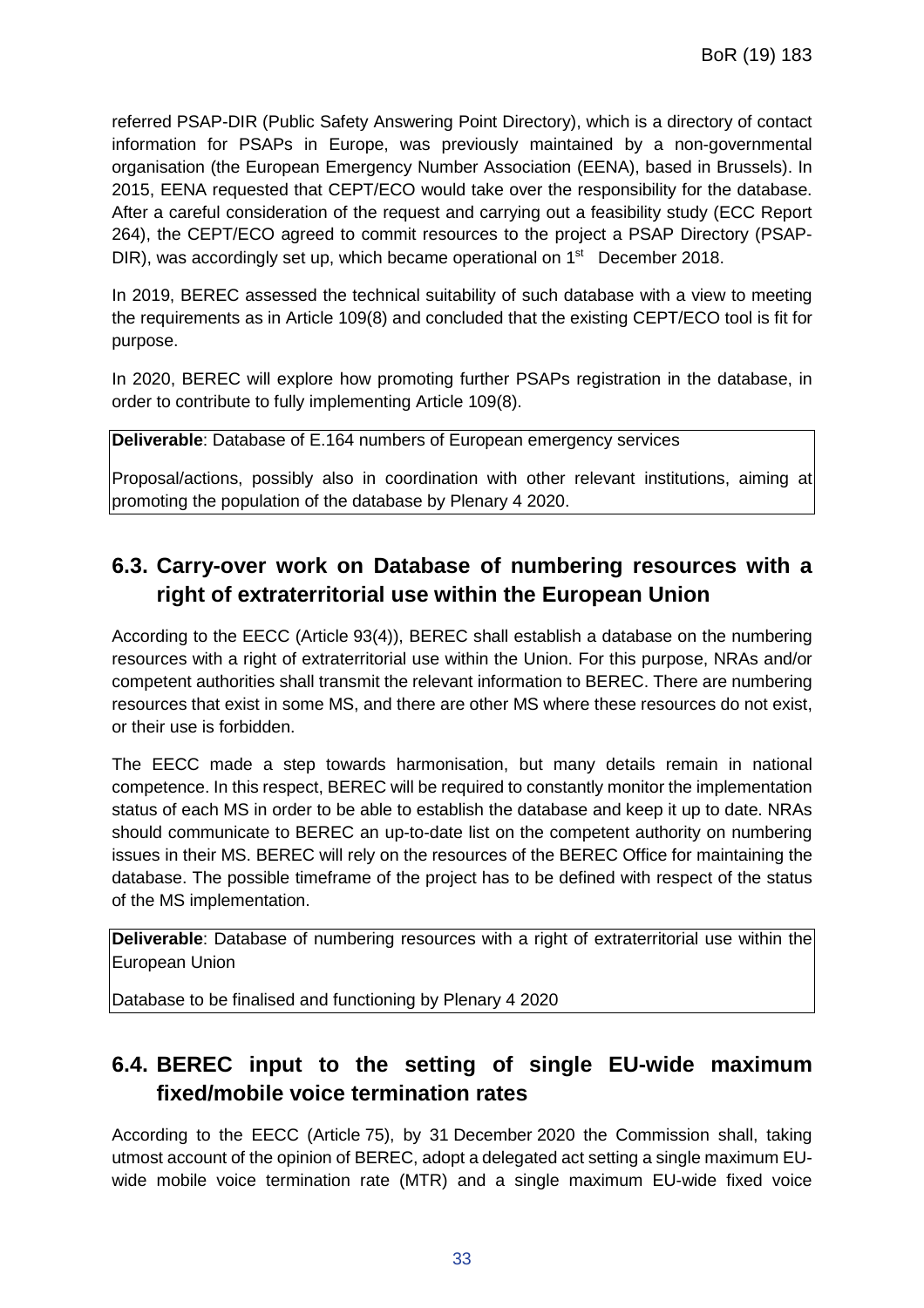referred PSAP-DIR (Public Safety Answering Point Directory), which is a directory of contact information for PSAPs in Europe, was previously maintained by a non-governmental organisation (the European Emergency Number Association (EENA), based in Brussels). In 2015, EENA requested that CEPT/ECO would take over the responsibility for the database. After a careful consideration of the request and carrying out a feasibility study (ECC Report 264), the CEPT/ECO agreed to commit resources to the project a PSAP Directory (PSAP-DIR), was accordingly set up, which became operational on 1st December 2018.

In 2019, BEREC assessed the technical suitability of such database with a view to meeting the requirements as in Article 109(8) and concluded that the existing CEPT/ECO tool is fit for purpose.

In 2020, BEREC will explore how promoting further PSAPs registration in the database, in order to contribute to fully implementing Article 109(8).

| **Deliverable**: Database of E.164 numbers of European emergency services |
|---|
| Proposal/actions, possibly also in coordination with other relevant institutions, aiming at promoting the population of the database by Plenary 4 2020. |

## 6.3. Carry-over work on Database of numbering resources with a right of extraterritorial use within the European Union

According to the EECC (Article 93(4)), BEREC shall establish a database on the numbering resources with a right of extraterritorial use within the Union. For this purpose, NRAs and/or competent authorities shall transmit the relevant information to BEREC. There are numbering resources that exist in some MS, and there are other MS where these resources do not exist, or their use is forbidden.

The EECC made a step towards harmonisation, but many details remain in national competence. In this respect, BEREC will be required to constantly monitor the implementation status of each MS in order to be able to establish the database and keep it up to date. NRAs should communicate to BEREC an up-to-date list on the competent authority on numbering issues in their MS. BEREC will rely on the resources of the BEREC Office for maintaining the database. The possible timeframe of the project has to be defined with respect of the status of the MS implementation.

| **Deliverable**: Database of numbering resources with a right of extraterritorial use within the European Union |
|---|
| Database to be finalised and functioning by Plenary 4 2020 |

## 6.4. BEREC input to the setting of single EU-wide maximum fixed/mobile voice termination rates

According to the EECC (Article 75), by 31 December 2020 the Commission shall, taking utmost account of the opinion of BEREC, adopt a delegated act setting a single maximum EU-wide mobile voice termination rate (MTR) and a single maximum EU-wide fixed voice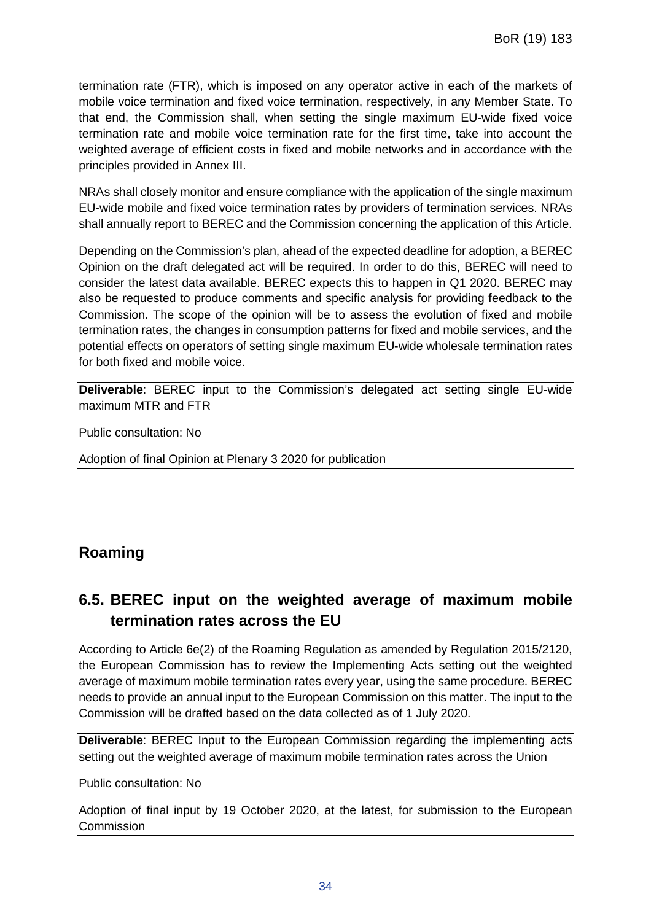termination rate (FTR), which is imposed on any operator active in each of the markets of mobile voice termination and fixed voice termination, respectively, in any Member State. To that end, the Commission shall, when setting the single maximum EU-wide fixed voice termination rate and mobile voice termination rate for the first time, take into account the weighted average of efficient costs in fixed and mobile networks and in accordance with the principles provided in Annex III.

NRAs shall closely monitor and ensure compliance with the application of the single maximum EU-wide mobile and fixed voice termination rates by providers of termination services. NRAs shall annually report to BEREC and the Commission concerning the application of this Article.

Depending on the Commission's plan, ahead of the expected deadline for adoption, a BEREC Opinion on the draft delegated act will be required. In order to do this, BEREC will need to consider the latest data available. BEREC expects this to happen in Q1 2020. BEREC may also be requested to produce comments and specific analysis for providing feedback to the Commission. The scope of the opinion will be to assess the evolution of fixed and mobile termination rates, the changes in consumption patterns for fixed and mobile services, and the potential effects on operators of setting single maximum EU-wide wholesale termination rates for both fixed and mobile voice.

**Deliverable**: BEREC input to the Commission's delegated act setting single EU-wide maximum MTR and FTR

Public consultation: No

Adoption of final Opinion at Plenary 3 2020 for publication

## Roaming

## 6.5. BEREC input on the weighted average of maximum mobile termination rates across the EU

According to Article 6e(2) of the Roaming Regulation as amended by Regulation 2015/2120, the European Commission has to review the Implementing Acts setting out the weighted average of maximum mobile termination rates every year, using the same procedure. BEREC needs to provide an annual input to the European Commission on this matter. The input to the Commission will be drafted based on the data collected as of 1 July 2020.

**Deliverable**: BEREC Input to the European Commission regarding the implementing acts setting out the weighted average of maximum mobile termination rates across the Union

Public consultation: No

Adoption of final input by 19 October 2020, at the latest, for submission to the European Commission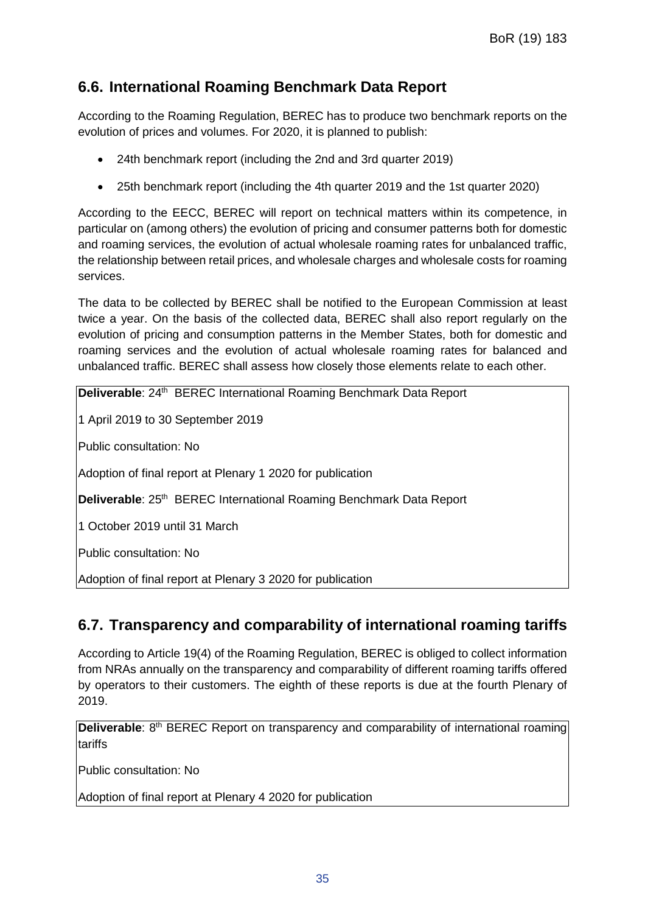## 6.6. International Roaming Benchmark Data Report

According to the Roaming Regulation, BEREC has to produce two benchmark reports on the evolution of prices and volumes. For 2020, it is planned to publish:

- 24th benchmark report (including the 2nd and 3rd quarter 2019)
- 25th benchmark report (including the 4th quarter 2019 and the 1st quarter 2020)

According to the EECC, BEREC will report on technical matters within its competence, in particular on (among others) the evolution of pricing and consumer patterns both for domestic and roaming services, the evolution of actual wholesale roaming rates for unbalanced traffic, the relationship between retail prices, and wholesale charges and wholesale costs for roaming services.

The data to be collected by BEREC shall be notified to the European Commission at least twice a year. On the basis of the collected data, BEREC shall also report regularly on the evolution of pricing and consumption patterns in the Member States, both for domestic and roaming services and the evolution of actual wholesale roaming rates for balanced and unbalanced traffic. BEREC shall assess how closely those elements relate to each other.

| |
|---|
| **Deliverable**: 24th BEREC International Roaming Benchmark Data Report |
| 1 April 2019 to 30 September 2019 |
| Public consultation: No |
| Adoption of final report at Plenary 1 2020 for publication |
| **Deliverable**: 25th BEREC International Roaming Benchmark Data Report |
| 1 October 2019 until 31 March |
| Public consultation: No |
| Adoption of final report at Plenary 3 2020 for publication |

## 6.7. Transparency and comparability of international roaming tariffs

According to Article 19(4) of the Roaming Regulation, BEREC is obliged to collect information from NRAs annually on the transparency and comparability of different roaming tariffs offered by operators to their customers. The eighth of these reports is due at the fourth Plenary of 2019.

| |
|---|
| **Deliverable**: 8th BEREC Report on transparency and comparability of international roaming tariffs |
| Public consultation: No |
| Adoption of final report at Plenary 4 2020 for publication |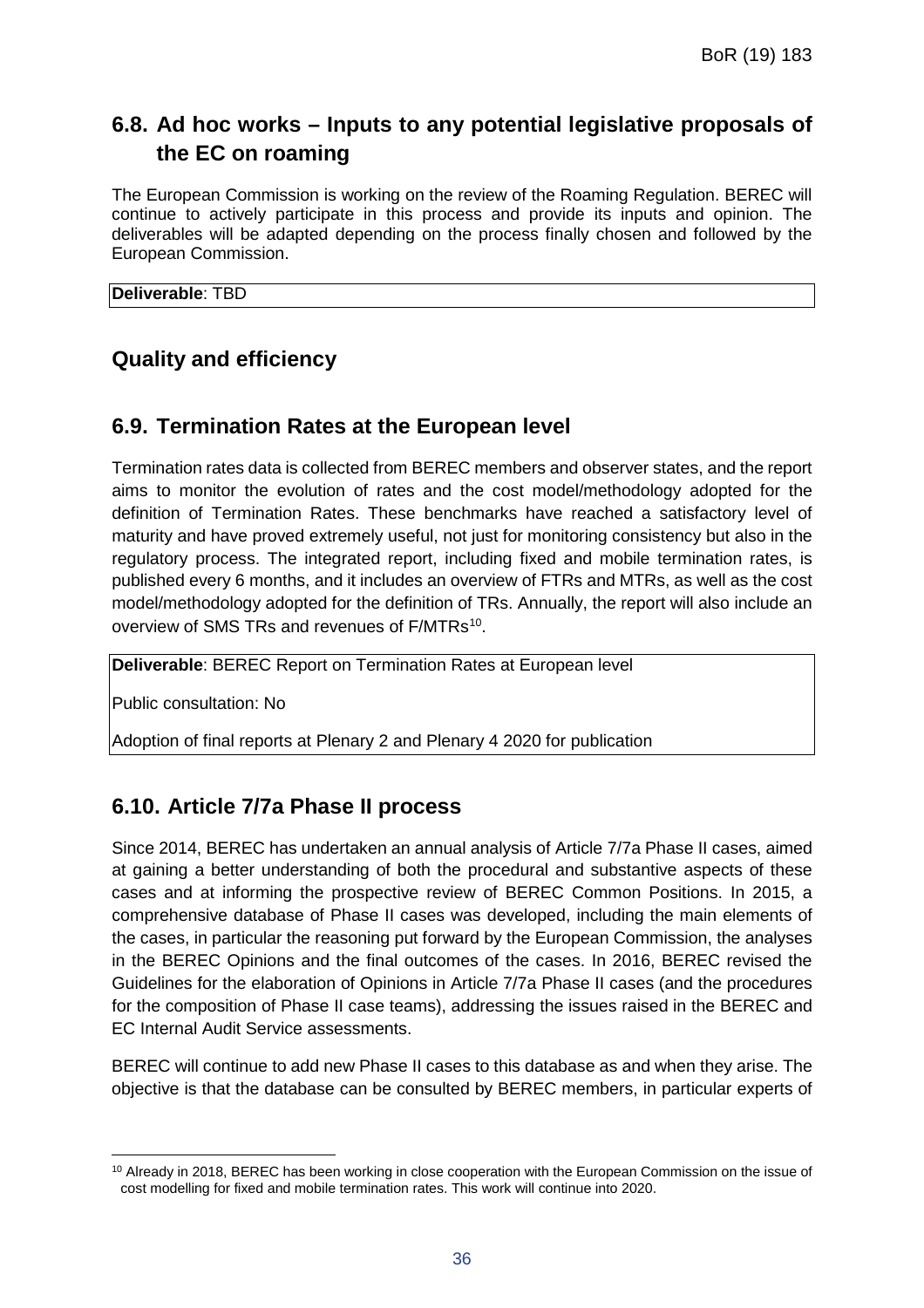## 6.8. Ad hoc works – Inputs to any potential legislative proposals of the EC on roaming

The European Commission is working on the review of the Roaming Regulation. BEREC will continue to actively participate in this process and provide its inputs and opinion. The deliverables will be adapted depending on the process finally chosen and followed by the European Commission.

| **Deliverable**: TBD |
|---|

## Quality and efficiency

## 6.9. Termination Rates at the European level

Termination rates data is collected from BEREC members and observer states, and the report aims to monitor the evolution of rates and the cost model/methodology adopted for the definition of Termination Rates. These benchmarks have reached a satisfactory level of maturity and have proved extremely useful, not just for monitoring consistency but also in the regulatory process. The integrated report, including fixed and mobile termination rates, is published every 6 months, and it includes an overview of FTRs and MTRs, as well as the cost model/methodology adopted for the definition of TRs. Annually, the report will also include an overview of SMS TRs and revenues of F/MTRs[10].

| **Deliverable**: BEREC Report on Termination Rates at European level |
|---|
| Public consultation: No |
| Adoption of final reports at Plenary 2 and Plenary 4 2020 for publication |

## 6.10. Article 7/7a Phase II process

Since 2014, BEREC has undertaken an annual analysis of Article 7/7a Phase II cases, aimed at gaining a better understanding of both the procedural and substantive aspects of these cases and at informing the prospective review of BEREC Common Positions. In 2015, a comprehensive database of Phase II cases was developed, including the main elements of the cases, in particular the reasoning put forward by the European Commission, the analyses in the BEREC Opinions and the final outcomes of the cases. In 2016, BEREC revised the Guidelines for the elaboration of Opinions in Article 7/7a Phase II cases (and the procedures for the composition of Phase II case teams), addressing the issues raised in the BEREC and EC Internal Audit Service assessments.

BEREC will continue to add new Phase II cases to this database as and when they arise. The objective is that the database can be consulted by BEREC members, in particular experts of

[10] Already in 2018, BEREC has been working in close cooperation with the European Commission on the issue of cost modelling for fixed and mobile termination rates. This work will continue into 2020.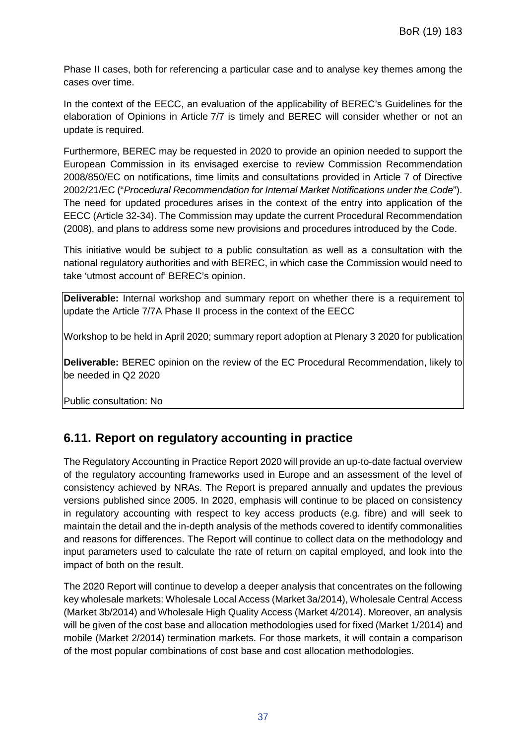Phase II cases, both for referencing a particular case and to analyse key themes among the cases over time.

In the context of the EECC, an evaluation of the applicability of BEREC's Guidelines for the elaboration of Opinions in Article 7/7 is timely and BEREC will consider whether or not an update is required.

Furthermore, BEREC may be requested in 2020 to provide an opinion needed to support the European Commission in its envisaged exercise to review Commission Recommendation 2008/850/EC on notifications, time limits and consultations provided in Article 7 of Directive 2002/21/EC ("*Procedural Recommendation for Internal Market Notifications under the Code*"). The need for updated procedures arises in the context of the entry into application of the EECC (Article 32-34). The Commission may update the current Procedural Recommendation (2008), and plans to address some new provisions and procedures introduced by the Code.

This initiative would be subject to a public consultation as well as a consultation with the national regulatory authorities and with BEREC, in which case the Commission would need to take 'utmost account of' BEREC's opinion.

**Deliverable:** Internal workshop and summary report on whether there is a requirement to update the Article 7/7A Phase II process in the context of the EECC

Workshop to be held in April 2020; summary report adoption at Plenary 3 2020 for publication

**Deliverable:** BEREC opinion on the review of the EC Procedural Recommendation, likely to be needed in Q2 2020

Public consultation: No

## 6.11. Report on regulatory accounting in practice

The Regulatory Accounting in Practice Report 2020 will provide an up-to-date factual overview of the regulatory accounting frameworks used in Europe and an assessment of the level of consistency achieved by NRAs. The Report is prepared annually and updates the previous versions published since 2005. In 2020, emphasis will continue to be placed on consistency in regulatory accounting with respect to key access products (e.g. fibre) and will seek to maintain the detail and the in-depth analysis of the methods covered to identify commonalities and reasons for differences. The Report will continue to collect data on the methodology and input parameters used to calculate the rate of return on capital employed, and look into the impact of both on the result.

The 2020 Report will continue to develop a deeper analysis that concentrates on the following key wholesale markets: Wholesale Local Access (Market 3a/2014), Wholesale Central Access (Market 3b/2014) and Wholesale High Quality Access (Market 4/2014). Moreover, an analysis will be given of the cost base and allocation methodologies used for fixed (Market 1/2014) and mobile (Market 2/2014) termination markets. For those markets, it will contain a comparison of the most popular combinations of cost base and cost allocation methodologies.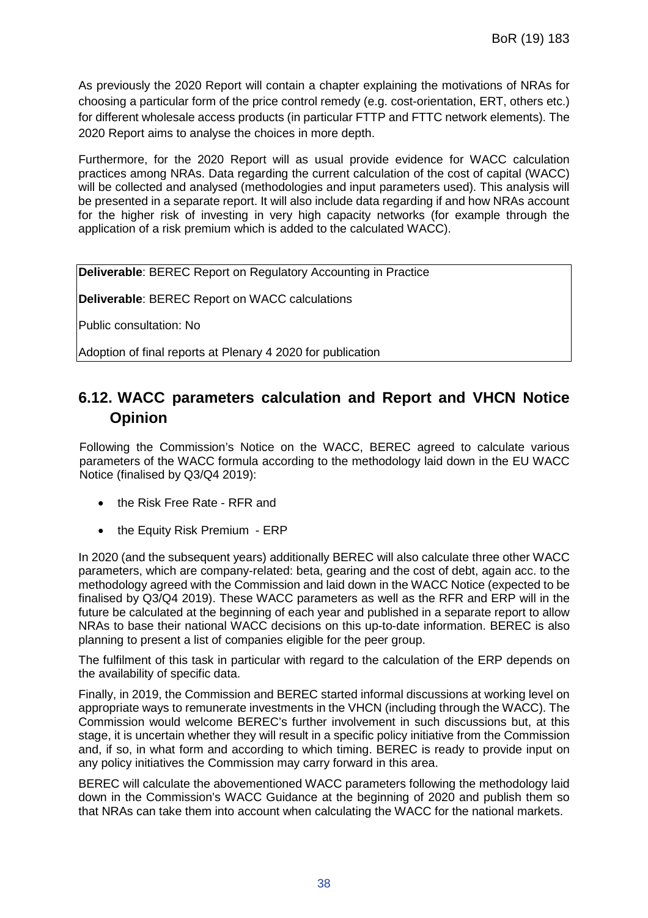As previously the 2020 Report will contain a chapter explaining the motivations of NRAs for choosing a particular form of the price control remedy (e.g. cost-orientation, ERT, others etc.) for different wholesale access products (in particular FTTP and FTTC network elements). The 2020 Report aims to analyse the choices in more depth.

Furthermore, for the 2020 Report will as usual provide evidence for WACC calculation practices among NRAs. Data regarding the current calculation of the cost of capital (WACC) will be collected and analysed (methodologies and input parameters used). This analysis will be presented in a separate report. It will also include data regarding if and how NRAs account for the higher risk of investing in very high capacity networks (for example through the application of a risk premium which is added to the calculated WACC).

**Deliverable**: BEREC Report on Regulatory Accounting in Practice

**Deliverable**: BEREC Report on WACC calculations

Public consultation: No

Adoption of final reports at Plenary 4 2020 for publication

## 6.12. WACC parameters calculation and Report and VHCN Notice Opinion

Following the Commission's Notice on the WACC, BEREC agreed to calculate various parameters of the WACC formula according to the methodology laid down in the EU WACC Notice (finalised by Q3/Q4 2019):

- the Risk Free Rate - RFR and
- the Equity Risk Premium - ERP

In 2020 (and the subsequent years) additionally BEREC will also calculate three other WACC parameters, which are company-related: beta, gearing and the cost of debt, again acc. to the methodology agreed with the Commission and laid down in the WACC Notice (expected to be finalised by Q3/Q4 2019). These WACC parameters as well as the RFR and ERP will in the future be calculated at the beginning of each year and published in a separate report to allow NRAs to base their national WACC decisions on this up-to-date information. BEREC is also planning to present a list of companies eligible for the peer group.

The fulfilment of this task in particular with regard to the calculation of the ERP depends on the availability of specific data.

Finally, in 2019, the Commission and BEREC started informal discussions at working level on appropriate ways to remunerate investments in the VHCN (including through the WACC). The Commission would welcome BEREC's further involvement in such discussions but, at this stage, it is uncertain whether they will result in a specific policy initiative from the Commission and, if so, in what form and according to which timing. BEREC is ready to provide input on any policy initiatives the Commission may carry forward in this area.

BEREC will calculate the abovementioned WACC parameters following the methodology laid down in the Commission's WACC Guidance at the beginning of 2020 and publish them so that NRAs can take them into account when calculating the WACC for the national markets.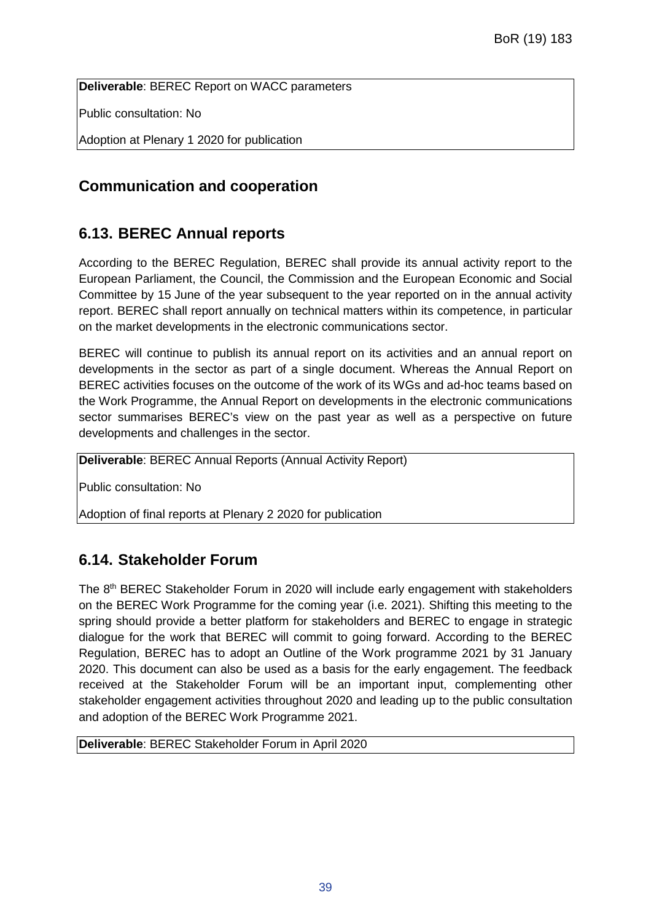**Deliverable**: BEREC Report on WACC parameters

Public consultation: No

Adoption at Plenary 1 2020 for publication

## Communication and cooperation

## 6.13. BEREC Annual reports

According to the BEREC Regulation, BEREC shall provide its annual activity report to the European Parliament, the Council, the Commission and the European Economic and Social Committee by 15 June of the year subsequent to the year reported on in the annual activity report. BEREC shall report annually on technical matters within its competence, in particular on the market developments in the electronic communications sector.

BEREC will continue to publish its annual report on its activities and an annual report on developments in the sector as part of a single document. Whereas the Annual Report on BEREC activities focuses on the outcome of the work of its WGs and ad-hoc teams based on the Work Programme, the Annual Report on developments in the electronic communications sector summarises BEREC's view on the past year as well as a perspective on future developments and challenges in the sector.

**Deliverable**: BEREC Annual Reports (Annual Activity Report)

Public consultation: No

Adoption of final reports at Plenary 2 2020 for publication

## 6.14. Stakeholder Forum

The 8th BEREC Stakeholder Forum in 2020 will include early engagement with stakeholders on the BEREC Work Programme for the coming year (i.e. 2021). Shifting this meeting to the spring should provide a better platform for stakeholders and BEREC to engage in strategic dialogue for the work that BEREC will commit to going forward. According to the BEREC Regulation, BEREC has to adopt an Outline of the Work programme 2021 by 31 January 2020. This document can also be used as a basis for the early engagement. The feedback received at the Stakeholder Forum will be an important input, complementing other stakeholder engagement activities throughout 2020 and leading up to the public consultation and adoption of the BEREC Work Programme 2021.

**Deliverable**: BEREC Stakeholder Forum in April 2020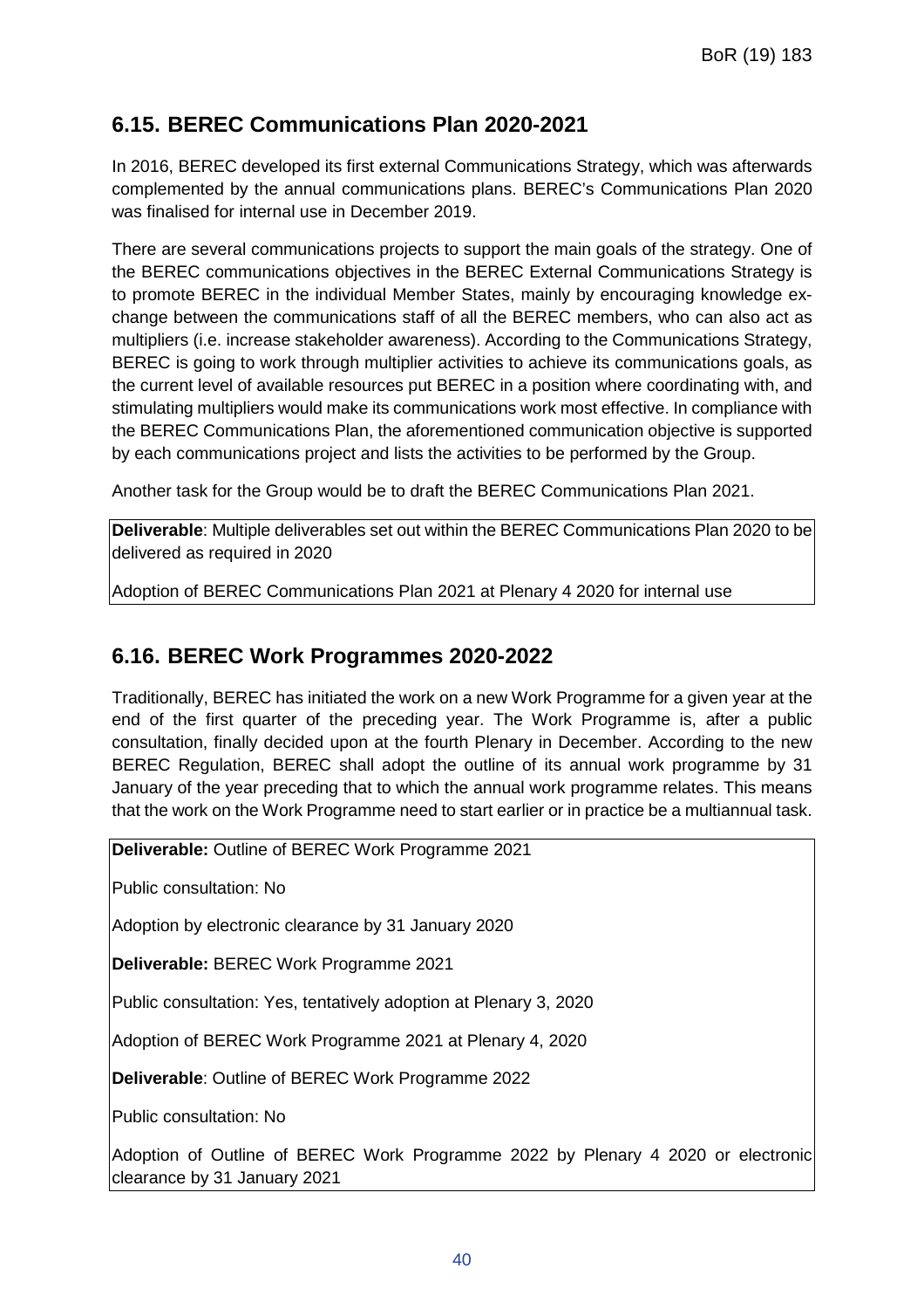## 6.15. BEREC Communications Plan 2020-2021

In 2016, BEREC developed its first external Communications Strategy, which was afterwards complemented by the annual communications plans. BEREC's Communications Plan 2020 was finalised for internal use in December 2019.

There are several communications projects to support the main goals of the strategy. One of the BEREC communications objectives in the BEREC External Communications Strategy is to promote BEREC in the individual Member States, mainly by encouraging knowledge exchange between the communications staff of all the BEREC members, who can also act as multipliers (i.e. increase stakeholder awareness). According to the Communications Strategy, BEREC is going to work through multiplier activities to achieve its communications goals, as the current level of available resources put BEREC in a position where coordinating with, and stimulating multipliers would make its communications work most effective. In compliance with the BEREC Communications Plan, the aforementioned communication objective is supported by each communications project and lists the activities to be performed by the Group.

Another task for the Group would be to draft the BEREC Communications Plan 2021.

**Deliverable**: Multiple deliverables set out within the BEREC Communications Plan 2020 to be delivered as required in 2020

Adoption of BEREC Communications Plan 2021 at Plenary 4 2020 for internal use

## 6.16. BEREC Work Programmes 2020-2022

Traditionally, BEREC has initiated the work on a new Work Programme for a given year at the end of the first quarter of the preceding year. The Work Programme is, after a public consultation, finally decided upon at the fourth Plenary in December. According to the new BEREC Regulation, BEREC shall adopt the outline of its annual work programme by 31 January of the year preceding that to which the annual work programme relates. This means that the work on the Work Programme need to start earlier or in practice be a multiannual task.

**Deliverable:** Outline of BEREC Work Programme 2021

Public consultation: No

Adoption by electronic clearance by 31 January 2020

**Deliverable:** BEREC Work Programme 2021

Public consultation: Yes, tentatively adoption at Plenary 3, 2020

Adoption of BEREC Work Programme 2021 at Plenary 4, 2020

**Deliverable**: Outline of BEREC Work Programme 2022

Public consultation: No

Adoption of Outline of BEREC Work Programme 2022 by Plenary 4 2020 or electronic clearance by 31 January 2021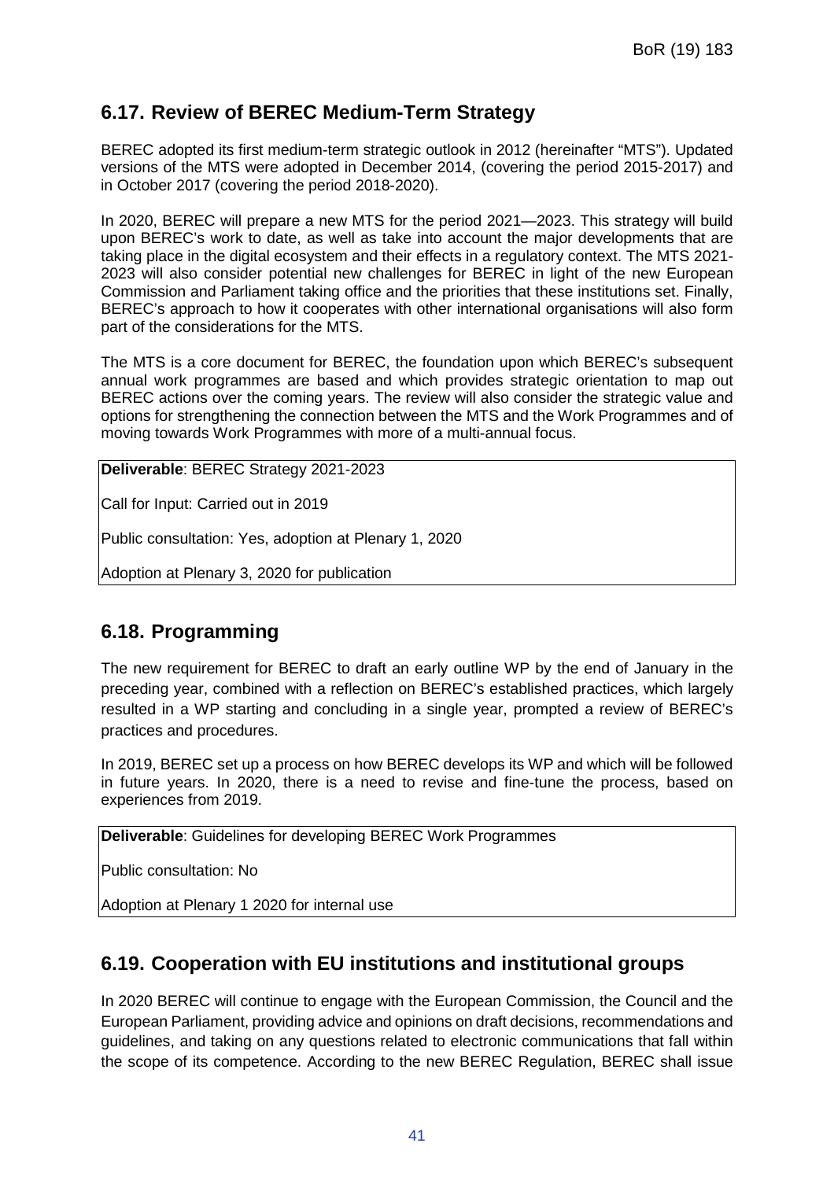## 6.17. Review of BEREC Medium-Term Strategy

BEREC adopted its first medium-term strategic outlook in 2012 (hereinafter "MTS"). Updated versions of the MTS were adopted in December 2014, (covering the period 2015-2017) and in October 2017 (covering the period 2018-2020).

In 2020, BEREC will prepare a new MTS for the period 2021—2023. This strategy will build upon BEREC's work to date, as well as take into account the major developments that are taking place in the digital ecosystem and their effects in a regulatory context. The MTS 2021-2023 will also consider potential new challenges for BEREC in light of the new European Commission and Parliament taking office and the priorities that these institutions set. Finally, BEREC's approach to how it cooperates with other international organisations will also form part of the considerations for the MTS.

The MTS is a core document for BEREC, the foundation upon which BEREC's subsequent annual work programmes are based and which provides strategic orientation to map out BEREC actions over the coming years. The review will also consider the strategic value and options for strengthening the connection between the MTS and the Work Programmes and of moving towards Work Programmes with more of a multi-annual focus.

| **Deliverable**: BEREC Strategy 2021-2023 |
|---|
| Call for Input: Carried out in 2019 |
| Public consultation: Yes, adoption at Plenary 1, 2020 |
| Adoption at Plenary 3, 2020 for publication |

## 6.18. Programming

The new requirement for BEREC to draft an early outline WP by the end of January in the preceding year, combined with a reflection on BEREC's established practices, which largely resulted in a WP starting and concluding in a single year, prompted a review of BEREC's practices and procedures.

In 2019, BEREC set up a process on how BEREC develops its WP and which will be followed in future years. In 2020, there is a need to revise and fine-tune the process, based on experiences from 2019.

| **Deliverable**: Guidelines for developing BEREC Work Programmes |
|---|
| Public consultation: No |
| Adoption at Plenary 1 2020 for internal use |

## 6.19. Cooperation with EU institutions and institutional groups

In 2020 BEREC will continue to engage with the European Commission, the Council and the European Parliament, providing advice and opinions on draft decisions, recommendations and guidelines, and taking on any questions related to electronic communications that fall within the scope of its competence. According to the new BEREC Regulation, BEREC shall issue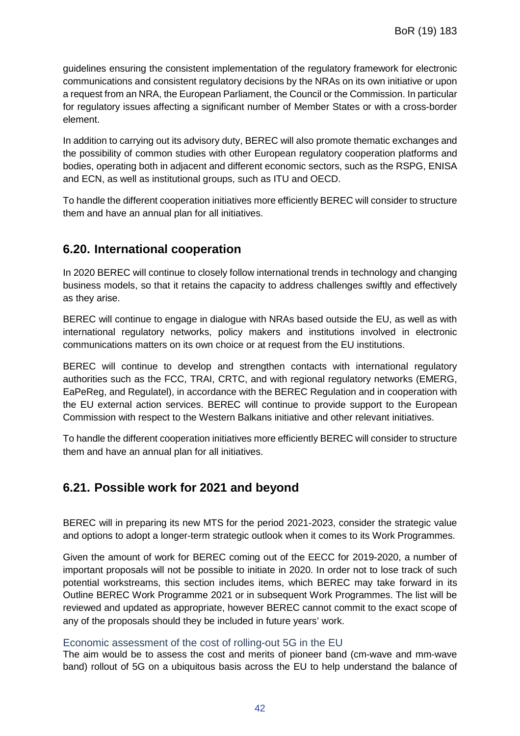guidelines ensuring the consistent implementation of the regulatory framework for electronic communications and consistent regulatory decisions by the NRAs on its own initiative or upon a request from an NRA, the European Parliament, the Council or the Commission. In particular for regulatory issues affecting a significant number of Member States or with a cross-border element.

In addition to carrying out its advisory duty, BEREC will also promote thematic exchanges and the possibility of common studies with other European regulatory cooperation platforms and bodies, operating both in adjacent and different economic sectors, such as the RSPG, ENISA and ECN, as well as institutional groups, such as ITU and OECD.

To handle the different cooperation initiatives more efficiently BEREC will consider to structure them and have an annual plan for all initiatives.

## 6.20. International cooperation

In 2020 BEREC will continue to closely follow international trends in technology and changing business models, so that it retains the capacity to address challenges swiftly and effectively as they arise.

BEREC will continue to engage in dialogue with NRAs based outside the EU, as well as with international regulatory networks, policy makers and institutions involved in electronic communications matters on its own choice or at request from the EU institutions.

BEREC will continue to develop and strengthen contacts with international regulatory authorities such as the FCC, TRAI, CRTC, and with regional regulatory networks (EMERG, EaPeReg, and Regulatel), in accordance with the BEREC Regulation and in cooperation with the EU external action services. BEREC will continue to provide support to the European Commission with respect to the Western Balkans initiative and other relevant initiatives.

To handle the different cooperation initiatives more efficiently BEREC will consider to structure them and have an annual plan for all initiatives.

## 6.21. Possible work for 2021 and beyond

BEREC will in preparing its new MTS for the period 2021-2023, consider the strategic value and options to adopt a longer-term strategic outlook when it comes to its Work Programmes.

Given the amount of work for BEREC coming out of the EECC for 2019-2020, a number of important proposals will not be possible to initiate in 2020. In order not to lose track of such potential workstreams, this section includes items, which BEREC may take forward in its Outline BEREC Work Programme 2021 or in subsequent Work Programmes. The list will be reviewed and updated as appropriate, however BEREC cannot commit to the exact scope of any of the proposals should they be included in future years' work.

### Economic assessment of the cost of rolling-out 5G in the EU

The aim would be to assess the cost and merits of pioneer band (cm-wave and mm-wave band) rollout of 5G on a ubiquitous basis across the EU to help understand the balance of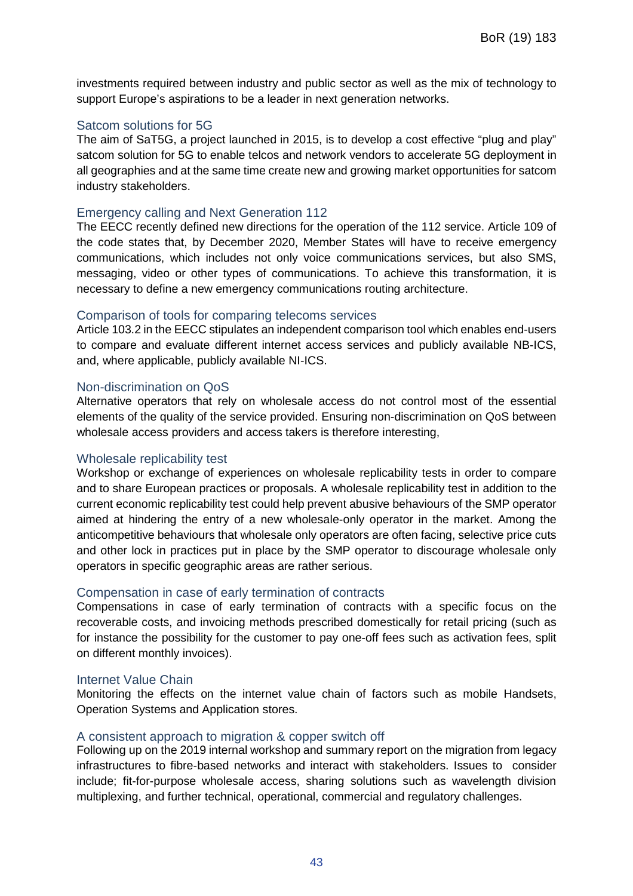investments required between industry and public sector as well as the mix of technology to support Europe's aspirations to be a leader in next generation networks.

### Satcom solutions for 5G

The aim of SaT5G, a project launched in 2015, is to develop a cost effective "plug and play" satcom solution for 5G to enable telcos and network vendors to accelerate 5G deployment in all geographies and at the same time create new and growing market opportunities for satcom industry stakeholders.

### Emergency calling and Next Generation 112

The EECC recently defined new directions for the operation of the 112 service. Article 109 of the code states that, by December 2020, Member States will have to receive emergency communications, which includes not only voice communications services, but also SMS, messaging, video or other types of communications. To achieve this transformation, it is necessary to define a new emergency communications routing architecture.

### Comparison of tools for comparing telecoms services

Article 103.2 in the EECC stipulates an independent comparison tool which enables end-users to compare and evaluate different internet access services and publicly available NB-ICS, and, where applicable, publicly available NI-ICS.

### Non-discrimination on QoS

Alternative operators that rely on wholesale access do not control most of the essential elements of the quality of the service provided. Ensuring non-discrimination on QoS between wholesale access providers and access takers is therefore interesting,

### Wholesale replicability test

Workshop or exchange of experiences on wholesale replicability tests in order to compare and to share European practices or proposals. A wholesale replicability test in addition to the current economic replicability test could help prevent abusive behaviours of the SMP operator aimed at hindering the entry of a new wholesale-only operator in the market. Among the anticompetitive behaviours that wholesale only operators are often facing, selective price cuts and other lock in practices put in place by the SMP operator to discourage wholesale only operators in specific geographic areas are rather serious.

### Compensation in case of early termination of contracts

Compensations in case of early termination of contracts with a specific focus on the recoverable costs, and invoicing methods prescribed domestically for retail pricing (such as for instance the possibility for the customer to pay one-off fees such as activation fees, split on different monthly invoices).

### Internet Value Chain

Monitoring the effects on the internet value chain of factors such as mobile Handsets, Operation Systems and Application stores.

### A consistent approach to migration & copper switch off

Following up on the 2019 internal workshop and summary report on the migration from legacy infrastructures to fibre-based networks and interact with stakeholders. Issues to consider include; fit-for-purpose wholesale access, sharing solutions such as wavelength division multiplexing, and further technical, operational, commercial and regulatory challenges.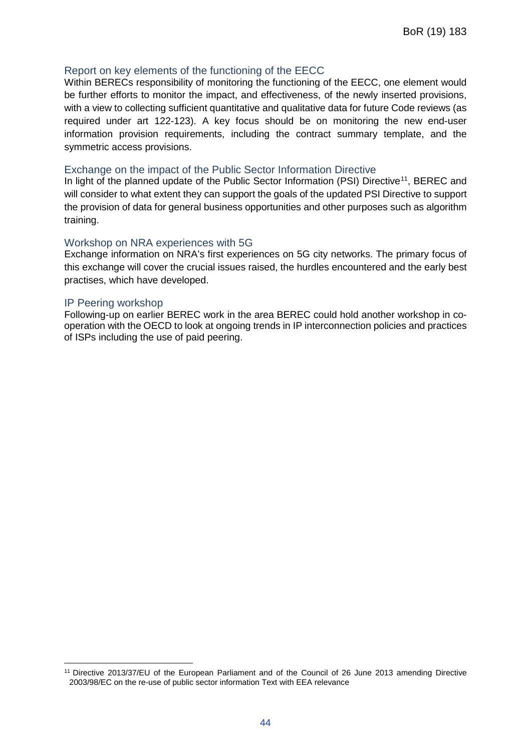### Report on key elements of the functioning of the EECC

Within BERECs responsibility of monitoring the functioning of the EECC, one element would be further efforts to monitor the impact, and effectiveness, of the newly inserted provisions, with a view to collecting sufficient quantitative and qualitative data for future Code reviews (as required under art 122-123). A key focus should be on monitoring the new end-user information provision requirements, including the contract summary template, and the symmetric access provisions.

### Exchange on the impact of the Public Sector Information Directive

In light of the planned update of the Public Sector Information (PSI) Directive[11], BEREC and will consider to what extent they can support the goals of the updated PSI Directive to support the provision of data for general business opportunities and other purposes such as algorithm training.

### Workshop on NRA experiences with 5G

Exchange information on NRA's first experiences on 5G city networks. The primary focus of this exchange will cover the crucial issues raised, the hurdles encountered and the early best practises, which have developed.

### IP Peering workshop

Following-up on earlier BEREC work in the area BEREC could hold another workshop in co-operation with the OECD to look at ongoing trends in IP interconnection policies and practices of ISPs including the use of paid peering.

[11] Directive 2013/37/EU of the European Parliament and of the Council of 26 June 2013 amending Directive 2003/98/EC on the re-use of public sector information Text with EEA relevance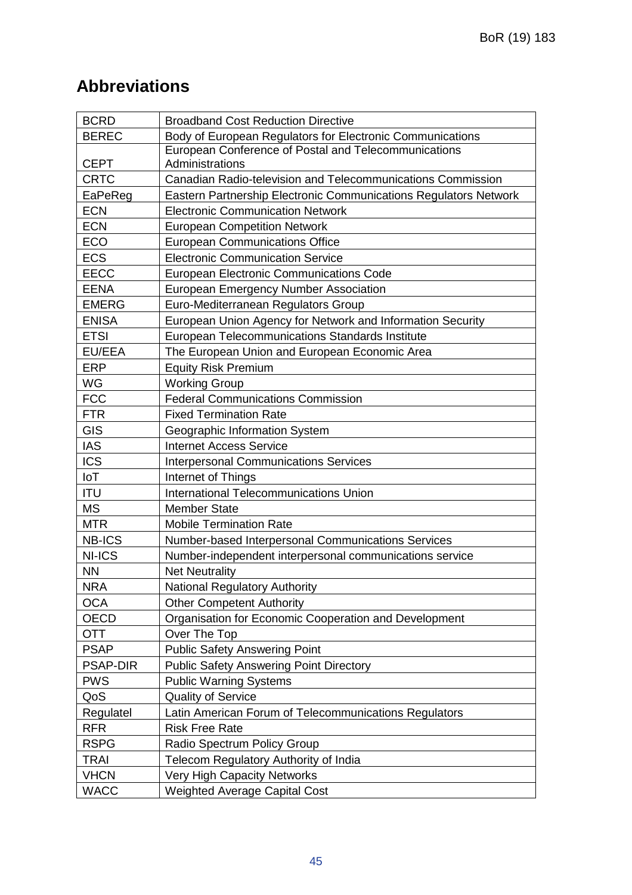## Abbreviations

| | |
|---|---|
| BCRD | Broadband Cost Reduction Directive |
| BEREC | Body of European Regulators for Electronic Communications |
| CEPT | European Conference of Postal and Telecommunications Administrations |
| CRTC | Canadian Radio-television and Telecommunications Commission |
| EaPeReg | Eastern Partnership Electronic Communications Regulators Network |
| ECN | Electronic Communication Network |
| ECN | European Competition Network |
| ECO | European Communications Office |
| ECS | Electronic Communication Service |
| EECC | European Electronic Communications Code |
| EENA | European Emergency Number Association |
| EMERG | Euro-Mediterranean Regulators Group |
| ENISA | European Union Agency for Network and Information Security |
| ETSI | European Telecommunications Standards Institute |
| EU/EEA | The European Union and European Economic Area |
| ERP | Equity Risk Premium |
| WG | Working Group |
| FCC | Federal Communications Commission |
| FTR | Fixed Termination Rate |
| GIS | Geographic Information System |
| IAS | Internet Access Service |
| ICS | Interpersonal Communications Services |
| IoT | Internet of Things |
| ITU | International Telecommunications Union |
| MS | Member State |
| MTR | Mobile Termination Rate |
| NB-ICS | Number-based Interpersonal Communications Services |
| NI-ICS | Number-independent interpersonal communications service |
| NN | Net Neutrality |
| NRA | National Regulatory Authority |
| OCA | Other Competent Authority |
| OECD | Organisation for Economic Cooperation and Development |
| OTT | Over The Top |
| PSAP | Public Safety Answering Point |
| PSAP-DIR | Public Safety Answering Point Directory |
| PWS | Public Warning Systems |
| QoS | Quality of Service |
| Regulatel | Latin American Forum of Telecommunications Regulators |
| RFR | Risk Free Rate |
| RSPG | Radio Spectrum Policy Group |
| TRAI | Telecom Regulatory Authority of India |
| VHCN | Very High Capacity Networks |
| WACC | Weighted Average Capital Cost |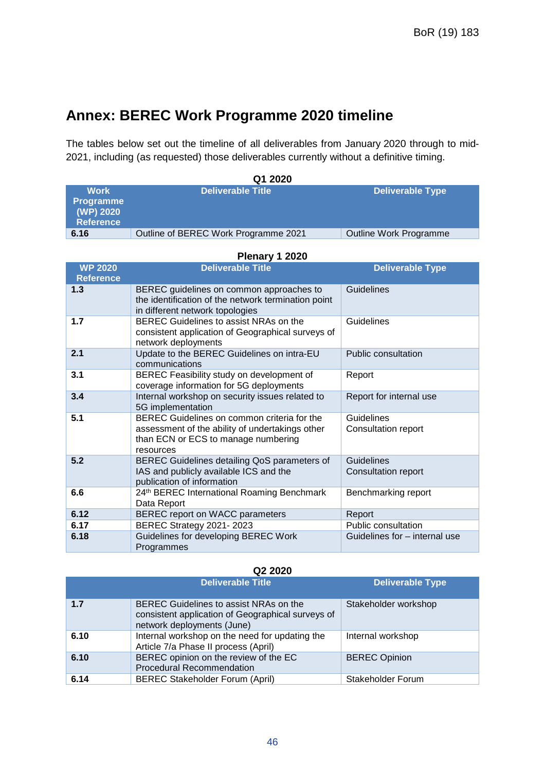# Annex: BEREC Work Programme 2020 timeline

The tables below set out the timeline of all deliverables from January 2020 through to mid-2021, including (as requested) those deliverables currently without a definitive timing.

**Q1 2020**

| Work Programme (WP) 2020 Reference | Deliverable Title | Deliverable Type |
|---|---|---|
| 6.16 | Outline of BEREC Work Programme 2021 | Outline Work Programme |

**Plenary 1 2020**

| WP 2020 Reference | Deliverable Title | Deliverable Type |
|---|---|---|
| 1.3 | BEREC guidelines on common approaches to the identification of the network termination point in different network topologies | Guidelines |
| 1.7 | BEREC Guidelines to assist NRAs on the consistent application of Geographical surveys of network deployments | Guidelines |
| 2.1 | Update to the BEREC Guidelines on intra-EU communications | Public consultation |
| 3.1 | BEREC Feasibility study on development of coverage information for 5G deployments | Report |
| 3.4 | Internal workshop on security issues related to 5G implementation | Report for internal use |
| 5.1 | BEREC Guidelines on common criteria for the assessment of the ability of undertakings other than ECN or ECS to manage numbering resources | Guidelines<br>Consultation report |
| 5.2 | BEREC Guidelines detailing QoS parameters of IAS and publicly available ICS and the publication of information | Guidelines<br>Consultation report |
| 6.6 | 24th BEREC International Roaming Benchmark Data Report | Benchmarking report |
| 6.12 | BEREC report on WACC parameters | Report |
| 6.17 | BEREC Strategy 2021- 2023 | Public consultation |
| 6.18 | Guidelines for developing BEREC Work Programmes | Guidelines for – internal use |

**Q2 2020**

| | Deliverable Title | Deliverable Type |
|---|---|---|
| 1.7 | BEREC Guidelines to assist NRAs on the consistent application of Geographical surveys of network deployments (June) | Stakeholder workshop |
| 6.10 | Internal workshop on the need for updating the Article 7/a Phase II process (April) | Internal workshop |
| 6.10 | BEREC opinion on the review of the EC Procedural Recommendation | BEREC Opinion |
| 6.14 | BEREC Stakeholder Forum (April) | Stakeholder Forum |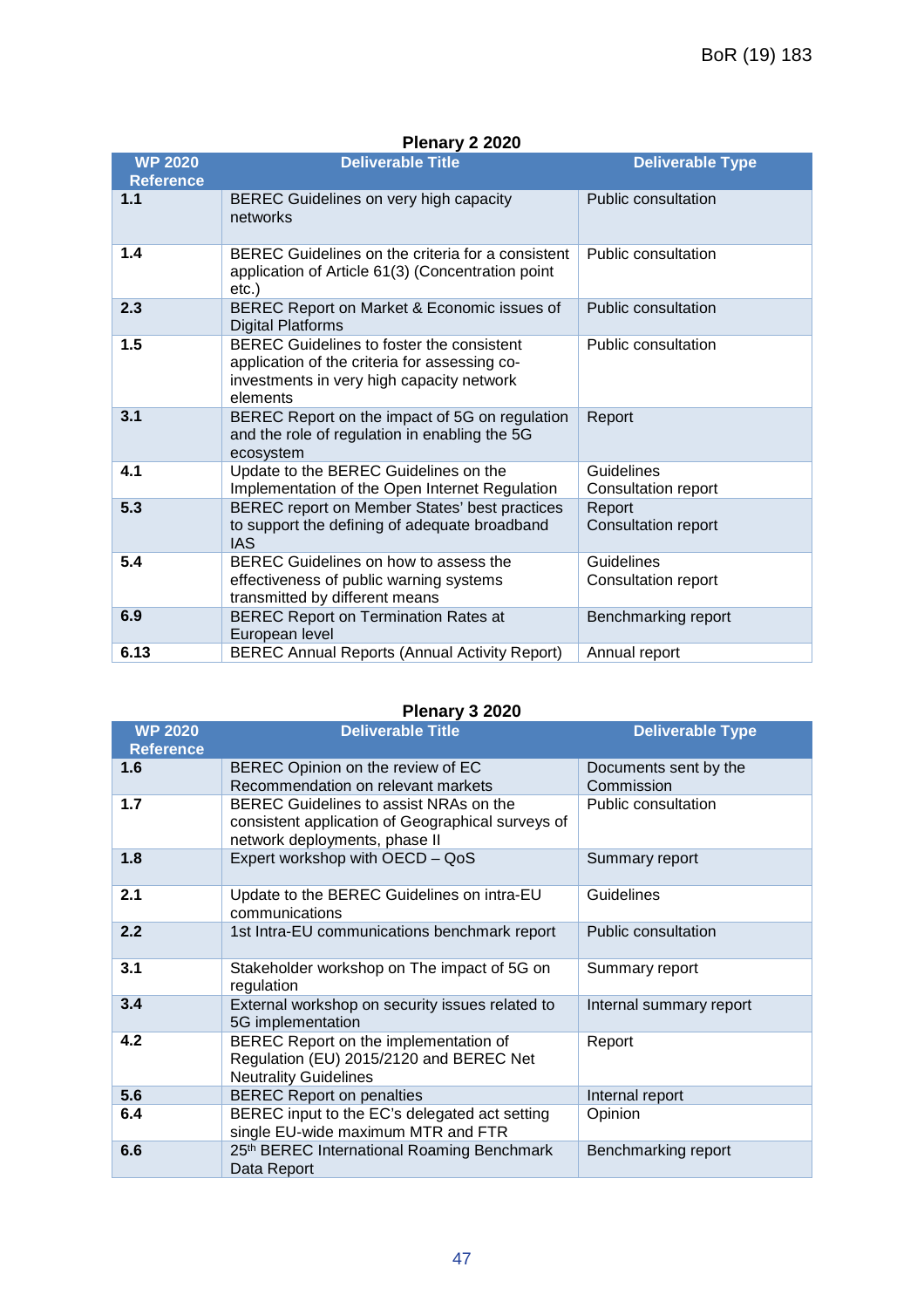**Plenary 2 2020**

| WP 2020 Reference | Deliverable Title | Deliverable Type |
|---|---|---|
| **1.1** | BEREC Guidelines on very high capacity networks | Public consultation |
| **1.4** | BEREC Guidelines on the criteria for a consistent application of Article 61(3) (Concentration point etc.) | Public consultation |
| **2.3** | BEREC Report on Market & Economic issues of Digital Platforms | Public consultation |
| **1.5** | BEREC Guidelines to foster the consistent application of the criteria for assessing co-investments in very high capacity network elements | Public consultation |
| **3.1** | BEREC Report on the impact of 5G on regulation and the role of regulation in enabling the 5G ecosystem | Report |
| **4.1** | Update to the BEREC Guidelines on the Implementation of the Open Internet Regulation | Guidelines<br>Consultation report |
| **5.3** | BEREC report on Member States' best practices to support the defining of adequate broadband IAS | Report<br>Consultation report |
| **5.4** | BEREC Guidelines on how to assess the effectiveness of public warning systems transmitted by different means | Guidelines<br>Consultation report |
| **6.9** | BEREC Report on Termination Rates at European level | Benchmarking report |
| **6.13** | BEREC Annual Reports (Annual Activity Report) | Annual report |

**Plenary 3 2020**

| WP 2020 Reference | Deliverable Title | Deliverable Type |
|---|---|---|
| **1.6** | BEREC Opinion on the review of EC Recommendation on relevant markets | Documents sent by the Commission |
| **1.7** | BEREC Guidelines to assist NRAs on the consistent application of Geographical surveys of network deployments, phase II | Public consultation |
| **1.8** | Expert workshop with OECD – QoS | Summary report |
| **2.1** | Update to the BEREC Guidelines on intra-EU communications | Guidelines |
| **2.2** | 1st Intra-EU communications benchmark report | Public consultation |
| **3.1** | Stakeholder workshop on The impact of 5G on regulation | Summary report |
| **3.4** | External workshop on security issues related to 5G implementation | Internal summary report |
| **4.2** | BEREC Report on the implementation of Regulation (EU) 2015/2120 and BEREC Net Neutrality Guidelines | Report |
| **5.6** | BEREC Report on penalties | Internal report |
| **6.4** | BEREC input to the EC's delegated act setting single EU-wide maximum MTR and FTR | Opinion |
| **6.6** | 25th BEREC International Roaming Benchmark Data Report | Benchmarking report |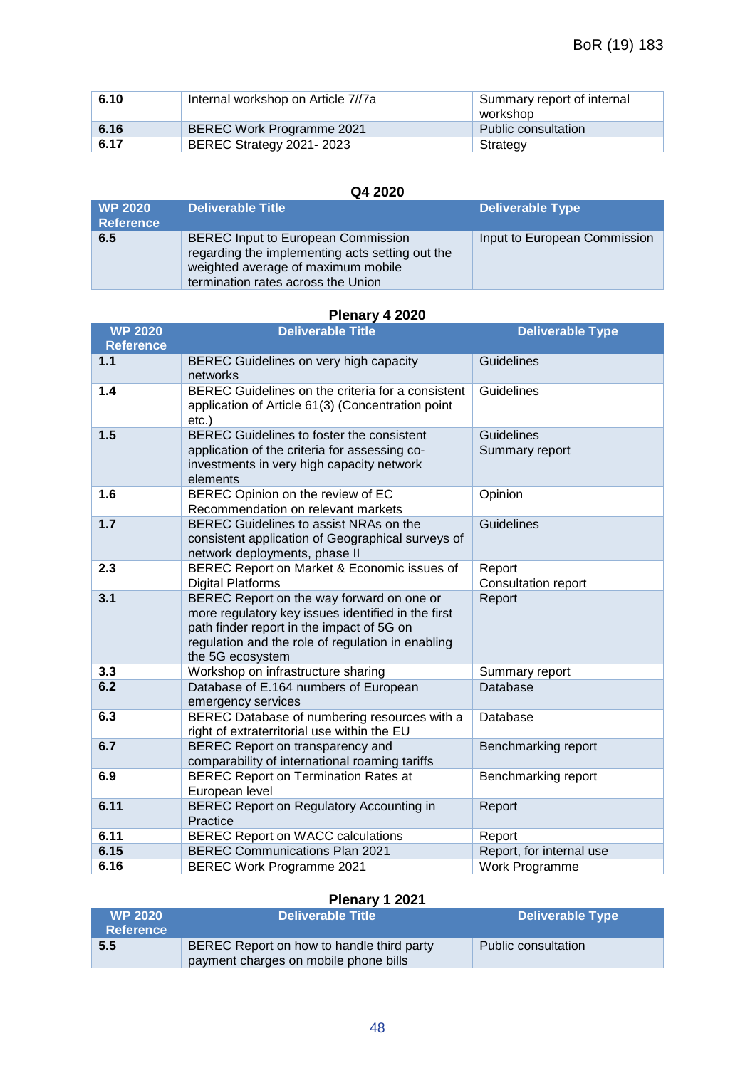| | | |
|---|---|---|
| **6.10** | Internal workshop on Article 7//7a | Summary report of internal workshop |
| **6.16** | BEREC Work Programme 2021 | Public consultation |
| **6.17** | BEREC Strategy 2021- 2023 | Strategy |

**Q4 2020**

| WP 2020 Reference | Deliverable Title | Deliverable Type |
|---|---|---|
| **6.5** | BEREC Input to European Commission regarding the implementing acts setting out the weighted average of maximum mobile termination rates across the Union | Input to European Commission |

**Plenary 4 2020**

| WP 2020 Reference | Deliverable Title | Deliverable Type |
|---|---|---|
| **1.1** | BEREC Guidelines on very high capacity networks | Guidelines |
| **1.4** | BEREC Guidelines on the criteria for a consistent application of Article 61(3) (Concentration point etc.) | Guidelines |
| **1.5** | BEREC Guidelines to foster the consistent application of the criteria for assessing co-investments in very high capacity network elements | Guidelines<br>Summary report |
| **1.6** | BEREC Opinion on the review of EC Recommendation on relevant markets | Opinion |
| **1.7** | BEREC Guidelines to assist NRAs on the consistent application of Geographical surveys of network deployments, phase II | Guidelines |
| **2.3** | BEREC Report on Market & Economic issues of Digital Platforms | Report<br>Consultation report |
| **3.1** | BEREC Report on the way forward on one or more regulatory key issues identified in the first path finder report in the impact of 5G on regulation and the role of regulation in enabling the 5G ecosystem | Report |
| **3.3** | Workshop on infrastructure sharing | Summary report |
| **6.2** | Database of E.164 numbers of European emergency services | Database |
| **6.3** | BEREC Database of numbering resources with a right of extraterritorial use within the EU | Database |
| **6.7** | BEREC Report on transparency and comparability of international roaming tariffs | Benchmarking report |
| **6.9** | BEREC Report on Termination Rates at European level | Benchmarking report |
| **6.11** | BEREC Report on Regulatory Accounting in Practice | Report |
| **6.11** | BEREC Report on WACC calculations | Report |
| **6.15** | BEREC Communications Plan 2021 | Report, for internal use |
| **6.16** | BEREC Work Programme 2021 | Work Programme |

**Plenary 1 2021**

| WP 2020 Reference | Deliverable Title | Deliverable Type |
|---|---|---|
| **5.5** | BEREC Report on how to handle third party payment charges on mobile phone bills | Public consultation |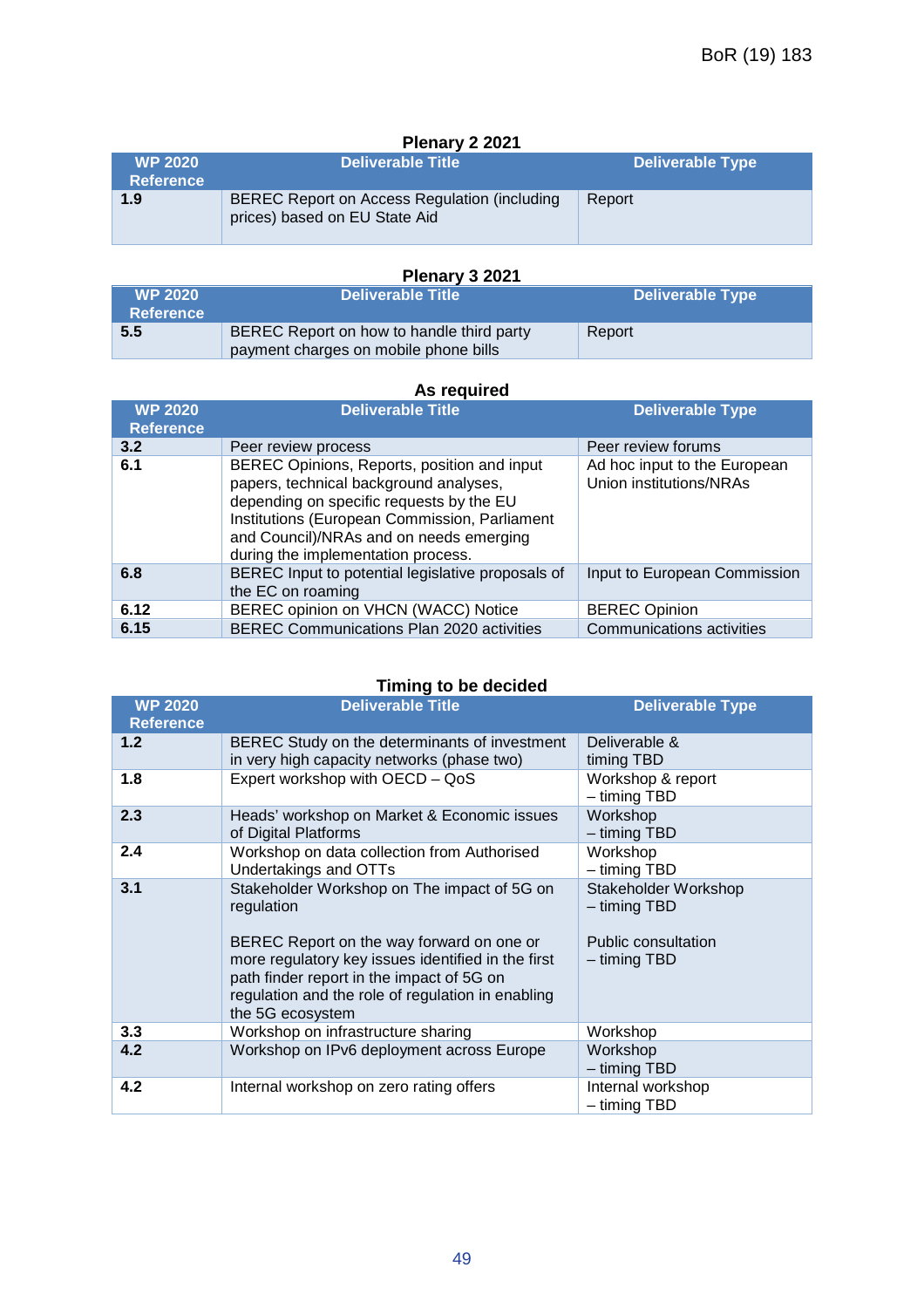### Plenary 2 2021

| WP 2020 Reference | Deliverable Title | Deliverable Type |
|---|---|---|
| **1.9** | BEREC Report on Access Regulation (including prices) based on EU State Aid | Report |

### Plenary 3 2021

| WP 2020 Reference | Deliverable Title | Deliverable Type |
|---|---|---|
| **5.5** | BEREC Report on how to handle third party payment charges on mobile phone bills | Report |

### As required

| WP 2020 Reference | Deliverable Title | Deliverable Type |
|---|---|---|
| **3.2** | Peer review process | Peer review forums |
| **6.1** | BEREC Opinions, Reports, position and input papers, technical background analyses, depending on specific requests by the EU Institutions (European Commission, Parliament and Council)/NRAs and on needs emerging during the implementation process. | Ad hoc input to the European Union institutions/NRAs |
| **6.8** | BEREC Input to potential legislative proposals of the EC on roaming | Input to European Commission |
| **6.12** | BEREC opinion on VHCN (WACC) Notice | BEREC Opinion |
| **6.15** | BEREC Communications Plan 2020 activities | Communications activities |

### Timing to be decided

| WP 2020 Reference | Deliverable Title | Deliverable Type |
|---|---|---|
| **1.2** | BEREC Study on the determinants of investment in very high capacity networks (phase two) | Deliverable & timing TBD |
| **1.8** | Expert workshop with OECD – QoS | Workshop & report – timing TBD |
| **2.3** | Heads' workshop on Market & Economic issues of Digital Platforms | Workshop – timing TBD |
| **2.4** | Workshop on data collection from Authorised Undertakings and OTTs | Workshop – timing TBD |
| **3.1** | Stakeholder Workshop on The impact of 5G on regulation<br><br>BEREC Report on the way forward on one or more regulatory key issues identified in the first path finder report in the impact of 5G on regulation and the role of regulation in enabling the 5G ecosystem | Stakeholder Workshop – timing TBD<br><br>Public consultation – timing TBD |
| **3.3** | Workshop on infrastructure sharing | Workshop |
| **4.2** | Workshop on IPv6 deployment across Europe | Workshop – timing TBD |
| **4.2** | Internal workshop on zero rating offers | Internal workshop – timing TBD |